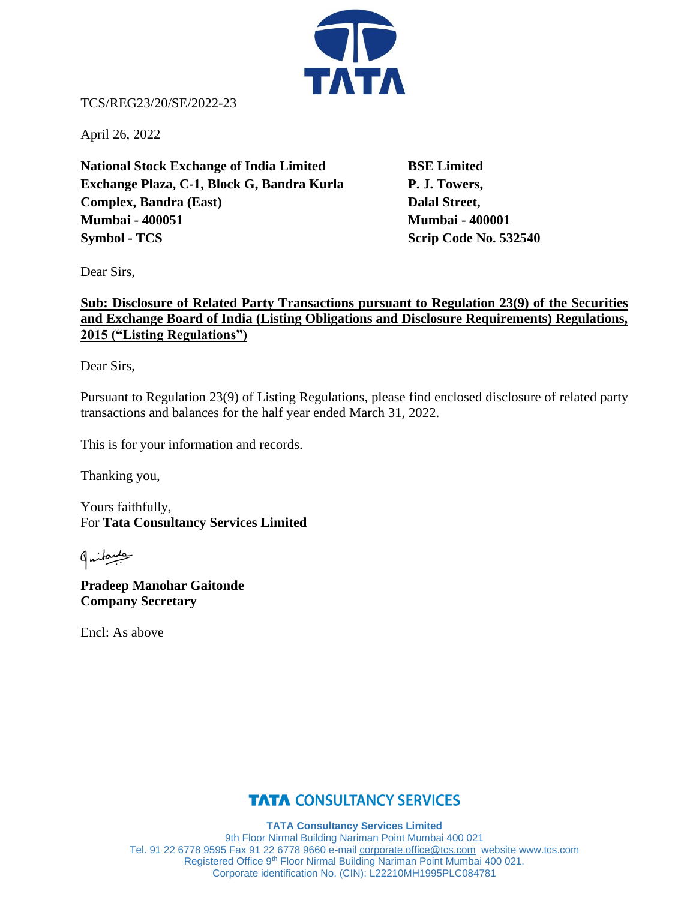TCS/REG23/20/SE/2022-23

April 26, 2022

**National Stock Exchange of India Limited**
**Exchange Plaza, C-1, Block G, Bandra Kurla Complex, Bandra (East)**
**Mumbai - 400051**
**Symbol - TCS**

**BSE Limited**
**P. J. Towers,**
**Dalal Street,**
**Mumbai - 400001**
**Scrip Code No. 532540**

Dear Sirs,

**Sub: Disclosure of Related Party Transactions pursuant to Regulation 23(9) of the Securities and Exchange Board of India (Listing Obligations and Disclosure Requirements) Regulations, 2015 ("Listing Regulations")**

Dear Sirs,

Pursuant to Regulation 23(9) of Listing Regulations, please find enclosed disclosure of related party transactions and balances for the half year ended March 31, 2022.

This is for your information and records.

Thanking you,

Yours faithfully,
For **Tata Consultancy Services Limited**

**Pradeep Manohar Gaitonde**
**Company Secretary**

Encl: As above

**TATA Consultancy Services Limited**
9th Floor Nirmal Building Nariman Point Mumbai 400 021
Tel. 91 22 6778 9595 Fax 91 22 6778 9660 e-mail corporate.office@tcs.com website www.tcs.com
Registered Office 9th Floor Nirmal Building Nariman Point Mumbai 400 021.
Corporate identification No. (CIN): L22210MH1995PLC084781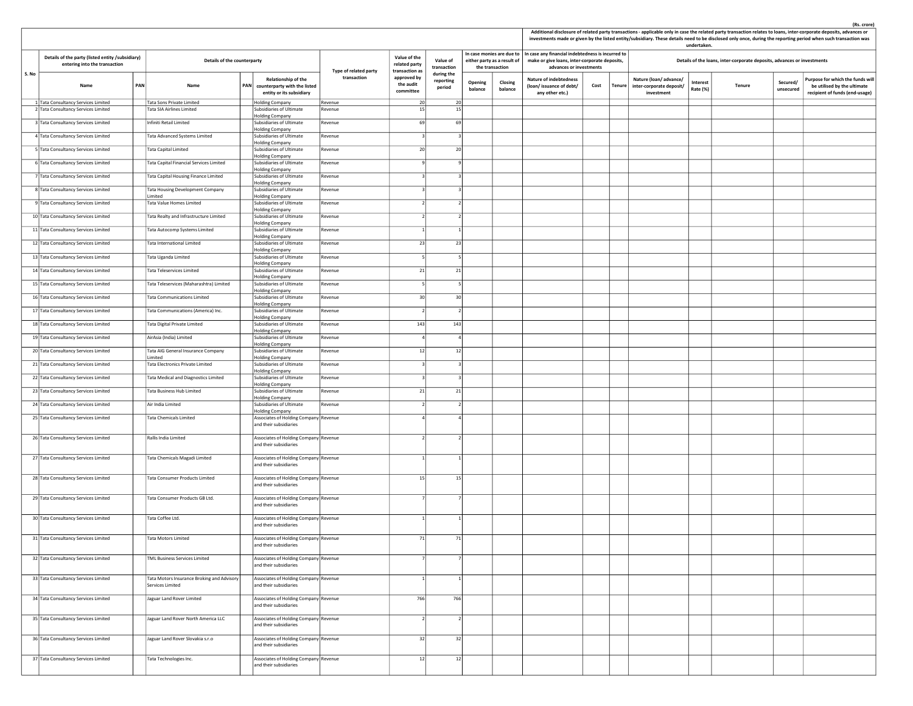(Rs. crore)

| S. No | Details of the party (listed entity /subsidiary) entering into the transaction | | Details of the counterparty | | | Type of related party transaction | Value of the related party transaction as approved by the audit committee | Value of transaction during the reporting period | In case monies are due to either party as a result of the transaction | | Additional disclosure of related party transactions - applicable only in case the related party transaction relates to loans, inter-corporate deposits, advances or investments made or given by the listed entity/subsidiary. These details need to be disclosed only once, during the reporting period when such transaction was undertaken. In case any financial indebtedness is incurred to make or give loans, inter-corporate deposits, advances or investments | | | Details of the loans, inter-corporate deposits, advances or investments | | | | |
|---|---|---|---|---|---|---|---|---|---|---|---|---|---|---|---|---|---|---|
| | Name | PAN | Name | PAN | Relationship of the counterparty with the listed entity or its subsidiary | | | | Opening balance | Closing balance | Nature of indebtedness (loan/ issuance of debt/ any other etc.) | Cost | Tenure | Nature (loan/ advance/ inter-corporate deposit/ investment | Interest Rate (%) | Tenure | Secured/ unsecured | Purpose for which the funds will be utilised by the ultimate recipient of funds (end-usage) |
| 1 | Tata Consultancy Services Limited | | Tata Sons Private Limited | | Holding Company | Revenue | 20 | 20 | | | | | | | | | | |
| 2 | Tata Consultancy Services Limited | | Tata SIA Airlines Limited | | Subsidiaries of Ultimate Holding Company | Revenue | 15 | 15 | | | | | | | | | | |
| 3 | Tata Consultancy Services Limited | | Infiniti Retail Limited | | Subsidiaries of Ultimate Holding Company | Revenue | 69 | 69 | | | | | | | | | | |
| 4 | Tata Consultancy Services Limited | | Tata Advanced Systems Limited | | Subsidiaries of Ultimate Holding Company | Revenue | 3 | 3 | | | | | | | | | | |
| 5 | Tata Consultancy Services Limited | | Tata Capital Limited | | Subsidiaries of Ultimate Holding Company | Revenue | 20 | 20 | | | | | | | | | | |
| 6 | Tata Consultancy Services Limited | | Tata Capital Financial Services Limited | | Subsidiaries of Ultimate Holding Company | Revenue | 9 | 9 | | | | | | | | | | |
| 7 | Tata Consultancy Services Limited | | Tata Capital Housing Finance Limited | | Subsidiaries of Ultimate Holding Company | Revenue | 3 | 3 | | | | | | | | | | |
| 8 | Tata Consultancy Services Limited | | Tata Housing Development Company Limited | | Subsidiaries of Ultimate Holding Company | Revenue | 3 | 3 | | | | | | | | | | |
| 9 | Tata Consultancy Services Limited | | Tata Value Homes Limited | | Subsidiaries of Ultimate Holding Company | Revenue | 2 | 2 | | | | | | | | | | |
| 10 | Tata Consultancy Services Limited | | Tata Realty and Infrastructure Limited | | Subsidiaries of Ultimate Holding Company | Revenue | 2 | 2 | | | | | | | | | | |
| 11 | Tata Consultancy Services Limited | | Tata Autocomp Systems Limited | | Subsidiaries of Ultimate Holding Company | Revenue | 1 | 1 | | | | | | | | | | |
| 12 | Tata Consultancy Services Limited | | Tata International Limited | | Subsidiaries of Ultimate Holding Company | Revenue | 23 | 23 | | | | | | | | | | |
| 13 | Tata Consultancy Services Limited | | Tata Uganda Limited | | Subsidiaries of Ultimate Holding Company | Revenue | 5 | 5 | | | | | | | | | | |
| 14 | Tata Consultancy Services Limited | | Tata Teleservices Limited | | Subsidiaries of Ultimate Holding Company | Revenue | 21 | 21 | | | | | | | | | | |
| 15 | Tata Consultancy Services Limited | | Tata Teleservices (Maharashtra) Limited | | Subsidiaries of Ultimate Holding Company | Revenue | 5 | 5 | | | | | | | | | | |
| 16 | Tata Consultancy Services Limited | | Tata Communications Limited | | Subsidiaries of Ultimate Holding Company | Revenue | 30 | 30 | | | | | | | | | | |
| 17 | Tata Consultancy Services Limited | | Tata Communications (America) Inc. | | Subsidiaries of Ultimate Holding Company | Revenue | 2 | 2 | | | | | | | | | | |
| 18 | Tata Consultancy Services Limited | | Tata Digital Private Limited | | Subsidiaries of Ultimate Holding Company | Revenue | 143 | 143 | | | | | | | | | | |
| 19 | Tata Consultancy Services Limited | | AirAsia (India) Limited | | Subsidiaries of Ultimate Holding Company | Revenue | 4 | 4 | | | | | | | | | | |
| 20 | Tata Consultancy Services Limited | | Tata AIG General Insurance Company Limited | | Subsidiaries of Ultimate Holding Company | Revenue | 12 | 12 | | | | | | | | | | |
| 21 | Tata Consultancy Services Limited | | Tata Electronics Private Limited | | Subsidiaries of Ultimate Holding Company | Revenue | 3 | 3 | | | | | | | | | | |
| 22 | Tata Consultancy Services Limited | | Tata Medical and Diagnostics Limited | | Subsidiaries of Ultimate Holding Company | Revenue | 3 | 3 | | | | | | | | | | |
| 23 | Tata Consultancy Services Limited | | Tata Business Hub Limited | | Subsidiaries of Ultimate Holding Company | Revenue | 21 | 21 | | | | | | | | | | |
| 24 | Tata Consultancy Services Limited | | Air India Limited | | Subsidiaries of Ultimate Holding Company | Revenue | 2 | 2 | | | | | | | | | | |
| 25 | Tata Consultancy Services Limited | | Tata Chemicals Limited | | Associates of Holding Company and their subsidiaries | Revenue | 4 | 4 | | | | | | | | | | |
| 26 | Tata Consultancy Services Limited | | Rallis India Limited | | Associates of Holding Company and their subsidiaries | Revenue | 2 | 2 | | | | | | | | | | |
| 27 | Tata Consultancy Services Limited | | Tata Chemicals Magadi Limited | | Associates of Holding Company and their subsidiaries | Revenue | 1 | 1 | | | | | | | | | | |
| 28 | Tata Consultancy Services Limited | | Tata Consumer Products Limited | | Associates of Holding Company and their subsidiaries | Revenue | 15 | 15 | | | | | | | | | | |
| 29 | Tata Consultancy Services Limited | | Tata Consumer Products GB Ltd. | | Associates of Holding Company and their subsidiaries | Revenue | 7 | 7 | | | | | | | | | | |
| 30 | Tata Consultancy Services Limited | | Tata Coffee Ltd. | | Associates of Holding Company and their subsidiaries | Revenue | 1 | 1 | | | | | | | | | | |
| 31 | Tata Consultancy Services Limited | | Tata Motors Limited | | Associates of Holding Company and their subsidiaries | Revenue | 71 | 71 | | | | | | | | | | |
| 32 | Tata Consultancy Services Limited | | TML Business Services Limited | | Associates of Holding Company and their subsidiaries | Revenue | 7 | 7 | | | | | | | | | | |
| 33 | Tata Consultancy Services Limited | | Tata Motors Insurance Broking and Advisory Services Limited | | Associates of Holding Company and their subsidiaries | Revenue | 1 | 1 | | | | | | | | | | |
| 34 | Tata Consultancy Services Limited | | Jaguar Land Rover Limited | | Associates of Holding Company and their subsidiaries | Revenue | 766 | 766 | | | | | | | | | | |
| 35 | Tata Consultancy Services Limited | | Jaguar Land Rover North America LLC | | Associates of Holding Company and their subsidiaries | Revenue | 2 | 2 | | | | | | | | | | |
| 36 | Tata Consultancy Services Limited | | Jaguar Land Rover Slovakia s.r.o | | Associates of Holding Company and their subsidiaries | Revenue | 32 | 32 | | | | | | | | | | |
| 37 | Tata Consultancy Services Limited | | Tata Technologies Inc. | | Associates of Holding Company and their subsidiaries | Revenue | 12 | 12 | | | | | | | | | | |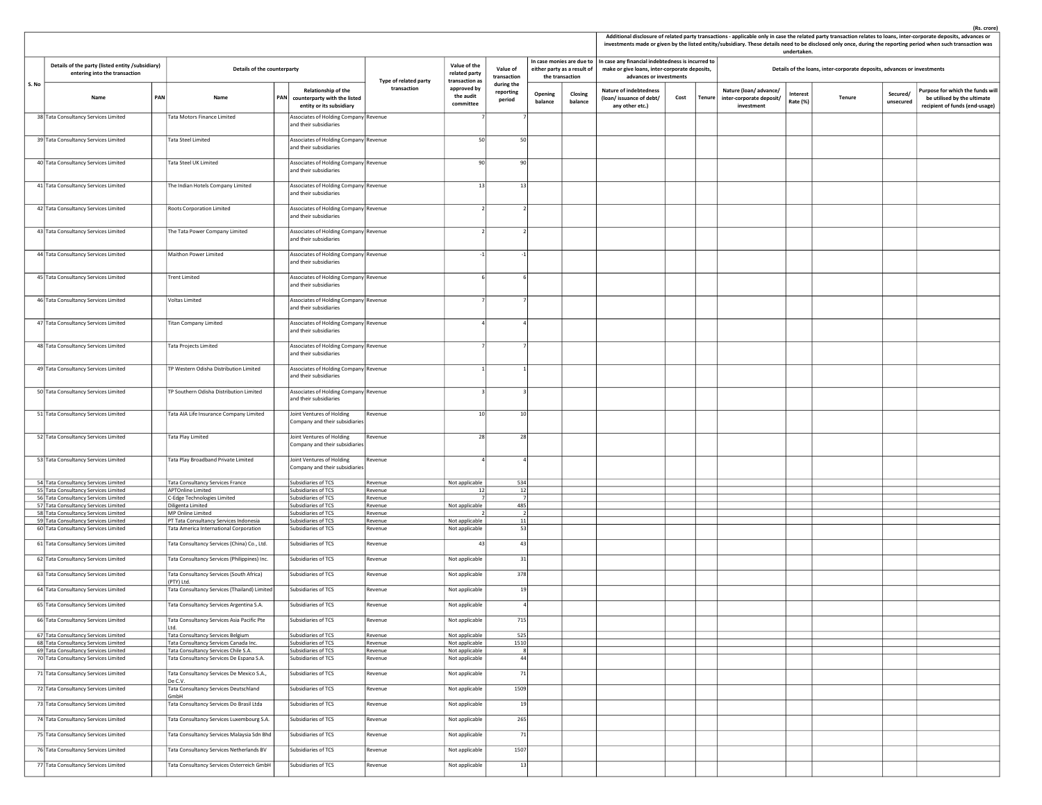(Rs. crore)

| S. No | Details of the party (listed entity /subsidiary) entering into the transaction | | Details of the counterparty | | | Type of related party transaction | Value of the related party transaction as approved by the audit committee | Value of transaction during the reporting period | In case monies are due to either party as a result of the transaction | | Additional disclosure of related party transactions - applicable only in case the related party transaction relates to loans, inter-corporate deposits, advances or investments made or given by the listed entity/subsidiary. These details need to be disclosed only once, during the reporting period when such transaction was undertaken. In case any financial indebtedness is incurred to make or give loans, inter-corporate deposits, advances or investments | | | Details of the loans, inter-corporate deposits, advances or investments | | | | |
|---|---|---|---|---|---|---|---|---|---|---|---|---|---|---|---|---|---|---|
| | Name | PAN | Name | PAN | Relationship of the counterparty with the listed entity or its subsidiary | | | | Opening balance | Closing balance | Nature of indebtedness (loan/ issuance of debt/ any other etc.) | Cost | Tenure | Nature (loan/ advance/ inter-corporate deposit/ investment | Interest Rate (%) | Tenure | Secured/ unsecured | Purpose for which the funds will be utilised by the ultimate recipient of funds (end-usage) |
| 38 | Tata Consultancy Services Limited | | Tata Motors Finance Limited | | Associates of Holding Company and their subsidiaries | Revenue | 7 | 7 | | | | | | | | | | |
| 39 | Tata Consultancy Services Limited | | Tata Steel Limited | | Associates of Holding Company and their subsidiaries | Revenue | 50 | 50 | | | | | | | | | | |
| 40 | Tata Consultancy Services Limited | | Tata Steel UK Limited | | Associates of Holding Company and their subsidiaries | Revenue | 90 | 90 | | | | | | | | | | |
| 41 | Tata Consultancy Services Limited | | The Indian Hotels Company Limited | | Associates of Holding Company and their subsidiaries | Revenue | 13 | 13 | | | | | | | | | | |
| 42 | Tata Consultancy Services Limited | | Roots Corporation Limited | | Associates of Holding Company and their subsidiaries | Revenue | 2 | 2 | | | | | | | | | | |
| 43 | Tata Consultancy Services Limited | | The Tata Power Company Limited | | Associates of Holding Company and their subsidiaries | Revenue | 2 | 2 | | | | | | | | | | |
| 44 | Tata Consultancy Services Limited | | Maithon Power Limited | | Associates of Holding Company and their subsidiaries | Revenue | -1 | -1 | | | | | | | | | | |
| 45 | Tata Consultancy Services Limited | | Trent Limited | | Associates of Holding Company and their subsidiaries | Revenue | 6 | 6 | | | | | | | | | | |
| 46 | Tata Consultancy Services Limited | | Voltas Limited | | Associates of Holding Company and their subsidiaries | Revenue | 7 | 7 | | | | | | | | | | |
| 47 | Tata Consultancy Services Limited | | Titan Company Limited | | Associates of Holding Company and their subsidiaries | Revenue | 4 | 4 | | | | | | | | | | |
| 48 | Tata Consultancy Services Limited | | Tata Projects Limited | | Associates of Holding Company and their subsidiaries | Revenue | 7 | 7 | | | | | | | | | | |
| 49 | Tata Consultancy Services Limited | | TP Western Odisha Distribution Limited | | Associates of Holding Company and their subsidiaries | Revenue | 1 | 1 | | | | | | | | | | |
| 50 | Tata Consultancy Services Limited | | TP Southern Odisha Distribution Limited | | Associates of Holding Company and their subsidiaries | Revenue | 3 | 3 | | | | | | | | | | |
| 51 | Tata Consultancy Services Limited | | Tata AIA Life Insurance Company Limited | | Joint Ventures of Holding Company and their subsidiaries | Revenue | 10 | 10 | | | | | | | | | | |
| 52 | Tata Consultancy Services Limited | | Tata Play Limited | | Joint Ventures of Holding Company and their subsidiaries | Revenue | 28 | 28 | | | | | | | | | | |
| 53 | Tata Consultancy Services Limited | | Tata Play Broadband Private Limited | | Joint Ventures of Holding Company and their subsidiaries | Revenue | 4 | 4 | | | | | | | | | | |
| 54 | Tata Consultancy Services Limited | | Tata Consultancy Services France | | Subsidiaries of TCS | Revenue | Not applicable | 534 | | | | | | | | | | |
| 55 | Tata Consultancy Services Limited | | APTOnline Limited | | Subsidiaries of TCS | Revenue | 12 | 12 | | | | | | | | | | |
| 56 | Tata Consultancy Services Limited | | C-Edge Technologies Limited | | Subsidiaries of TCS | Revenue | 7 | 7 | | | | | | | | | | |
| 57 | Tata Consultancy Services Limited | | Diligenta Limited | | Subsidiaries of TCS | Revenue | Not applicable | 485 | | | | | | | | | | |
| 58 | Tata Consultancy Services Limited | | MP Online Limited | | Subsidiaries of TCS | Revenue | 2 | 2 | | | | | | | | | | |
| 59 | Tata Consultancy Services Limited | | PT Tata Consultancy Services Indonesia | | Subsidiaries of TCS | Revenue | Not applicable | 11 | | | | | | | | | | |
| 60 | Tata Consultancy Services Limited | | Tata America International Corporation | | Subsidiaries of TCS | Revenue | Not applicable | 53 | | | | | | | | | | |
| 61 | Tata Consultancy Services Limited | | Tata Consultancy Services (China) Co., Ltd. | | Subsidiaries of TCS | Revenue | 43 | 43 | | | | | | | | | | |
| 62 | Tata Consultancy Services Limited | | Tata Consultancy Services (Philippines) Inc. | | Subsidiaries of TCS | Revenue | Not applicable | 31 | | | | | | | | | | |
| 63 | Tata Consultancy Services Limited | | Tata Consultancy Services (South Africa) (PTY) Ltd. | | Subsidiaries of TCS | Revenue | Not applicable | 378 | | | | | | | | | | |
| 64 | Tata Consultancy Services Limited | | Tata Consultancy Services (Thailand) Limited | | Subsidiaries of TCS | Revenue | Not applicable | 19 | | | | | | | | | | |
| 65 | Tata Consultancy Services Limited | | Tata Consultancy Services Argentina S.A. | | Subsidiaries of TCS | Revenue | Not applicable | 4 | | | | | | | | | | |
| 66 | Tata Consultancy Services Limited | | Tata Consultancy Services Asia Pacific Pte Ltd. | | Subsidiaries of TCS | Revenue | Not applicable | 715 | | | | | | | | | | |
| 67 | Tata Consultancy Services Limited | | Tata Consultancy Services Belgium | | Subsidiaries of TCS | Revenue | Not applicable | 525 | | | | | | | | | | |
| 68 | Tata Consultancy Services Limited | | Tata Consultancy Services Canada Inc. | | Subsidiaries of TCS | Revenue | Not applicable | 1510 | | | | | | | | | | |
| 69 | Tata Consultancy Services Limited | | Tata Consultancy Services Chile S.A. | | Subsidiaries of TCS | Revenue | Not applicable | 8 | | | | | | | | | | |
| 70 | Tata Consultancy Services Limited | | Tata Consultancy Services De Espana S.A. | | Subsidiaries of TCS | Revenue | Not applicable | 44 | | | | | | | | | | |
| 71 | Tata Consultancy Services Limited | | Tata Consultancy Services De Mexico S.A., De C.V. | | Subsidiaries of TCS | Revenue | Not applicable | 71 | | | | | | | | | | |
| 72 | Tata Consultancy Services Limited | | Tata Consultancy Services Deutschland GmbH | | Subsidiaries of TCS | Revenue | Not applicable | 1509 | | | | | | | | | | |
| 73 | Tata Consultancy Services Limited | | Tata Consultancy Services Do Brasil Ltda | | Subsidiaries of TCS | Revenue | Not applicable | 19 | | | | | | | | | | |
| 74 | Tata Consultancy Services Limited | | Tata Consultancy Services Luxembourg S.A. | | Subsidiaries of TCS | Revenue | Not applicable | 265 | | | | | | | | | | |
| 75 | Tata Consultancy Services Limited | | Tata Consultancy Services Malaysia Sdn Bhd | | Subsidiaries of TCS | Revenue | Not applicable | 71 | | | | | | | | | | |
| 76 | Tata Consultancy Services Limited | | Tata Consultancy Services Netherlands BV | | Subsidiaries of TCS | Revenue | Not applicable | 1507 | | | | | | | | | | |
| 77 | Tata Consultancy Services Limited | | Tata Consultancy Services Osterreich GmbH | | Subsidiaries of TCS | Revenue | Not applicable | 13 | | | | | | | | | | |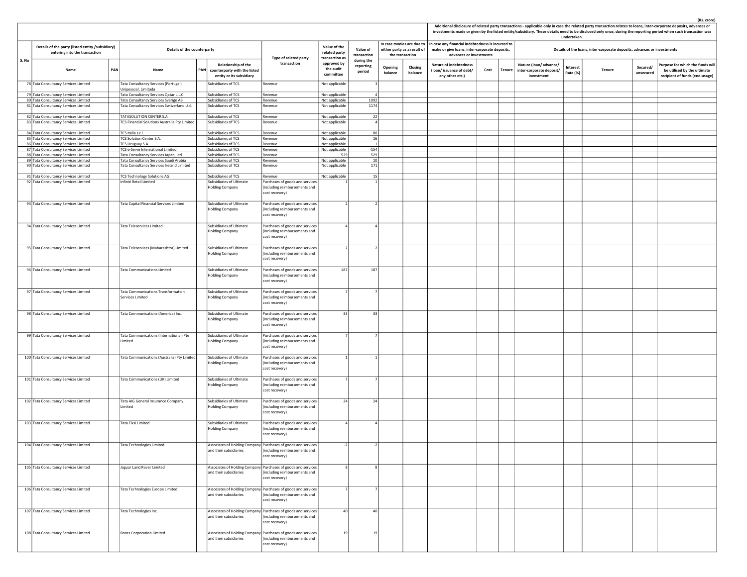(Rs. crore)

| S. No | Details of the party (listed entity /subsidiary) entering into the transaction | | Details of the counterparty | | | Type of related party transaction | Value of the related party transaction as approved by the audit committee | Value of transaction during the reporting period | In case monies are due to either party as a result of the transaction | | Additional disclosure of related party transactions - applicable only in case the related party transaction relates to loans, inter-corporate deposits, advances or investments made or given by the listed entity/subsidiary. These details need to be disclosed only once, during the reporting period when such transaction was undertaken. In case any financial indebtedness is incurred to make or give loans, inter-corporate deposits, advances or investments | | | Details of the loans, inter-corporate deposits, advances or investments | | | | |
|---|---|---|---|---|---|---|---|---|---|---|---|---|---|---|---|---|---|---|
| | Name | PAN | Name | PAN | Relationship of the counterparty with the listed entity or its subsidiary | | | | Opening balance | Closing balance | Nature of indebtedness (loan/ issuance of debt/ any other etc.) | Cost | Tenure | Nature (loan/ advance/ inter-corporate deposit/ investment | Interest Rate (%) | Tenure | Secured/ unsecured | Purpose for which the funds will be utilised by the ultimate recipient of funds (end-usage) |
| 78 | Tata Consultancy Services Limited | | Tata Consultancy Services (Portugal) Unipessoal, Limitada | | Subsidiaries of TCS | Revenue | Not applicable | 3 | | | | | | | | | | |
| 79 | Tata Consultancy Services Limited | | Tata Consultancy Services Qatar L.L.C. | | Subsidiaries of TCS | Revenue | Not applicable | 4 | | | | | | | | | | |
| 80 | Tata Consultancy Services Limited | | Tata Consultancy Services Sverige AB | | Subsidiaries of TCS | Revenue | Not applicable | 1092 | | | | | | | | | | |
| 81 | Tata Consultancy Services Limited | | Tata Consultancy Services Switzerland Ltd. | | Subsidiaries of TCS | Revenue | Not applicable | 1174 | | | | | | | | | | |
| 82 | Tata Consultancy Services Limited | | TATASOLUTION CENTER S.A. | | Subsidiaries of TCS | Revenue | Not applicable | 22 | | | | | | | | | | |
| 83 | Tata Consultancy Services Limited | | TCS Financial Solutions Australia Pty Limited | | Subsidiaries of TCS | Revenue | Not applicable | 4 | | | | | | | | | | |
| 84 | Tata Consultancy Services Limited | | TCS Italia s.r.l. | | Subsidiaries of TCS | Revenue | Not applicable | 80 | | | | | | | | | | |
| 85 | Tata Consultancy Services Limited | | TCS Solution Center S.A. | | Subsidiaries of TCS | Revenue | Not applicable | 16 | | | | | | | | | | |
| 86 | Tata Consultancy Services Limited | | TCS Uruguay S.A. | | Subsidiaries of TCS | Revenue | Not applicable | 1 | | | | | | | | | | |
| 87 | Tata Consultancy Services Limited | | TCS e-Serve International Limited | | Subsidiaries of TCS | Revenue | Not applicable | -154 | | | | | | | | | | |
| 88 | Tata Consultancy Services Limited | | Tata Consultancy Services Japan, Ltd. | | Subsidiaries of TCS | Revenue | 529 | 529 | | | | | | | | | | |
| 89 | Tata Consultancy Services Limited | | Tata Consultancy Services Saudi Arabia | | Subsidiaries of TCS | Revenue | Not applicable | 10 | | | | | | | | | | |
| 90 | Tata Consultancy Services Limited | | Tata Consultancy Services Ireland Limited | | Subsidiaries of TCS | Revenue | Not applicable | 171 | | | | | | | | | | |
| 91 | Tata Consultancy Services Limited | | TCS Technology Solutions AG | | Subsidiaries of TCS | Revenue | Not applicable | 15 | | | | | | | | | | |
| 92 | Tata Consultancy Services Limited | | Infiniti Retail Limited | | Subsidiaries of Ultimate Holding Company | Purchases of goods and services (including reimbursements and cost recovery) | 1 | 1 | | | | | | | | | | |
| 93 | Tata Consultancy Services Limited | | Tata Capital Financial Services Limited | | Subsidiaries of Ultimate Holding Company | Purchases of goods and services (including reimbursements and cost recovery) | 2 | 2 | | | | | | | | | | |
| 94 | Tata Consultancy Services Limited | | Tata Teleservices Limited | | Subsidiaries of Ultimate Holding Company | Purchases of goods and services (including reimbursements and cost recovery) | 4 | 4 | | | | | | | | | | |
| 95 | Tata Consultancy Services Limited | | Tata Teleservices (Maharashtra) Limited | | Subsidiaries of Ultimate Holding Company | Purchases of goods and services (including reimbursements and cost recovery) | 2 | 2 | | | | | | | | | | |
| 96 | Tata Consultancy Services Limited | | Tata Communications Limited | | Subsidiaries of Ultimate Holding Company | Purchases of goods and services (including reimbursements and cost recovery) | 187 | 187 | | | | | | | | | | |
| 97 | Tata Consultancy Services Limited | | Tata Communications Transformation Services Limited | | Subsidiaries of Ultimate Holding Company | Purchases of goods and services (including reimbursements and cost recovery) | 7 | 7 | | | | | | | | | | |
| 98 | Tata Consultancy Services Limited | | Tata Communications (America) Inc. | | Subsidiaries of Ultimate Holding Company | Purchases of goods and services (including reimbursements and cost recovery) | 33 | 33 | | | | | | | | | | |
| 99 | Tata Consultancy Services Limited | | Tata Communications (International) Pte Limited | | Subsidiaries of Ultimate Holding Company | Purchases of goods and services (including reimbursements and cost recovery) | 7 | 7 | | | | | | | | | | |
| 100 | Tata Consultancy Services Limited | | Tata Communications (Australia) Pty Limited | | Subsidiaries of Ultimate Holding Company | Purchases of goods and services (including reimbursements and cost recovery) | 1 | 1 | | | | | | | | | | |
| 101 | Tata Consultancy Services Limited | | Tata Communications (UK) Limited | | Subsidiaries of Ultimate Holding Company | Purchases of goods and services (including reimbursements and cost recovery) | 7 | 7 | | | | | | | | | | |
| 102 | Tata Consultancy Services Limited | | Tata AIG General Insurance Company Limited | | Subsidiaries of Ultimate Holding Company | Purchases of goods and services (including reimbursements and cost recovery) | 24 | 24 | | | | | | | | | | |
| 103 | Tata Consultancy Services Limited | | Tata Elxsi Limited | | Subsidiaries of Ultimate Holding Company | Purchases of goods and services (including reimbursements and cost recovery) | 4 | 4 | | | | | | | | | | |
| 104 | Tata Consultancy Services Limited | | Tata Technologies Limited | | Associates of Holding Company and their subsidiaries | Purchases of goods and services (including reimbursements and cost recovery) | -2 | -2 | | | | | | | | | | |
| 105 | Tata Consultancy Services Limited | | Jaguar Land Rover Limited | | Associates of Holding Company and their subsidiaries | Purchases of goods and services (including reimbursements and cost recovery) | 8 | 8 | | | | | | | | | | |
| 106 | Tata Consultancy Services Limited | | Tata Technologies Europe Limited | | Associates of Holding Company and their subsidiaries | Purchases of goods and services (including reimbursements and cost recovery) | 7 | 7 | | | | | | | | | | |
| 107 | Tata Consultancy Services Limited | | Tata Technologies Inc. | | Associates of Holding Company and their subsidiaries | Purchases of goods and services (including reimbursements and cost recovery) | 40 | 40 | | | | | | | | | | |
| 108 | Tata Consultancy Services Limited | | Roots Corporation Limited | | Associates of Holding Company and their subsidiaries | Purchases of goods and services (including reimbursements and cost recovery) | 19 | 19 | | | | | | | | | | |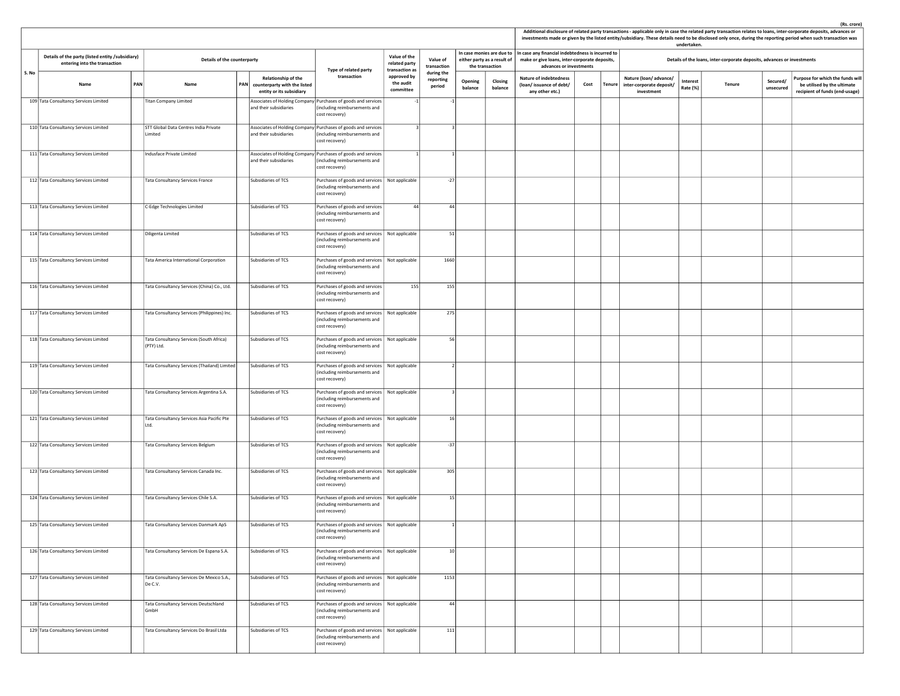(Rs. crore)

| S. No | Details of the party (listed entity /subsidiary) entering into the transaction | | Details of the counterparty | | | Type of related party transaction | Value of the related party transaction as approved by the audit committee | Value of transaction during the reporting period | In case monies are due to either party as a result of the transaction | | Additional disclosure of related party transactions - applicable only in case the related party transaction relates to loans, inter-corporate deposits, advances or investments made or given by the listed entity/subsidiary. These details need to be disclosed only once, during the reporting period when such transaction was undertaken. | | | | | | | |
|---|---|---|---|---|---|---|---|---|---|---|---|---|---|---|---|---|---|---|
| | | | | | | | | | | | In case any financial indebtedness is incurred to make or give loans, inter-corporate deposits, advances or investments | | | Details of the loans, inter-corporate deposits, advances or investments | | | | |
| | Name | PAN | Name | PAN | Relationship of the counterparty with the listed entity or its subsidiary | | | | Opening balance | Closing balance | Nature of indebtedness (loan/ issuance of debt/ any other etc.) | Cost | Tenure | Nature (loan/ advance/ inter-corporate deposit/ investment | Interest Rate (%) | Tenure | Secured/ unsecured | Purpose for which the funds will be utilised by the ultimate recipient of funds (end-usage) |
| 109 | Tata Consultancy Services Limited | | Titan Company Limited | | Associates of Holding Company and their subsidiaries | Purchases of goods and services (including reimbursements and cost recovery) | -1 | -1 | | | | | | | | | | |
| 110 | Tata Consultancy Services Limited | | STT Global Data Centres India Private Limited | | Associates of Holding Company and their subsidiaries | Purchases of goods and services (including reimbursements and cost recovery) | 3 | 3 | | | | | | | | | | |
| 111 | Tata Consultancy Services Limited | | Indusface Private Limited | | Associates of Holding Company and their subsidiaries | Purchases of goods and services (including reimbursements and cost recovery) | 1 | 1 | | | | | | | | | | |
| 112 | Tata Consultancy Services Limited | | Tata Consultancy Services France | | Subsidiaries of TCS | Purchases of goods and services (including reimbursements and cost recovery) | Not applicable | -27 | | | | | | | | | | |
| 113 | Tata Consultancy Services Limited | | C-Edge Technologies Limited | | Subsidiaries of TCS | Purchases of goods and services (including reimbursements and cost recovery) | 44 | 44 | | | | | | | | | | |
| 114 | Tata Consultancy Services Limited | | Diligenta Limited | | Subsidiaries of TCS | Purchases of goods and services (including reimbursements and cost recovery) | Not applicable | 51 | | | | | | | | | | |
| 115 | Tata Consultancy Services Limited | | Tata America International Corporation | | Subsidiaries of TCS | Purchases of goods and services (including reimbursements and cost recovery) | Not applicable | 1660 | | | | | | | | | | |
| 116 | Tata Consultancy Services Limited | | Tata Consultancy Services (China) Co., Ltd. | | Subsidiaries of TCS | Purchases of goods and services (including reimbursements and cost recovery) | 155 | 155 | | | | | | | | | | |
| 117 | Tata Consultancy Services Limited | | Tata Consultancy Services (Philippines) Inc. | | Subsidiaries of TCS | Purchases of goods and services (including reimbursements and cost recovery) | Not applicable | 275 | | | | | | | | | | |
| 118 | Tata Consultancy Services Limited | | Tata Consultancy Services (South Africa) (PTY) Ltd. | | Subsidiaries of TCS | Purchases of goods and services (including reimbursements and cost recovery) | Not applicable | 56 | | | | | | | | | | |
| 119 | Tata Consultancy Services Limited | | Tata Consultancy Services (Thailand) Limited | | Subsidiaries of TCS | Purchases of goods and services (including reimbursements and cost recovery) | Not applicable | 2 | | | | | | | | | | |
| 120 | Tata Consultancy Services Limited | | Tata Consultancy Services Argentina S.A. | | Subsidiaries of TCS | Purchases of goods and services (including reimbursements and cost recovery) | Not applicable | 3 | | | | | | | | | | |
| 121 | Tata Consultancy Services Limited | | Tata Consultancy Services Asia Pacific Pte Ltd. | | Subsidiaries of TCS | Purchases of goods and services (including reimbursements and cost recovery) | Not applicable | 16 | | | | | | | | | | |
| 122 | Tata Consultancy Services Limited | | Tata Consultancy Services Belgium | | Subsidiaries of TCS | Purchases of goods and services (including reimbursements and cost recovery) | Not applicable | -37 | | | | | | | | | | |
| 123 | Tata Consultancy Services Limited | | Tata Consultancy Services Canada Inc. | | Subsidiaries of TCS | Purchases of goods and services (including reimbursements and cost recovery) | Not applicable | 305 | | | | | | | | | | |
| 124 | Tata Consultancy Services Limited | | Tata Consultancy Services Chile S.A. | | Subsidiaries of TCS | Purchases of goods and services (including reimbursements and cost recovery) | Not applicable | 15 | | | | | | | | | | |
| 125 | Tata Consultancy Services Limited | | Tata Consultancy Services Danmark ApS | | Subsidiaries of TCS | Purchases of goods and services (including reimbursements and cost recovery) | Not applicable | 1 | | | | | | | | | | |
| 126 | Tata Consultancy Services Limited | | Tata Consultancy Services De Espana S.A. | | Subsidiaries of TCS | Purchases of goods and services (including reimbursements and cost recovery) | Not applicable | 10 | | | | | | | | | | |
| 127 | Tata Consultancy Services Limited | | Tata Consultancy Services De Mexico S.A., De C.V. | | Subsidiaries of TCS | Purchases of goods and services (including reimbursements and cost recovery) | Not applicable | 1153 | | | | | | | | | | |
| 128 | Tata Consultancy Services Limited | | Tata Consultancy Services Deutschland GmbH | | Subsidiaries of TCS | Purchases of goods and services (including reimbursements and cost recovery) | Not applicable | 44 | | | | | | | | | | |
| 129 | Tata Consultancy Services Limited | | Tata Consultancy Services Do Brasil Ltda | | Subsidiaries of TCS | Purchases of goods and services (including reimbursements and cost recovery) | Not applicable | 111 | | | | | | | | | | |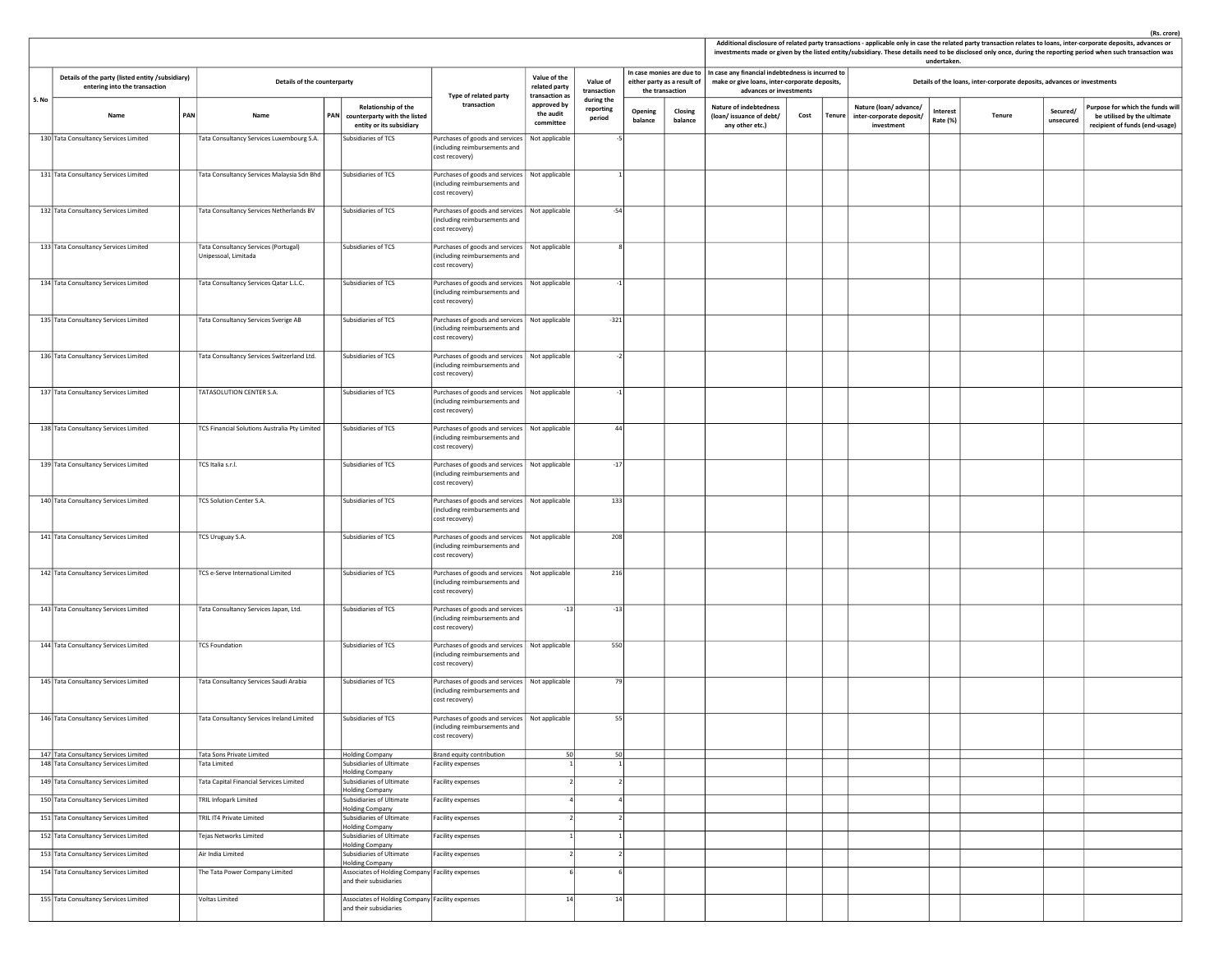(Rs. crore)

| S. No | Details of the party (listed entity /subsidiary) entering into the transaction | | Details of the counterparty | | | Type of related party transaction | Value of the related party transaction as approved by the audit committee | Value of transaction during the reporting period | In case monies are due to either party as a result of the transaction | | Additional disclosure of related party transactions - applicable only in case the related party transaction relates to loans, inter-corporate deposits, advances or investments made or given by the listed entity/subsidiary. These details need to be disclosed only once, during the reporting period when such transaction was undertaken. In case any financial indebtedness is incurred to make or give loans, inter-corporate deposits, advances or investments | | | Details of the loans, inter-corporate deposits, advances or investments | | | | |
|---|---|---|---|---|---|---|---|---|---|---|---|---|---|---|---|---|---|---|
| | Name | PAN | Name | PAN | Relationship of the counterparty with the listed entity or its subsidiary | | | | Opening balance | Closing balance | Nature of indebtedness (loan/ issuance of debt/ any other etc.) | Cost | Tenure | Nature (loan/ advance/ inter-corporate deposit/ investment | Interest Rate (%) | Tenure | Secured/ unsecured | Purpose for which the funds will be utilised by the ultimate recipient of funds (end-usage) |
| 130 | Tata Consultancy Services Limited | | Tata Consultancy Services Luxembourg S.A. | | Subsidiaries of TCS | Purchases of goods and services (including reimbursements and cost recovery) | Not applicable | -5 | | | | | | | | | | |
| 131 | Tata Consultancy Services Limited | | Tata Consultancy Services Malaysia Sdn Bhd | | Subsidiaries of TCS | Purchases of goods and services (including reimbursements and cost recovery) | Not applicable | 1 | | | | | | | | | | |
| 132 | Tata Consultancy Services Limited | | Tata Consultancy Services Netherlands BV | | Subsidiaries of TCS | Purchases of goods and services (including reimbursements and cost recovery) | Not applicable | -54 | | | | | | | | | | |
| 133 | Tata Consultancy Services Limited | | Tata Consultancy Services (Portugal) Unipessoal, Limitada | | Subsidiaries of TCS | Purchases of goods and services (including reimbursements and cost recovery) | Not applicable | 8 | | | | | | | | | | |
| 134 | Tata Consultancy Services Limited | | Tata Consultancy Services Qatar L.L.C. | | Subsidiaries of TCS | Purchases of goods and services (including reimbursements and cost recovery) | Not applicable | -1 | | | | | | | | | | |
| 135 | Tata Consultancy Services Limited | | Tata Consultancy Services Sverige AB | | Subsidiaries of TCS | Purchases of goods and services (including reimbursements and cost recovery) | Not applicable | -321 | | | | | | | | | | |
| 136 | Tata Consultancy Services Limited | | Tata Consultancy Services Switzerland Ltd. | | Subsidiaries of TCS | Purchases of goods and services (including reimbursements and cost recovery) | Not applicable | -2 | | | | | | | | | | |
| 137 | Tata Consultancy Services Limited | | TATASOLUTION CENTER S.A. | | Subsidiaries of TCS | Purchases of goods and services (including reimbursements and cost recovery) | Not applicable | -1 | | | | | | | | | | |
| 138 | Tata Consultancy Services Limited | | TCS Financial Solutions Australia Pty Limited | | Subsidiaries of TCS | Purchases of goods and services (including reimbursements and cost recovery) | Not applicable | 44 | | | | | | | | | | |
| 139 | Tata Consultancy Services Limited | | TCS Italia s.r.l. | | Subsidiaries of TCS | Purchases of goods and services (including reimbursements and cost recovery) | Not applicable | -17 | | | | | | | | | | |
| 140 | Tata Consultancy Services Limited | | TCS Solution Center S.A. | | Subsidiaries of TCS | Purchases of goods and services (including reimbursements and cost recovery) | Not applicable | 133 | | | | | | | | | | |
| 141 | Tata Consultancy Services Limited | | TCS Uruguay S.A. | | Subsidiaries of TCS | Purchases of goods and services (including reimbursements and cost recovery) | Not applicable | 208 | | | | | | | | | | |
| 142 | Tata Consultancy Services Limited | | TCS e-Serve International Limited | | Subsidiaries of TCS | Purchases of goods and services (including reimbursements and cost recovery) | Not applicable | 216 | | | | | | | | | | |
| 143 | Tata Consultancy Services Limited | | Tata Consultancy Services Japan, Ltd. | | Subsidiaries of TCS | Purchases of goods and services (including reimbursements and cost recovery) | -13 | -13 | | | | | | | | | | |
| 144 | Tata Consultancy Services Limited | | TCS Foundation | | Subsidiaries of TCS | Purchases of goods and services (including reimbursements and cost recovery) | Not applicable | 550 | | | | | | | | | | |
| 145 | Tata Consultancy Services Limited | | Tata Consultancy Services Saudi Arabia | | Subsidiaries of TCS | Purchases of goods and services (including reimbursements and cost recovery) | Not applicable | 79 | | | | | | | | | | |
| 146 | Tata Consultancy Services Limited | | Tata Consultancy Services Ireland Limited | | Subsidiaries of TCS | Purchases of goods and services (including reimbursements and cost recovery) | Not applicable | 55 | | | | | | | | | | |
| 147 | Tata Consultancy Services Limited | | Tata Sons Private Limited | | Holding Company | Brand equity contribution | 50 | 50 | | | | | | | | | | |
| 148 | Tata Consultancy Services Limited | | Tata Limited | | Subsidiaries of Ultimate Holding Company | Facility expenses | 1 | 1 | | | | | | | | | | |
| 149 | Tata Consultancy Services Limited | | Tata Capital Financial Services Limited | | Subsidiaries of Ultimate Holding Company | Facility expenses | 2 | 2 | | | | | | | | | | |
| 150 | Tata Consultancy Services Limited | | TRIL Infopark Limited | | Subsidiaries of Ultimate Holding Company | Facility expenses | 4 | 4 | | | | | | | | | | |
| 151 | Tata Consultancy Services Limited | | TRIL IT4 Private Limited | | Subsidiaries of Ultimate Holding Company | Facility expenses | 2 | 2 | | | | | | | | | | |
| 152 | Tata Consultancy Services Limited | | Tejas Networks Limited | | Subsidiaries of Ultimate Holding Company | Facility expenses | 1 | 1 | | | | | | | | | | |
| 153 | Tata Consultancy Services Limited | | Air India Limited | | Subsidiaries of Ultimate Holding Company | Facility expenses | 2 | 2 | | | | | | | | | | |
| 154 | Tata Consultancy Services Limited | | The Tata Power Company Limited | | Associates of Holding Company and their subsidiaries | Facility expenses | 6 | 6 | | | | | | | | | | |
| 155 | Tata Consultancy Services Limited | | Voltas Limited | | Associates of Holding Company and their subsidiaries | Facility expenses | 14 | 14 | | | | | | | | | | |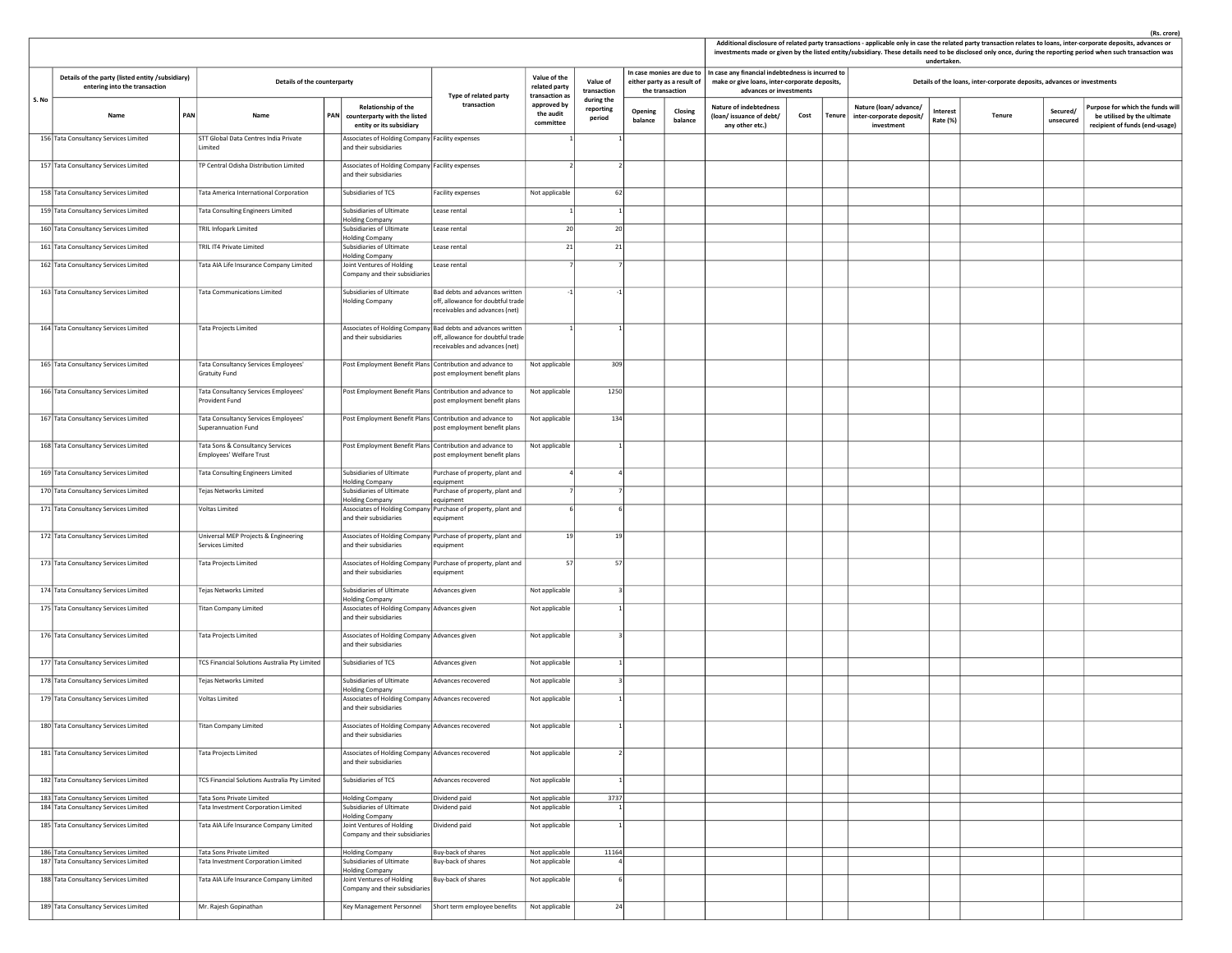(Rs. crore)

| S. No | Details of the party (listed entity /subsidiary) entering into the transaction | | Details of the counterparty | | | Type of related party transaction | Value of the related party transaction as approved by the audit committee | Value of transaction during the reporting period | In case monies are due to either party as a result of the transaction | | Additional disclosure of related party transactions - applicable only in case the related party transaction relates to loans, inter-corporate deposits, advances or investments made or given by the listed entity/subsidiary. These details need to be disclosed only once, during the reporting period when such transaction was undertaken. | | | | | | | |
|---|---|---|---|---|---|---|---|---|---|---|---|---|---|---|---|---|---|---|
| | | | | | | | | | | | In case any financial indebtedness is incurred to make or give loans, inter-corporate deposits, advances or investments | | | Details of the loans, inter-corporate deposits, advances or investments | | | | |
| | Name | PAN | Name | PAN | Relationship of the counterparty with the listed entity or its subsidiary | | | | Opening balance | Closing balance | Nature of indebtedness (loan/ issuance of debt/ any other etc.) | Cost | Tenure | Nature (loan/ advance/ inter-corporate deposit/ investment | Interest Rate (%) | Tenure | Secured/ unsecured | Purpose for which the funds will be utilised by the ultimate recipient of funds (end-usage) |
| 156 | Tata Consultancy Services Limited | | STT Global Data Centres India Private Limited | | Associates of Holding Company and their subsidiaries | Facility expenses | 1 | 1 | | | | | | | | | | |
| 157 | Tata Consultancy Services Limited | | TP Central Odisha Distribution Limited | | Associates of Holding Company and their subsidiaries | Facility expenses | 2 | 2 | | | | | | | | | | |
| 158 | Tata Consultancy Services Limited | | Tata America International Corporation | | Subsidiaries of TCS | Facility expenses | Not applicable | 62 | | | | | | | | | | |
| 159 | Tata Consultancy Services Limited | | Tata Consulting Engineers Limited | | Subsidiaries of Ultimate Holding Company | Lease rental | 1 | 1 | | | | | | | | | | |
| 160 | Tata Consultancy Services Limited | | TRIL Infopark Limited | | Subsidiaries of Ultimate Holding Company | Lease rental | 20 | 20 | | | | | | | | | | |
| 161 | Tata Consultancy Services Limited | | TRIL IT4 Private Limited | | Subsidiaries of Ultimate Holding Company | Lease rental | 21 | 21 | | | | | | | | | | |
| 162 | Tata Consultancy Services Limited | | Tata AIA Life Insurance Company Limited | | Joint Ventures of Holding Company and their subsidiaries | Lease rental | 7 | 7 | | | | | | | | | | |
| 163 | Tata Consultancy Services Limited | | Tata Communications Limited | | Subsidiaries of Ultimate Holding Company | Bad debts and advances written off, allowance for doubtful trade receivables and advances (net) | -1 | -1 | | | | | | | | | | |
| 164 | Tata Consultancy Services Limited | | Tata Projects Limited | | Associates of Holding Company and their subsidiaries | Bad debts and advances written off, allowance for doubtful trade receivables and advances (net) | 1 | 1 | | | | | | | | | | |
| 165 | Tata Consultancy Services Limited | | Tata Consultancy Services Employees' Gratuity Fund | | Post Employment Benefit Plans | Contribution and advance to post employment benefit plans | Not applicable | 309 | | | | | | | | | | |
| 166 | Tata Consultancy Services Limited | | Tata Consultancy Services Employees' Provident Fund | | Post Employment Benefit Plans | Contribution and advance to post employment benefit plans | Not applicable | 1250 | | | | | | | | | | |
| 167 | Tata Consultancy Services Limited | | Tata Consultancy Services Employees' Superannuation Fund | | Post Employment Benefit Plans | Contribution and advance to post employment benefit plans | Not applicable | 134 | | | | | | | | | | |
| 168 | Tata Consultancy Services Limited | | Tata Sons & Consultancy Services Employees' Welfare Trust | | Post Employment Benefit Plans | Contribution and advance to post employment benefit plans | Not applicable | 1 | | | | | | | | | | |
| 169 | Tata Consultancy Services Limited | | Tata Consulting Engineers Limited | | Subsidiaries of Ultimate Holding Company | Purchase of property, plant and equipment | 4 | 4 | | | | | | | | | | |
| 170 | Tata Consultancy Services Limited | | Tejas Networks Limited | | Subsidiaries of Ultimate Holding Company | Purchase of property, plant and equipment | 7 | 7 | | | | | | | | | | |
| 171 | Tata Consultancy Services Limited | | Voltas Limited | | Associates of Holding Company and their subsidiaries | Purchase of property, plant and equipment | 6 | 6 | | | | | | | | | | |
| 172 | Tata Consultancy Services Limited | | Universal MEP Projects & Engineering Services Limited | | Associates of Holding Company and their subsidiaries | Purchase of property, plant and equipment | 19 | 19 | | | | | | | | | | |
| 173 | Tata Consultancy Services Limited | | Tata Projects Limited | | Associates of Holding Company and their subsidiaries | Purchase of property, plant and equipment | 57 | 57 | | | | | | | | | | |
| 174 | Tata Consultancy Services Limited | | Tejas Networks Limited | | Subsidiaries of Ultimate Holding Company | Advances given | Not applicable | 3 | | | | | | | | | | |
| 175 | Tata Consultancy Services Limited | | Titan Company Limited | | Associates of Holding Company and their subsidiaries | Advances given | Not applicable | 1 | | | | | | | | | | |
| 176 | Tata Consultancy Services Limited | | Tata Projects Limited | | Associates of Holding Company and their subsidiaries | Advances given | Not applicable | 3 | | | | | | | | | | |
| 177 | Tata Consultancy Services Limited | | TCS Financial Solutions Australia Pty Limited | | Subsidiaries of TCS | Advances given | Not applicable | 1 | | | | | | | | | | |
| 178 | Tata Consultancy Services Limited | | Tejas Networks Limited | | Subsidiaries of Ultimate Holding Company | Advances recovered | Not applicable | 3 | | | | | | | | | | |
| 179 | Tata Consultancy Services Limited | | Voltas Limited | | Associates of Holding Company and their subsidiaries | Advances recovered | Not applicable | 1 | | | | | | | | | | |
| 180 | Tata Consultancy Services Limited | | Titan Company Limited | | Associates of Holding Company and their subsidiaries | Advances recovered | Not applicable | 1 | | | | | | | | | | |
| 181 | Tata Consultancy Services Limited | | Tata Projects Limited | | Associates of Holding Company and their subsidiaries | Advances recovered | Not applicable | 2 | | | | | | | | | | |
| 182 | Tata Consultancy Services Limited | | TCS Financial Solutions Australia Pty Limited | | Subsidiaries of TCS | Advances recovered | Not applicable | 1 | | | | | | | | | | |
| 183 | Tata Consultancy Services Limited | | Tata Sons Private Limited | | Holding Company | Dividend paid | Not applicable | 3737 | | | | | | | | | | |
| 184 | Tata Consultancy Services Limited | | Tata Investment Corporation Limited | | Subsidiaries of Ultimate Holding Company | Dividend paid | Not applicable | 1 | | | | | | | | | | |
| 185 | Tata Consultancy Services Limited | | Tata AIA Life Insurance Company Limited | | Joint Ventures of Holding Company and their subsidiaries | Dividend paid | Not applicable | 1 | | | | | | | | | | |
| 186 | Tata Consultancy Services Limited | | Tata Sons Private Limited | | Holding Company | Buy-back of shares | Not applicable | 11164 | | | | | | | | | | |
| 187 | Tata Consultancy Services Limited | | Tata Investment Corporation Limited | | Subsidiaries of Ultimate Holding Company | Buy-back of shares | Not applicable | 4 | | | | | | | | | | |
| 188 | Tata Consultancy Services Limited | | Tata AIA Life Insurance Company Limited | | Joint Ventures of Holding Company and their subsidiaries | Buy-back of shares | Not applicable | 6 | | | | | | | | | | |
| 189 | Tata Consultancy Services Limited | | Mr. Rajesh Gopinathan | | Key Management Personnel | Short term employee benefits | Not applicable | 24 | | | | | | | | | | |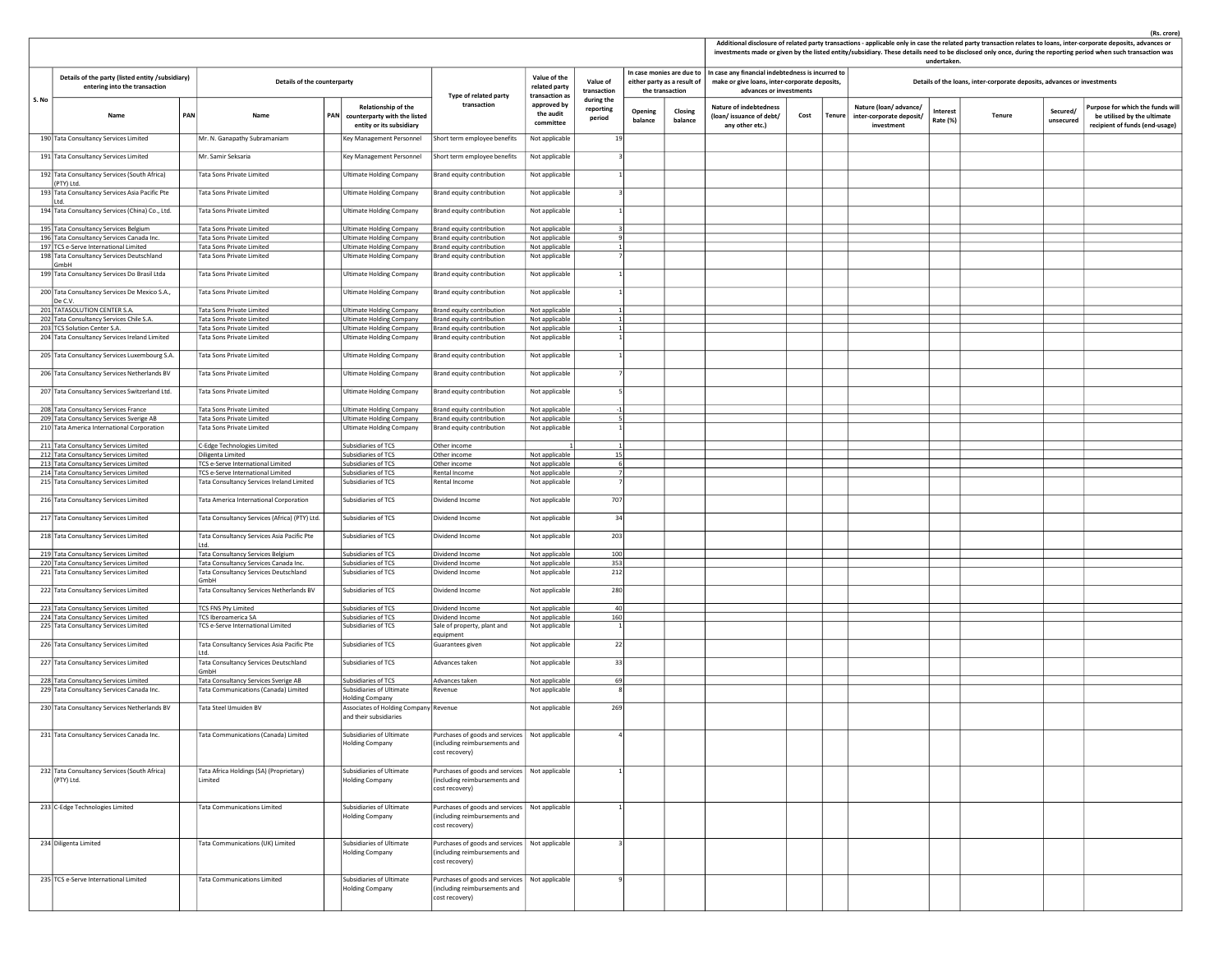(Rs. crore)

| S. No | Details of the party (listed entity /subsidiary) entering into the transaction | | Details of the counterparty | | | Type of related party transaction | Value of the related party transaction as approved by the audit committee | Value of transaction during the reporting period | In case monies are due to either party as a result of the transaction | | Additional disclosure of related party transactions - applicable only in case the related party transaction relates to loans, inter-corporate deposits, advances or investments made or given by the listed entity/subsidiary. These details need to be disclosed only once, during the reporting period when such transaction was undertaken. In case any financial indebtedness is incurred to make or give loans, inter-corporate deposits, advances or investments | | | Details of the loans, inter-corporate deposits, advances or investments | | | | |
|---|---|---|---|---|---|---|---|---|---|---|---|---|---|---|---|---|---|---|
| | Name | PAN | Name | PAN | Relationship of the counterparty with the listed entity or its subsidiary | | | | Opening balance | Closing balance | Nature of indebtedness (loan/ issuance of debt/ any other etc.) | Cost | Tenure | Nature (loan/ advance/ inter-corporate deposit/ investment | Interest Rate (%) | Tenure | Secured/ unsecured | Purpose for which the funds will be utilised by the ultimate recipient of funds (end-usage) |
| 190 | Tata Consultancy Services Limited | | Mr. N. Ganapathy Subramaniam | | Key Management Personnel | Short term employee benefits | Not applicable | 19 | | | | | | | | | | |
| 191 | Tata Consultancy Services Limited | | Mr. Samir Seksaria | | Key Management Personnel | Short term employee benefits | Not applicable | 3 | | | | | | | | | | |
| 192 | Tata Consultancy Services (South Africa) (PTY) Ltd. | | Tata Sons Private Limited | | Ultimate Holding Company | Brand equity contribution | Not applicable | 1 | | | | | | | | | | |
| 193 | Tata Consultancy Services Asia Pacific Pte Ltd. | | Tata Sons Private Limited | | Ultimate Holding Company | Brand equity contribution | Not applicable | 3 | | | | | | | | | | |
| 194 | Tata Consultancy Services (China) Co., Ltd. | | Tata Sons Private Limited | | Ultimate Holding Company | Brand equity contribution | Not applicable | 1 | | | | | | | | | | |
| 195 | Tata Consultancy Services Belgium | | Tata Sons Private Limited | | Ultimate Holding Company | Brand equity contribution | Not applicable | 3 | | | | | | | | | | |
| 196 | Tata Consultancy Services Canada Inc. | | Tata Sons Private Limited | | Ultimate Holding Company | Brand equity contribution | Not applicable | 9 | | | | | | | | | | |
| 197 | TCS e-Serve International Limited | | Tata Sons Private Limited | | Ultimate Holding Company | Brand equity contribution | Not applicable | 1 | | | | | | | | | | |
| 198 | Tata Consultancy Services Deutschland GmbH | | Tata Sons Private Limited | | Ultimate Holding Company | Brand equity contribution | Not applicable | 7 | | | | | | | | | | |
| 199 | Tata Consultancy Services Do Brasil Ltda | | Tata Sons Private Limited | | Ultimate Holding Company | Brand equity contribution | Not applicable | 1 | | | | | | | | | | |
| 200 | Tata Consultancy Services De Mexico S.A., De C.V. | | Tata Sons Private Limited | | Ultimate Holding Company | Brand equity contribution | Not applicable | 1 | | | | | | | | | | |
| 201 | TATASOLUTION CENTER S.A. | | Tata Sons Private Limited | | Ultimate Holding Company | Brand equity contribution | Not applicable | 1 | | | | | | | | | | |
| 202 | Tata Consultancy Services Chile S.A. | | Tata Sons Private Limited | | Ultimate Holding Company | Brand equity contribution | Not applicable | 1 | | | | | | | | | | |
| 203 | TCS Solution Center S.A. | | Tata Sons Private Limited | | Ultimate Holding Company | Brand equity contribution | Not applicable | 1 | | | | | | | | | | |
| 204 | Tata Consultancy Services Ireland Limited | | Tata Sons Private Limited | | Ultimate Holding Company | Brand equity contribution | Not applicable | 1 | | | | | | | | | | |
| 205 | Tata Consultancy Services Luxembourg S.A. | | Tata Sons Private Limited | | Ultimate Holding Company | Brand equity contribution | Not applicable | 1 | | | | | | | | | | |
| 206 | Tata Consultancy Services Netherlands BV | | Tata Sons Private Limited | | Ultimate Holding Company | Brand equity contribution | Not applicable | 7 | | | | | | | | | | |
| 207 | Tata Consultancy Services Switzerland Ltd. | | Tata Sons Private Limited | | Ultimate Holding Company | Brand equity contribution | Not applicable | 5 | | | | | | | | | | |
| 208 | Tata Consultancy Services France | | Tata Sons Private Limited | | Ultimate Holding Company | Brand equity contribution | Not applicable | -1 | | | | | | | | | | |
| 209 | Tata Consultancy Services Sverige AB | | Tata Sons Private Limited | | Ultimate Holding Company | Brand equity contribution | Not applicable | 5 | | | | | | | | | | |
| 210 | Tata America International Corporation | | Tata Sons Private Limited | | Ultimate Holding Company | Brand equity contribution | Not applicable | 1 | | | | | | | | | | |
| 211 | Tata Consultancy Services Limited | | C-Edge Technologies Limited | | Subsidiaries of TCS | Other income | 1 | 1 | | | | | | | | | | |
| 212 | Tata Consultancy Services Limited | | Diligenta Limited | | Subsidiaries of TCS | Other income | Not applicable | 15 | | | | | | | | | | |
| 213 | Tata Consultancy Services Limited | | TCS e-Serve International Limited | | Subsidiaries of TCS | Other income | Not applicable | 6 | | | | | | | | | | |
| 214 | Tata Consultancy Services Limited | | TCS e-Serve International Limited | | Subsidiaries of TCS | Rental Income | Not applicable | 7 | | | | | | | | | | |
| 215 | Tata Consultancy Services Limited | | Tata Consultancy Services Ireland Limited | | Subsidiaries of TCS | Rental Income | Not applicable | 7 | | | | | | | | | | |
| 216 | Tata Consultancy Services Limited | | Tata America International Corporation | | Subsidiaries of TCS | Dividend Income | Not applicable | 707 | | | | | | | | | | |
| 217 | Tata Consultancy Services Limited | | Tata Consultancy Services (Africa) (PTY) Ltd. | | Subsidiaries of TCS | Dividend Income | Not applicable | 34 | | | | | | | | | | |
| 218 | Tata Consultancy Services Limited | | Tata Consultancy Services Asia Pacific Pte Ltd. | | Subsidiaries of TCS | Dividend Income | Not applicable | 203 | | | | | | | | | | |
| 219 | Tata Consultancy Services Limited | | Tata Consultancy Services Belgium | | Subsidiaries of TCS | Dividend Income | Not applicable | 100 | | | | | | | | | | |
| 220 | Tata Consultancy Services Limited | | Tata Consultancy Services Canada Inc. | | Subsidiaries of TCS | Dividend Income | Not applicable | 353 | | | | | | | | | | |
| 221 | Tata Consultancy Services Limited | | Tata Consultancy Services Deutschland GmbH | | Subsidiaries of TCS | Dividend Income | Not applicable | 212 | | | | | | | | | | |
| 222 | Tata Consultancy Services Limited | | Tata Consultancy Services Netherlands BV | | Subsidiaries of TCS | Dividend Income | Not applicable | 280 | | | | | | | | | | |
| 223 | Tata Consultancy Services Limited | | TCS FNS Pty Limited | | Subsidiaries of TCS | Dividend Income | Not applicable | 40 | | | | | | | | | | |
| 224 | Tata Consultancy Services Limited | | TCS Iberoamerica SA | | Subsidiaries of TCS | Dividend Income | Not applicable | 160 | | | | | | | | | | |
| 225 | Tata Consultancy Services Limited | | TCS e-Serve International Limited | | Subsidiaries of TCS | Sale of property, plant and equipment | Not applicable | 1 | | | | | | | | | | |
| 226 | Tata Consultancy Services Limited | | Tata Consultancy Services Asia Pacific Pte Ltd. | | Subsidiaries of TCS | Guarantees given | Not applicable | 22 | | | | | | | | | | |
| 227 | Tata Consultancy Services Limited | | Tata Consultancy Services Deutschland GmbH | | Subsidiaries of TCS | Advances taken | Not applicable | 33 | | | | | | | | | | |
| 228 | Tata Consultancy Services Limited | | Tata Consultancy Services Sverige AB | | Subsidiaries of TCS | Advances taken | Not applicable | 69 | | | | | | | | | | |
| 229 | Tata Consultancy Services Canada Inc. | | Tata Communications (Canada) Limited | | Subsidiaries of Ultimate Holding Company | Revenue | Not applicable | 8 | | | | | | | | | | |
| 230 | Tata Consultancy Services Netherlands BV | | Tata Steel IJmuiden BV | | Associates of Holding Company and their subsidiaries | Revenue | Not applicable | 269 | | | | | | | | | | |
| 231 | Tata Consultancy Services Canada Inc. | | Tata Communications (Canada) Limited | | Subsidiaries of Ultimate Holding Company | Purchases of goods and services (including reimbursements and cost recovery) | Not applicable | 4 | | | | | | | | | | |
| 232 | Tata Consultancy Services (South Africa) (PTY) Ltd. | | Tata Africa Holdings (SA) (Proprietary) Limited | | Subsidiaries of Ultimate Holding Company | Purchases of goods and services (including reimbursements and cost recovery) | Not applicable | 1 | | | | | | | | | | |
| 233 | C-Edge Technologies Limited | | Tata Communications Limited | | Subsidiaries of Ultimate Holding Company | Purchases of goods and services (including reimbursements and cost recovery) | Not applicable | 1 | | | | | | | | | | |
| 234 | Diligenta Limited | | Tata Communications (UK) Limited | | Subsidiaries of Ultimate Holding Company | Purchases of goods and services (including reimbursements and cost recovery) | Not applicable | 3 | | | | | | | | | | |
| 235 | TCS e-Serve International Limited | | Tata Communications Limited | | Subsidiaries of Ultimate Holding Company | Purchases of goods and services (including reimbursements and cost recovery) | Not applicable | 9 | | | | | | | | | | |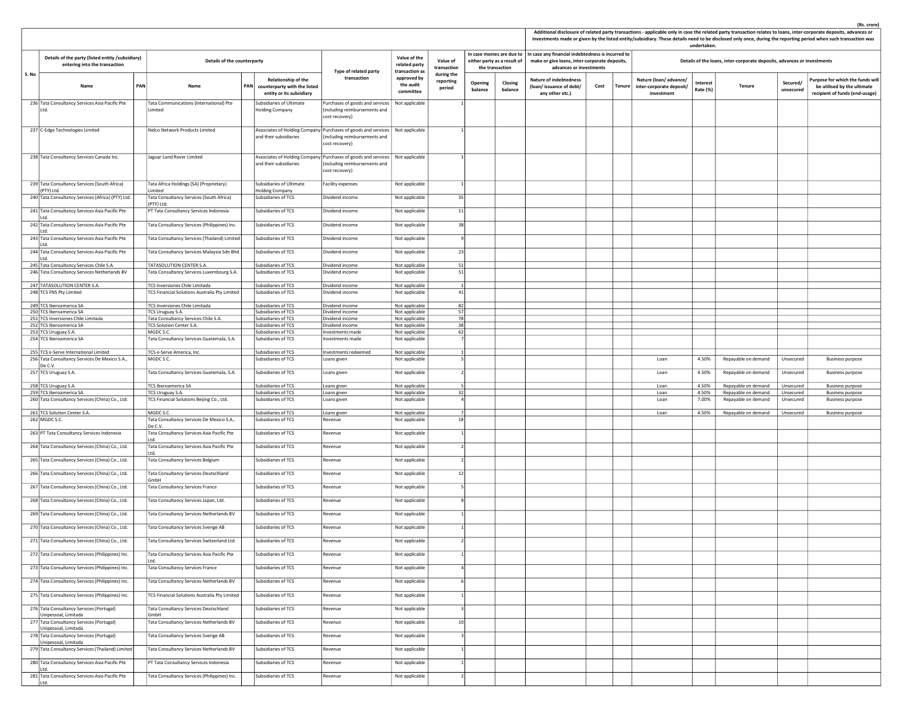(Rs. crore)

| S. No | Details of the party (listed entity /subsidiary) entering into the transaction | | Details of the counterparty | | | Type of related party transaction | Value of the related party transaction as approved by the audit committee | Value of transaction during the reporting period | In case monies are due to either party as a result of the transaction | | Additional disclosure of related party transactions - applicable only in case the related party transaction relates to loans, inter-corporate deposits, advances or investments made or given by the listed entity/subsidiary. These details need to be disclosed only once, during the reporting period when such transaction was undertaken. In case any financial indebtedness is incurred to make or give loans, inter-corporate deposits, advances or investments | | | Details of the loans, inter-corporate deposits, advances or investments | | | | |
|---|---|---|---|---|---|---|---|---|---|---|---|---|---|---|---|---|---|---|
| | Name | PAN | Name | PAN | Relationship of the counterparty with the listed entity or its subsidiary | | | | Opening balance | Closing balance | Nature of indebtedness (loan/ issuance of debt/ any other etc.) | Cost | Tenure | Nature (loan/ advance/ inter-corporate deposit/ investment | Interest Rate (%) | Tenure | Secured/ unsecured | Purpose for which the funds will be utilised by the ultimate recipient of funds (end-usage) |
| 236 | Tata Consultancy Services Asia Pacific Pte Ltd. | | Tata Communications (International) Pte Limited | | Subsidiaries of Ultimate Holding Company | Purchases of goods and services (including reimbursements and cost recovery) | Not applicable | 1 | | | | | | | | | | |
| 237 | C-Edge Technologies Limited | | Nelco Network Products Limited | | Associates of Holding Company and their subsidiaries | Purchases of goods and services (including reimbursements and cost recovery) | Not applicable | 1 | | | | | | | | | | |
| 238 | Tata Consultancy Services Canada Inc. | | Jaguar Land Rover Limited | | Associates of Holding Company and their subsidiaries | Purchases of goods and services (including reimbursements and cost recovery) | Not applicable | 1 | | | | | | | | | | |
| 239 | Tata Consultancy Services (South Africa) (PTY) Ltd. | | Tata Africa Holdings (SA) (Proprietary) Limited | | Subsidiaries of Ultimate Holding Company | Facility expenses | Not applicable | 1 | | | | | | | | | | |
| 240 | Tata Consultancy Services (Africa) (PTY) Ltd. | | Tata Consultancy Services (South Africa) (PTY) Ltd. | | Subsidiaries of TCS | Dividend income | Not applicable | 35 | | | | | | | | | | |
| 241 | Tata Consultancy Services Asia Pacific Pte Ltd. | | PT Tata Consultancy Services Indonesia | | Subsidiaries of TCS | Dividend income | Not applicable | 11 | | | | | | | | | | |
| 242 | Tata Consultancy Services Asia Pacific Pte Ltd. | | Tata Consultancy Services (Philippines) Inc. | | Subsidiaries of TCS | Dividend income | Not applicable | 38 | | | | | | | | | | |
| 243 | Tata Consultancy Services Asia Pacific Pte Ltd. | | Tata Consultancy Services (Thailand) Limited | | Subsidiaries of TCS | Dividend income | Not applicable | 9 | | | | | | | | | | |
| 244 | Tata Consultancy Services Asia Pacific Pte Ltd. | | Tata Consultancy Services Malaysia Sdn Bhd | | Subsidiaries of TCS | Dividend income | Not applicable | 23 | | | | | | | | | | |
| 245 | Tata Consultancy Services Chile S.A. | | TATASOLUTION CENTER S.A. | | Subsidiaries of TCS | Dividend income | Not applicable | 51 | | | | | | | | | | |
| 246 | Tata Consultancy Services Netherlands BV | | Tata Consultancy Services Luxembourg S.A. | | Subsidiaries of TCS | Dividend income | Not applicable | 51 | | | | | | | | | | |
| 247 | TATASOLUTION CENTER S.A. | | TCS Inversiones Chile Limitada | | Subsidiaries of TCS | Dividend income | Not applicable | 1 | | | | | | | | | | |
| 248 | TCS FNS Pty Limited | | TCS Financial Solutions Australia Pty Limited | | Subsidiaries of TCS | Dividend income | Not applicable | 41 | | | | | | | | | | |
| 249 | TCS Iberoamerica SA | | TCS Inversiones Chile Limitada | | Subsidiaries of TCS | Dividend income | Not applicable | 82 | | | | | | | | | | |
| 250 | TCS Iberoamerica SA | | TCS Uruguay S.A. | | Subsidiaries of TCS | Dividend income | Not applicable | 57 | | | | | | | | | | |
| 251 | TCS Inversiones Chile Limitada | | Tata Consultancy Services Chile S.A. | | Subsidiaries of TCS | Dividend income | Not applicable | 78 | | | | | | | | | | |
| 252 | TCS Iberoamerica SA | | TCS Solution Center S.A. | | Subsidiaries of TCS | Dividend income | Not applicable | 38 | | | | | | | | | | |
| 253 | TCS Uruguay S.A. | | MGDC S.C. | | Subsidiaries of TCS | Investments made | Not applicable | 62 | | | | | | | | | | |
| 254 | TCS Iberoamerica SA | | Tata Consultancy Services Guatemala, S.A. | | Subsidiaries of TCS | Investments made | Not applicable | 7 | | | | | | | | | | |
| 255 | TCS e-Serve International Limited | | TCS e-Serve America, Inc. | | Subsidiaries of TCS | Investments redeemed | Not applicable | 1 | | | | | | | | | | |
| 256 | Tata Consultancy Services De Mexico S.A., De C.V. | | MGDC S.C. | | Subsidiaries of TCS | Loans given | Not applicable | 5 | | | | | | Loan | 4.50% | Repayable on demand | Unsecured | Business purpose |
| 257 | TCS Uruguay S.A. | | Tata Consultancy Services Guatemala, S.A. | | Subsidiaries of TCS | Loans given | Not applicable | 2 | | | | | | Loan | 4.50% | Repayable on demand | Unsecured | Business purpose |
| 258 | TCS Uruguay S.A. | | TCS Iberoamerica SA | | Subsidiaries of TCS | Loans given | Not applicable | 5 | | | | | | Loan | 4.50% | Repayable on demand | Unsecured | Business purpose |
| 259 | TCS Iberoamerica SA | | TCS Uruguay S.A. | | Subsidiaries of TCS | Loans given | Not applicable | 32 | | | | | | Loan | 4.50% | Repayable on demand | Unsecured | Business purpose |
| 260 | Tata Consultancy Services (China) Co., Ltd. | | TCS Financial Solutions Beijing Co., Ltd. | | Subsidiaries of TCS | Loans given | Not applicable | 4 | | | | | | Loan | 7.00% | Repayable on demand | Unsecured | Business purpose |
| 261 | TCS Solution Center S.A. | | MGDC S.C. | | Subsidiaries of TCS | Loans given | Not applicable | 7 | | | | | | Loan | 4.50% | Repayable on demand | Unsecured | Business purpose |
| 262 | MGDC S.C. | | Tata Consultancy Services De Mexico S.A., De C.V. | | Subsidiaries of TCS | Revenue | Not applicable | 18 | | | | | | | | | | |
| 263 | PT Tata Consultancy Services Indonesia | | Tata Consultancy Services Asia Pacific Pte Ltd. | | Subsidiaries of TCS | Revenue | Not applicable | 1 | | | | | | | | | | |
| 264 | Tata Consultancy Services (China) Co., Ltd. | | Tata Consultancy Services Asia Pacific Pte Ltd. | | Subsidiaries of TCS | Revenue | Not applicable | 2 | | | | | | | | | | |
| 265 | Tata Consultancy Services (China) Co., Ltd. | | Tata Consultancy Services Belgium | | Subsidiaries of TCS | Revenue | Not applicable | 2 | | | | | | | | | | |
| 266 | Tata Consultancy Services (China) Co., Ltd. | | Tata Consultancy Services Deutschland GmbH | | Subsidiaries of TCS | Revenue | Not applicable | 12 | | | | | | | | | | |
| 267 | Tata Consultancy Services (China) Co., Ltd. | | Tata Consultancy Services France | | Subsidiaries of TCS | Revenue | Not applicable | 5 | | | | | | | | | | |
| 268 | Tata Consultancy Services (China) Co., Ltd. | | Tata Consultancy Services Japan, Ltd. | | Subsidiaries of TCS | Revenue | Not applicable | 8 | | | | | | | | | | |
| 269 | Tata Consultancy Services (China) Co., Ltd. | | Tata Consultancy Services Netherlands BV | | Subsidiaries of TCS | Revenue | Not applicable | 1 | | | | | | | | | | |
| 270 | Tata Consultancy Services (China) Co., Ltd. | | Tata Consultancy Services Sverige AB | | Subsidiaries of TCS | Revenue | Not applicable | 1 | | | | | | | | | | |
| 271 | Tata Consultancy Services (China) Co., Ltd. | | Tata Consultancy Services Switzerland Ltd. | | Subsidiaries of TCS | Revenue | Not applicable | 2 | | | | | | | | | | |
| 272 | Tata Consultancy Services (Philippines) Inc. | | Tata Consultancy Services Asia Pacific Pte Ltd. | | Subsidiaries of TCS | Revenue | Not applicable | 1 | | | | | | | | | | |
| 273 | Tata Consultancy Services (Philippines) Inc. | | Tata Consultancy Services France | | Subsidiaries of TCS | Revenue | Not applicable | 4 | | | | | | | | | | |
| 274 | Tata Consultancy Services (Philippines) Inc. | | Tata Consultancy Services Netherlands BV | | Subsidiaries of TCS | Revenue | Not applicable | 6 | | | | | | | | | | |
| 275 | Tata Consultancy Services (Philippines) Inc. | | TCS Financial Solutions Australia Pty Limited | | Subsidiaries of TCS | Revenue | Not applicable | 1 | | | | | | | | | | |
| 276 | Tata Consultancy Services (Portugal) Unipessoal, Limitada | | Tata Consultancy Services Deutschland GmbH | | Subsidiaries of TCS | Revenue | Not applicable | 3 | | | | | | | | | | |
| 277 | Tata Consultancy Services (Portugal) Unipessoal, Limitada | | Tata Consultancy Services Netherlands BV | | Subsidiaries of TCS | Revenue | Not applicable | 10 | | | | | | | | | | |
| 278 | Tata Consultancy Services (Portugal) Unipessoal, Limitada | | Tata Consultancy Services Sverige AB | | Subsidiaries of TCS | Revenue | Not applicable | 3 | | | | | | | | | | |
| 279 | Tata Consultancy Services (Thailand) Limited | | Tata Consultancy Services Netherlands BV | | Subsidiaries of TCS | Revenue | Not applicable | 1 | | | | | | | | | | |
| 280 | Tata Consultancy Services Asia Pacific Pte Ltd. | | PT Tata Consultancy Services Indonesia | | Subsidiaries of TCS | Revenue | Not applicable | 1 | | | | | | | | | | |
| 281 | Tata Consultancy Services Asia Pacific Pte Ltd. | | Tata Consultancy Services (Philippines) Inc. | | Subsidiaries of TCS | Revenue | Not applicable | 2 | | | | | | | | | | |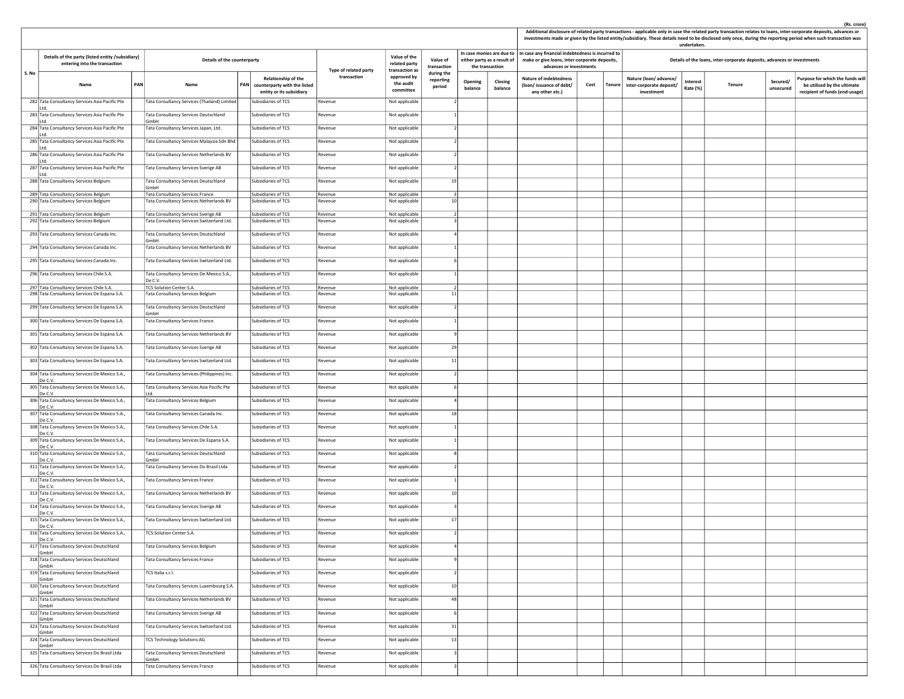(Rs. crore)

| S. No | Details of the party (listed entity /subsidiary) entering into the transaction | | Details of the counterparty | | | Type of related party transaction | Value of the related party transaction as approved by the audit committee | Value of transaction during the reporting period | In case monies are due to either party as a result of the transaction | | Additional disclosure of related party transactions - applicable only in case the related party transaction relates to loans, inter-corporate deposits, advances or investments made or given by the listed entity/subsidiary. These details need to be disclosed only once, during the reporting period when such transaction was undertaken. | | | | | | | |
|---|---|---|---|---|---|---|---|---|---|---|---|---|---|---|---|---|---|---|
| | | | | | | | | | | | In case any financial indebtedness is incurred to make or give loans, inter-corporate deposits, advances or investments | | | Details of the loans, inter-corporate deposits, advances or investments | | | | |
| | Name | PAN | Name | PAN | Relationship of the counterparty with the listed entity or its subsidiary | | | | Opening balance | Closing balance | Nature of indebtedness (loan/ issuance of debt/ any other etc.) | Cost | Tenure | Nature (loan/ advance/ inter-corporate deposit/ investment | Interest Rate (%) | Tenure | Secured/ unsecured | Purpose for which the funds will be utilised by the ultimate recipient of funds (end-usage) |
| 282 | Tata Consultancy Services Asia Pacific Pte Ltd. | | Tata Consultancy Services (Thailand) Limited | | Subsidiaries of TCS | Revenue | Not applicable | 2 | | | | | | | | | | |
| 283 | Tata Consultancy Services Asia Pacific Pte Ltd. | | Tata Consultancy Services Deutschland GmbH | | Subsidiaries of TCS | Revenue | Not applicable | 1 | | | | | | | | | | |
| 284 | Tata Consultancy Services Asia Pacific Pte Ltd. | | Tata Consultancy Services Japan, Ltd. | | Subsidiaries of TCS | Revenue | Not applicable | 2 | | | | | | | | | | |
| 285 | Tata Consultancy Services Asia Pacific Pte Ltd. | | Tata Consultancy Services Malaysia Sdn Bhd | | Subsidiaries of TCS | Revenue | Not applicable | 2 | | | | | | | | | | |
| 286 | Tata Consultancy Services Asia Pacific Pte Ltd. | | Tata Consultancy Services Netherlands BV | | Subsidiaries of TCS | Revenue | Not applicable | 2 | | | | | | | | | | |
| 287 | Tata Consultancy Services Asia Pacific Pte Ltd. | | Tata Consultancy Services Sverige AB | | Subsidiaries of TCS | Revenue | Not applicable | 2 | | | | | | | | | | |
| 288 | Tata Consultancy Services Belgium | | Tata Consultancy Services Deutschland GmbH | | Subsidiaries of TCS | Revenue | Not applicable | 19 | | | | | | | | | | |
| 289 | Tata Consultancy Services Belgium | | Tata Consultancy Services France | | Subsidiaries of TCS | Revenue | Not applicable | 3 | | | | | | | | | | |
| 290 | Tata Consultancy Services Belgium | | Tata Consultancy Services Netherlands BV | | Subsidiaries of TCS | Revenue | Not applicable | 10 | | | | | | | | | | |
| 291 | Tata Consultancy Services Belgium | | Tata Consultancy Services Sverige AB | | Subsidiaries of TCS | Revenue | Not applicable | 2 | | | | | | | | | | |
| 292 | Tata Consultancy Services Belgium | | Tata Consultancy Services Switzerland Ltd. | | Subsidiaries of TCS | Revenue | Not applicable | 3 | | | | | | | | | | |
| 293 | Tata Consultancy Services Canada Inc. | | Tata Consultancy Services Deutschland GmbH | | Subsidiaries of TCS | Revenue | Not applicable | 4 | | | | | | | | | | |
| 294 | Tata Consultancy Services Canada Inc. | | Tata Consultancy Services Netherlands BV | | Subsidiaries of TCS | Revenue | Not applicable | 1 | | | | | | | | | | |
| 295 | Tata Consultancy Services Canada Inc. | | Tata Consultancy Services Switzerland Ltd. | | Subsidiaries of TCS | Revenue | Not applicable | 6 | | | | | | | | | | |
| 296 | Tata Consultancy Services Chile S.A. | | Tata Consultancy Services De Mexico S.A., De C.V. | | Subsidiaries of TCS | Revenue | Not applicable | 1 | | | | | | | | | | |
| 297 | Tata Consultancy Services Chile S.A. | | TCS Solution Center S.A. | | Subsidiaries of TCS | Revenue | Not applicable | 2 | | | | | | | | | | |
| 298 | Tata Consultancy Services De Espana S.A. | | Tata Consultancy Services Belgium | | Subsidiaries of TCS | Revenue | Not applicable | 11 | | | | | | | | | | |
| 299 | Tata Consultancy Services De Espana S.A. | | Tata Consultancy Services Deutschland GmbH | | Subsidiaries of TCS | Revenue | Not applicable | 2 | | | | | | | | | | |
| 300 | Tata Consultancy Services De Espana S.A. | | Tata Consultancy Services France | | Subsidiaries of TCS | Revenue | Not applicable | 1 | | | | | | | | | | |
| 301 | Tata Consultancy Services De Espana S.A. | | Tata Consultancy Services Netherlands BV | | Subsidiaries of TCS | Revenue | Not applicable | 9 | | | | | | | | | | |
| 302 | Tata Consultancy Services De Espana S.A. | | Tata Consultancy Services Sverige AB | | Subsidiaries of TCS | Revenue | Not applicable | 29 | | | | | | | | | | |
| 303 | Tata Consultancy Services De Espana S.A. | | Tata Consultancy Services Switzerland Ltd. | | Subsidiaries of TCS | Revenue | Not applicable | 11 | | | | | | | | | | |
| 304 | Tata Consultancy Services De Mexico S.A., De C.V. | | Tata Consultancy Services (Philippines) Inc. | | Subsidiaries of TCS | Revenue | Not applicable | 2 | | | | | | | | | | |
| 305 | Tata Consultancy Services De Mexico S.A., De C.V. | | Tata Consultancy Services Asia Pacific Pte Ltd. | | Subsidiaries of TCS | Revenue | Not applicable | 6 | | | | | | | | | | |
| 306 | Tata Consultancy Services De Mexico S.A., De C.V. | | Tata Consultancy Services Belgium | | Subsidiaries of TCS | Revenue | Not applicable | 4 | | | | | | | | | | |
| 307 | Tata Consultancy Services De Mexico S.A., De C.V. | | Tata Consultancy Services Canada Inc. | | Subsidiaries of TCS | Revenue | Not applicable | 18 | | | | | | | | | | |
| 308 | Tata Consultancy Services De Mexico S.A., De C.V. | | Tata Consultancy Services Chile S.A. | | Subsidiaries of TCS | Revenue | Not applicable | 1 | | | | | | | | | | |
| 309 | Tata Consultancy Services De Mexico S.A., De C.V. | | Tata Consultancy Services De Espana S.A. | | Subsidiaries of TCS | Revenue | Not applicable | 1 | | | | | | | | | | |
| 310 | Tata Consultancy Services De Mexico S.A., De C.V. | | Tata Consultancy Services Deutschland GmbH | | Subsidiaries of TCS | Revenue | Not applicable | 8 | | | | | | | | | | |
| 311 | Tata Consultancy Services De Mexico S.A., De C.V. | | Tata Consultancy Services Do Brasil Ltda | | Subsidiaries of TCS | Revenue | Not applicable | 2 | | | | | | | | | | |
| 312 | Tata Consultancy Services De Mexico S.A., De C.V. | | Tata Consultancy Services France | | Subsidiaries of TCS | Revenue | Not applicable | 1 | | | | | | | | | | |
| 313 | Tata Consultancy Services De Mexico S.A., De C.V. | | Tata Consultancy Services Netherlands BV | | Subsidiaries of TCS | Revenue | Not applicable | 10 | | | | | | | | | | |
| 314 | Tata Consultancy Services De Mexico S.A., De C.V. | | Tata Consultancy Services Sverige AB | | Subsidiaries of TCS | Revenue | Not applicable | 3 | | | | | | | | | | |
| 315 | Tata Consultancy Services De Mexico S.A., De C.V. | | Tata Consultancy Services Switzerland Ltd. | | Subsidiaries of TCS | Revenue | Not applicable | 17 | | | | | | | | | | |
| 316 | Tata Consultancy Services De Mexico S.A., De C.V. | | TCS Solution Center S.A. | | Subsidiaries of TCS | Revenue | Not applicable | 2 | | | | | | | | | | |
| 317 | Tata Consultancy Services Deutschland GmbH | | Tata Consultancy Services Belgium | | Subsidiaries of TCS | Revenue | Not applicable | 4 | | | | | | | | | | |
| 318 | Tata Consultancy Services Deutschland GmbH | | Tata Consultancy Services France | | Subsidiaries of TCS | Revenue | Not applicable | 9 | | | | | | | | | | |
| 319 | Tata Consultancy Services Deutschland GmbH | | TCS Italia s.r.l. | | Subsidiaries of TCS | Revenue | Not applicable | 2 | | | | | | | | | | |
| 320 | Tata Consultancy Services Deutschland GmbH | | Tata Consultancy Services Luxembourg S.A. | | Subsidiaries of TCS | Revenue | Not applicable | 10 | | | | | | | | | | |
| 321 | Tata Consultancy Services Deutschland GmbH | | Tata Consultancy Services Netherlands BV | | Subsidiaries of TCS | Revenue | Not applicable | 48 | | | | | | | | | | |
| 322 | Tata Consultancy Services Deutschland GmbH | | Tata Consultancy Services Sverige AB | | Subsidiaries of TCS | Revenue | Not applicable | 6 | | | | | | | | | | |
| 323 | Tata Consultancy Services Deutschland GmbH | | Tata Consultancy Services Switzerland Ltd. | | Subsidiaries of TCS | Revenue | Not applicable | 31 | | | | | | | | | | |
| 324 | Tata Consultancy Services Deutschland GmbH | | TCS Technology Solutions AG | | Subsidiaries of TCS | Revenue | Not applicable | 13 | | | | | | | | | | |
| 325 | Tata Consultancy Services Do Brasil Ltda | | Tata Consultancy Services Deutschland GmbH | | Subsidiaries of TCS | Revenue | Not applicable | 3 | | | | | | | | | | |
| 326 | Tata Consultancy Services Do Brasil Ltda | | Tata Consultancy Services France | | Subsidiaries of TCS | Revenue | Not applicable | 3 | | | | | | | | | | |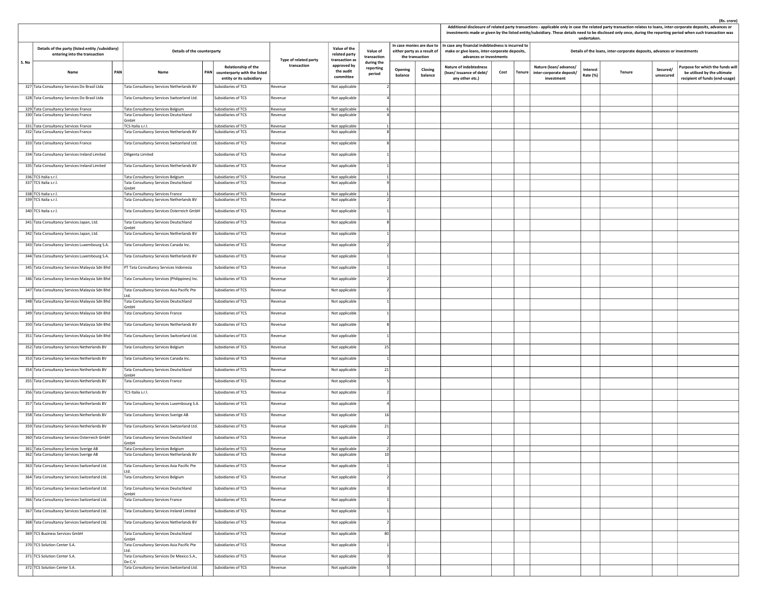(Rs. crore)

| S. No | Details of the party (listed entity /subsidiary) entering into the transaction | | Details of the counterparty | | | Type of related party transaction | Value of the related party transaction as approved by the audit committee | Value of transaction during the reporting period | In case monies are due to either party as a result of the transaction | | Additional disclosure of related party transactions - applicable only in case the related party transaction relates to loans, inter-corporate deposits, advances or investments made or given by the listed entity/subsidiary. These details need to be disclosed only once, during the reporting period when such transaction was undertaken. In case any financial indebtedness is incurred to make or give loans, inter-corporate deposits, advances or investments | | | Details of the loans, inter-corporate deposits, advances or investments | | | | |
|---|---|---|---|---|---|---|---|---|---|---|---|---|---|---|---|---|---|---|
| | Name | PAN | Name | PAN | Relationship of the counterparty with the listed entity or its subsidiary | | | | Opening balance | Closing balance | Nature of indebtedness (loan/ issuance of debt/ any other etc.) | Cost | Tenure | Nature (loan/ advance/ inter-corporate deposit/ investment | Interest Rate (%) | Tenure | Secured/ unsecured | Purpose for which the funds will be utilised by the ultimate recipient of funds (end-usage) |
| 327 | Tata Consultancy Services Do Brasil Ltda | | Tata Consultancy Services Netherlands BV | | Subsidiaries of TCS | Revenue | Not applicable | 2 | | | | | | | | | | |
| 328 | Tata Consultancy Services Do Brasil Ltda | | Tata Consultancy Services Switzerland Ltd. | | Subsidiaries of TCS | Revenue | Not applicable | 4 | | | | | | | | | | |
| 329 | Tata Consultancy Services France | | Tata Consultancy Services Belgium | | Subsidiaries of TCS | Revenue | Not applicable | 6 | | | | | | | | | | |
| 330 | Tata Consultancy Services France | | Tata Consultancy Services Deutschland GmbH | | Subsidiaries of TCS | Revenue | Not applicable | 4 | | | | | | | | | | |
| 331 | Tata Consultancy Services France | | TCS Italia s.r.l. | | Subsidiaries of TCS | Revenue | Not applicable | 1 | | | | | | | | | | |
| 332 | Tata Consultancy Services France | | Tata Consultancy Services Netherlands BV | | Subsidiaries of TCS | Revenue | Not applicable | 8 | | | | | | | | | | |
| 333 | Tata Consultancy Services France | | Tata Consultancy Services Switzerland Ltd. | | Subsidiaries of TCS | Revenue | Not applicable | 8 | | | | | | | | | | |
| 334 | Tata Consultancy Services Ireland Limited | | Diligenta Limited | | Subsidiaries of TCS | Revenue | Not applicable | 1 | | | | | | | | | | |
| 335 | Tata Consultancy Services Ireland Limited | | Tata Consultancy Services Netherlands BV | | Subsidiaries of TCS | Revenue | Not applicable | 1 | | | | | | | | | | |
| 336 | TCS Italia s.r.l. | | Tata Consultancy Services Belgium | | Subsidiaries of TCS | Revenue | Not applicable | 1 | | | | | | | | | | |
| 337 | TCS Italia s.r.l. | | Tata Consultancy Services Deutschland GmbH | | Subsidiaries of TCS | Revenue | Not applicable | 9 | | | | | | | | | | |
| 338 | TCS Italia s.r.l. | | Tata Consultancy Services France | | Subsidiaries of TCS | Revenue | Not applicable | 1 | | | | | | | | | | |
| 339 | TCS Italia s.r.l. | | Tata Consultancy Services Netherlands BV | | Subsidiaries of TCS | Revenue | Not applicable | 2 | | | | | | | | | | |
| 340 | TCS Italia s.r.l. | | Tata Consultancy Services Osterreich GmbH | | Subsidiaries of TCS | Revenue | Not applicable | 1 | | | | | | | | | | |
| 341 | Tata Consultancy Services Japan, Ltd. | | Tata Consultancy Services Deutschland GmbH | | Subsidiaries of TCS | Revenue | Not applicable | 8 | | | | | | | | | | |
| 342 | Tata Consultancy Services Japan, Ltd. | | Tata Consultancy Services Netherlands BV | | Subsidiaries of TCS | Revenue | Not applicable | 1 | | | | | | | | | | |
| 343 | Tata Consultancy Services Luxembourg S.A. | | Tata Consultancy Services Canada Inc. | | Subsidiaries of TCS | Revenue | Not applicable | 2 | | | | | | | | | | |
| 344 | Tata Consultancy Services Luxembourg S.A. | | Tata Consultancy Services Netherlands BV | | Subsidiaries of TCS | Revenue | Not applicable | 1 | | | | | | | | | | |
| 345 | Tata Consultancy Services Malaysia Sdn Bhd | | PT Tata Consultancy Services Indonesia | | Subsidiaries of TCS | Revenue | Not applicable | 1 | | | | | | | | | | |
| 346 | Tata Consultancy Services Malaysia Sdn Bhd | | Tata Consultancy Services (Philippines) Inc. | | Subsidiaries of TCS | Revenue | Not applicable | 2 | | | | | | | | | | |
| 347 | Tata Consultancy Services Malaysia Sdn Bhd | | Tata Consultancy Services Asia Pacific Pte Ltd. | | Subsidiaries of TCS | Revenue | Not applicable | 2 | | | | | | | | | | |
| 348 | Tata Consultancy Services Malaysia Sdn Bhd | | Tata Consultancy Services Deutschland GmbH | | Subsidiaries of TCS | Revenue | Not applicable | 1 | | | | | | | | | | |
| 349 | Tata Consultancy Services Malaysia Sdn Bhd | | Tata Consultancy Services France | | Subsidiaries of TCS | Revenue | Not applicable | 1 | | | | | | | | | | |
| 350 | Tata Consultancy Services Malaysia Sdn Bhd | | Tata Consultancy Services Netherlands BV | | Subsidiaries of TCS | Revenue | Not applicable | 8 | | | | | | | | | | |
| 351 | Tata Consultancy Services Malaysia Sdn Bhd | | Tata Consultancy Services Switzerland Ltd. | | Subsidiaries of TCS | Revenue | Not applicable | 1 | | | | | | | | | | |
| 352 | Tata Consultancy Services Netherlands BV | | Tata Consultancy Services Belgium | | Subsidiaries of TCS | Revenue | Not applicable | 25 | | | | | | | | | | |
| 353 | Tata Consultancy Services Netherlands BV | | Tata Consultancy Services Canada Inc. | | Subsidiaries of TCS | Revenue | Not applicable | 1 | | | | | | | | | | |
| 354 | Tata Consultancy Services Netherlands BV | | Tata Consultancy Services Deutschland GmbH | | Subsidiaries of TCS | Revenue | Not applicable | 21 | | | | | | | | | | |
| 355 | Tata Consultancy Services Netherlands BV | | Tata Consultancy Services France | | Subsidiaries of TCS | Revenue | Not applicable | 5 | | | | | | | | | | |
| 356 | Tata Consultancy Services Netherlands BV | | TCS Italia s.r.l. | | Subsidiaries of TCS | Revenue | Not applicable | 2 | | | | | | | | | | |
| 357 | Tata Consultancy Services Netherlands BV | | Tata Consultancy Services Luxembourg S.A. | | Subsidiaries of TCS | Revenue | Not applicable | 4 | | | | | | | | | | |
| 358 | Tata Consultancy Services Netherlands BV | | Tata Consultancy Services Sverige AB | | Subsidiaries of TCS | Revenue | Not applicable | 16 | | | | | | | | | | |
| 359 | Tata Consultancy Services Netherlands BV | | Tata Consultancy Services Switzerland Ltd. | | Subsidiaries of TCS | Revenue | Not applicable | 21 | | | | | | | | | | |
| 360 | Tata Consultancy Services Osterreich GmbH | | Tata Consultancy Services Deutschland GmbH | | Subsidiaries of TCS | Revenue | Not applicable | 2 | | | | | | | | | | |
| 361 | Tata Consultancy Services Sverige AB | | Tata Consultancy Services Belgium | | Subsidiaries of TCS | Revenue | Not applicable | 2 | | | | | | | | | | |
| 362 | Tata Consultancy Services Sverige AB | | Tata Consultancy Services Netherlands BV | | Subsidiaries of TCS | Revenue | Not applicable | 10 | | | | | | | | | | |
| 363 | Tata Consultancy Services Switzerland Ltd. | | Tata Consultancy Services Asia Pacific Pte Ltd. | | Subsidiaries of TCS | Revenue | Not applicable | 1 | | | | | | | | | | |
| 364 | Tata Consultancy Services Switzerland Ltd. | | Tata Consultancy Services Belgium | | Subsidiaries of TCS | Revenue | Not applicable | 2 | | | | | | | | | | |
| 365 | Tata Consultancy Services Switzerland Ltd. | | Tata Consultancy Services Deutschland GmbH | | Subsidiaries of TCS | Revenue | Not applicable | 3 | | | | | | | | | | |
| 366 | Tata Consultancy Services Switzerland Ltd. | | Tata Consultancy Services France | | Subsidiaries of TCS | Revenue | Not applicable | 1 | | | | | | | | | | |
| 367 | Tata Consultancy Services Switzerland Ltd. | | Tata Consultancy Services Ireland Limited | | Subsidiaries of TCS | Revenue | Not applicable | 1 | | | | | | | | | | |
| 368 | Tata Consultancy Services Switzerland Ltd. | | Tata Consultancy Services Netherlands BV | | Subsidiaries of TCS | Revenue | Not applicable | 2 | | | | | | | | | | |
| 369 | TCS Business Services GmbH | | Tata Consultancy Services Deutschland GmbH | | Subsidiaries of TCS | Revenue | Not applicable | 80 | | | | | | | | | | |
| 370 | TCS Solution Center S.A. | | Tata Consultancy Services Asia Pacific Pte Ltd. | | Subsidiaries of TCS | Revenue | Not applicable | 1 | | | | | | | | | | |
| 371 | TCS Solution Center S.A. | | Tata Consultancy Services De Mexico S.A., De C.V. | | Subsidiaries of TCS | Revenue | Not applicable | 3 | | | | | | | | | | |
| 372 | TCS Solution Center S.A. | | Tata Consultancy Services Switzerland Ltd. | | Subsidiaries of TCS | Revenue | Not applicable | 5 | | | | | | | | | | |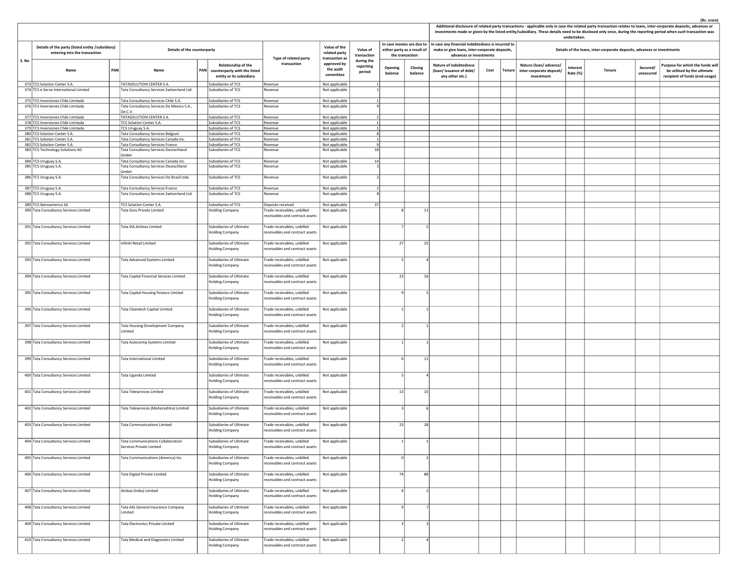(Rs. crore)

| S. No | Details of the party (listed entity /subsidiary) entering into the transaction | | Details of the counterparty | | | Type of related party transaction | Value of the related party transaction as approved by the audit committee | Value of transaction during the reporting period | In case monies are due to either party as a result of the transaction | | Additional disclosure of related party transactions - applicable only in case the related party transaction relates to loans, inter-corporate deposits, advances or investments made or given by the listed entity/subsidiary. These details need to be disclosed only once, during the reporting period when such transaction was undertaken. In case any financial indebtedness is incurred to make or give loans, inter-corporate deposits, advances or investments | | | Details of the loans, inter-corporate deposits, advances or investments | | | | |
|---|---|---|---|---|---|---|---|---|---|---|---|---|---|---|---|---|---|---|
| | Name | PAN | Name | PAN | Relationship of the counterparty with the listed entity or its subsidiary | | | | Opening balance | Closing balance | Nature of indebtedness (loan/ issuance of debt/ any other etc.) | Cost | Tenure | Nature (loan/ advance/ inter-corporate deposit/ investment | Interest Rate (%) | Tenure | Secured/ unsecured | Purpose for which the funds will be utilised by the ultimate recipient of funds (end-usage) |
| 373 | TCS Solution Center S.A. | | TATASOLUTION CENTER S.A. | | Subsidiaries of TCS | Revenue | Not applicable | 1 | | | | | | | | | | |
| 374 | TCS e-Serve International Limited | | Tata Consultancy Services Switzerland Ltd. | | Subsidiaries of TCS | Revenue | Not applicable | 1 | | | | | | | | | | |
| 375 | TCS Inversiones Chile Limitada | | Tata Consultancy Services Chile S.A. | | Subsidiaries of TCS | Revenue | Not applicable | 1 | | | | | | | | | | |
| 376 | TCS Inversiones Chile Limitada | | Tata Consultancy Services De Mexico S.A., De C.V. | | Subsidiaries of TCS | Revenue | Not applicable | 9 | | | | | | | | | | |
| 377 | TCS Inversiones Chile Limitada | | TATASOLUTION CENTER S.A. | | Subsidiaries of TCS | Revenue | Not applicable | 1 | | | | | | | | | | |
| 378 | TCS Inversiones Chile Limitada | | TCS Solution Center S.A. | | Subsidiaries of TCS | Revenue | Not applicable | 1 | | | | | | | | | | |
| 379 | TCS Inversiones Chile Limitada | | TCS Uruguay S.A. | | Subsidiaries of TCS | Revenue | Not applicable | 1 | | | | | | | | | | |
| 380 | TCS Solution Center S.A. | | Tata Consultancy Services Belgium | | Subsidiaries of TCS | Revenue | Not applicable | 8 | | | | | | | | | | |
| 381 | TCS Solution Center S.A. | | Tata Consultancy Services Canada Inc. | | Subsidiaries of TCS | Revenue | Not applicable | 1 | | | | | | | | | | |
| 382 | TCS Solution Center S.A. | | Tata Consultancy Services France | | Subsidiaries of TCS | Revenue | Not applicable | 9 | | | | | | | | | | |
| 383 | TCS Technology Solutions AG | | Tata Consultancy Services Deutschland GmbH | | Subsidiaries of TCS | Revenue | Not applicable | 18 | | | | | | | | | | |
| 384 | TCS Uruguay S.A. | | Tata Consultancy Services Canada Inc. | | Subsidiaries of TCS | Revenue | Not applicable | 14 | | | | | | | | | | |
| 385 | TCS Uruguay S.A. | | Tata Consultancy Services Deutschland GmbH | | Subsidiaries of TCS | Revenue | Not applicable | 3 | | | | | | | | | | |
| 386 | TCS Uruguay S.A. | | Tata Consultancy Services Do Brasil Ltda | | Subsidiaries of TCS | Revenue | Not applicable | 2 | | | | | | | | | | |
| 387 | TCS Uruguay S.A. | | Tata Consultancy Services France | | Subsidiaries of TCS | Revenue | Not applicable | 2 | | | | | | | | | | |
| 388 | TCS Uruguay S.A. | | Tata Consultancy Services Switzerland Ltd. | | Subsidiaries of TCS | Revenue | Not applicable | 8 | | | | | | | | | | |
| 389 | TCS Iberoamerica SA | | TCS Solution Center S.A. | | Subsidiaries of TCS | Deposits received | Not applicable | 37 | | | | | | | | | | |
| 390 | Tata Consultancy Services Limited | | Tata Sons Private Limited | | Holding Company | Trade receivables, unbilled receivables and contract assets | Not applicable | | 8 | 11 | | | | | | | | |
| 391 | Tata Consultancy Services Limited | | Tata SIA Airlines Limited | | Subsidiaries of Ultimate Holding Company | Trade receivables, unbilled receivables and contract assets | Not applicable | | 7 | 5 | | | | | | | | |
| 392 | Tata Consultancy Services Limited | | Infiniti Retail Limited | | Subsidiaries of Ultimate Holding Company | Trade receivables, unbilled receivables and contract assets | Not applicable | | 27 | 25 | | | | | | | | |
| 393 | Tata Consultancy Services Limited | | Tata Advanced Systems Limited | | Subsidiaries of Ultimate Holding Company | Trade receivables, unbilled receivables and contract assets | Not applicable | | 5 | 4 | | | | | | | | |
| 394 | Tata Consultancy Services Limited | | Tata Capital Financial Services Limited | | Subsidiaries of Ultimate Holding Company | Trade receivables, unbilled receivables and contract assets | Not applicable | | 23 | 16 | | | | | | | | |
| 395 | Tata Consultancy Services Limited | | Tata Capital Housing Finance Limited | | Subsidiaries of Ultimate Holding Company | Trade receivables, unbilled receivables and contract assets | Not applicable | | 9 | 5 | | | | | | | | |
| 396 | Tata Consultancy Services Limited | | Tata Cleantech Capital Limited | | Subsidiaries of Ultimate Holding Company | Trade receivables, unbilled receivables and contract assets | Not applicable | | 1 | 1 | | | | | | | | |
| 397 | Tata Consultancy Services Limited | | Tata Housing Development Company Limited | | Subsidiaries of Ultimate Holding Company | Trade receivables, unbilled receivables and contract assets | Not applicable | | 2 | 1 | | | | | | | | |
| 398 | Tata Consultancy Services Limited | | Tata Autocomp Systems Limited | | Subsidiaries of Ultimate Holding Company | Trade receivables, unbilled receivables and contract assets | Not applicable | | 1 | 1 | | | | | | | | |
| 399 | Tata Consultancy Services Limited | | Tata International Limited | | Subsidiaries of Ultimate Holding Company | Trade receivables, unbilled receivables and contract assets | Not applicable | | 6 | 11 | | | | | | | | |
| 400 | Tata Consultancy Services Limited | | Tata Uganda Limited | | Subsidiaries of Ultimate Holding Company | Trade receivables, unbilled receivables and contract assets | Not applicable | | 5 | 4 | | | | | | | | |
| 401 | Tata Consultancy Services Limited | | Tata Teleservices Limited | | Subsidiaries of Ultimate Holding Company | Trade receivables, unbilled receivables and contract assets | Not applicable | | 13 | 15 | | | | | | | | |
| 402 | Tata Consultancy Services Limited | | Tata Teleservices (Maharashtra) Limited | | Subsidiaries of Ultimate Holding Company | Trade receivables, unbilled receivables and contract assets | Not applicable | | 3 | 6 | | | | | | | | |
| 403 | Tata Consultancy Services Limited | | Tata Communications Limited | | Subsidiaries of Ultimate Holding Company | Trade receivables, unbilled receivables and contract assets | Not applicable | | 23 | 28 | | | | | | | | |
| 404 | Tata Consultancy Services Limited | | Tata Communications Collaboration Services Private Limited | | Subsidiaries of Ultimate Holding Company | Trade receivables, unbilled receivables and contract assets | Not applicable | | 1 | 1 | | | | | | | | |
| 405 | Tata Consultancy Services Limited | | Tata Communications (America) Inc. | | Subsidiaries of Ultimate Holding Company | Trade receivables, unbilled receivables and contract assets | Not applicable | | 0 | 2 | | | | | | | | |
| 406 | Tata Consultancy Services Limited | | Tata Digital Private Limited | | Subsidiaries of Ultimate Holding Company | Trade receivables, unbilled receivables and contract assets | Not applicable | | 74 | 88 | | | | | | | | |
| 407 | Tata Consultancy Services Limited | | AirAsia (India) Limited | | Subsidiaries of Ultimate Holding Company | Trade receivables, unbilled receivables and contract assets | Not applicable | | 4 | 2 | | | | | | | | |
| 408 | Tata Consultancy Services Limited | | Tata AIG General Insurance Company Limited | | Subsidiaries of Ultimate Holding Company | Trade receivables, unbilled receivables and contract assets | Not applicable | | 9 | 7 | | | | | | | | |
| 409 | Tata Consultancy Services Limited | | Tata Electronics Private Limited | | Subsidiaries of Ultimate Holding Company | Trade receivables, unbilled receivables and contract assets | Not applicable | | 3 | 3 | | | | | | | | |
| 410 | Tata Consultancy Services Limited | | Tata Medical and Diagnostics Limited | | Subsidiaries of Ultimate Holding Company | Trade receivables, unbilled receivables and contract assets | Not applicable | | 2 | 4 | | | | | | | | |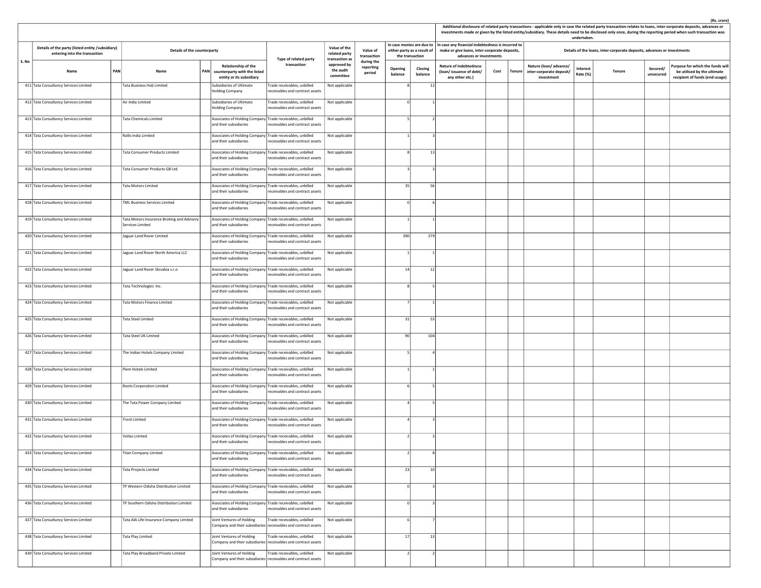(Rs. crore)

| S. No | Details of the party (listed entity /subsidiary) entering into the transaction | | Details of the counterparty | | | Type of related party transaction | Value of the related party transaction as approved by the audit committee | Value of transaction during the reporting period | In case monies are due to either party as a result of the transaction | | Additional disclosure of related party transactions - applicable only in case the related party transaction relates to loans, inter-corporate deposits, advances or investments made or given by the listed entity/subsidiary. These details need to be disclosed only once, during the reporting period when such transaction was undertaken. In case any financial indebtedness is incurred to make or give loans, inter-corporate deposits, advances or investments | | | Details of the loans, inter-corporate deposits, advances or investments | | | | |
|---|---|---|---|---|---|---|---|---|---|---|---|---|---|---|---|---|---|---|
| | Name | PAN | Name | PAN | Relationship of the counterparty with the listed entity or its subsidiary | | | | Opening balance | Closing balance | Nature of indebtedness (loan/ issuance of debt/ any other etc.) | Cost | Tenure | Nature (loan/ advance/ inter-corporate deposit/ investment | Interest Rate (%) | Tenure | Secured/ unsecured | Purpose for which the funds will be utilised by the ultimate recipient of funds (end-usage) |
| 411 | Tata Consultancy Services Limited | | Tata Business Hub Limited | | Subsidiaries of Ultimate Holding Company | Trade receivables, unbilled receivables and contract assets | Not applicable | | 8 | 12 | | | | | | | | |
| 412 | Tata Consultancy Services Limited | | Air India Limited | | Subsidiaries of Ultimate Holding Company | Trade receivables, unbilled receivables and contract assets | Not applicable | | 0 | 1 | | | | | | | | |
| 413 | Tata Consultancy Services Limited | | Tata Chemicals Limited | | Associates of Holding Company and their subsidiaries | Trade receivables, unbilled receivables and contract assets | Not applicable | | 5 | 2 | | | | | | | | |
| 414 | Tata Consultancy Services Limited | | Rallis India Limited | | Associates of Holding Company and their subsidiaries | Trade receivables, unbilled receivables and contract assets | Not applicable | | 1 | 3 | | | | | | | | |
| 415 | Tata Consultancy Services Limited | | Tata Consumer Products Limited | | Associates of Holding Company and their subsidiaries | Trade receivables, unbilled receivables and contract assets | Not applicable | | 8 | 13 | | | | | | | | |
| 416 | Tata Consultancy Services Limited | | Tata Consumer Products GB Ltd. | | Associates of Holding Company and their subsidiaries | Trade receivables, unbilled receivables and contract assets | Not applicable | | 3 | 3 | | | | | | | | |
| 417 | Tata Consultancy Services Limited | | Tata Motors Limited | | Associates of Holding Company and their subsidiaries | Trade receivables, unbilled receivables and contract assets | Not applicable | | 35 | 56 | | | | | | | | |
| 418 | Tata Consultancy Services Limited | | TML Business Services Limited | | Associates of Holding Company and their subsidiaries | Trade receivables, unbilled receivables and contract assets | Not applicable | | 0 | 6 | | | | | | | | |
| 419 | Tata Consultancy Services Limited | | Tata Motors Insurance Broking and Advisory Services Limited | | Associates of Holding Company and their subsidiaries | Trade receivables, unbilled receivables and contract assets | Not applicable | | 1 | 1 | | | | | | | | |
| 420 | Tata Consultancy Services Limited | | Jaguar Land Rover Limited | | Associates of Holding Company and their subsidiaries | Trade receivables, unbilled receivables and contract assets | Not applicable | | 390 | 379 | | | | | | | | |
| 421 | Tata Consultancy Services Limited | | Jaguar Land Rover North America LLC | | Associates of Holding Company and their subsidiaries | Trade receivables, unbilled receivables and contract assets | Not applicable | | 1 | 1 | | | | | | | | |
| 422 | Tata Consultancy Services Limited | | Jaguar Land Rover Slovakia s.r.o | | Associates of Holding Company and their subsidiaries | Trade receivables, unbilled receivables and contract assets | Not applicable | | 14 | 12 | | | | | | | | |
| 423 | Tata Consultancy Services Limited | | Tata Technologies Inc. | | Associates of Holding Company and their subsidiaries | Trade receivables, unbilled receivables and contract assets | Not applicable | | 8 | 5 | | | | | | | | |
| 424 | Tata Consultancy Services Limited | | Tata Motors Finance Limited | | Associates of Holding Company and their subsidiaries | Trade receivables, unbilled receivables and contract assets | Not applicable | | 7 | 1 | | | | | | | | |
| 425 | Tata Consultancy Services Limited | | Tata Steel Limited | | Associates of Holding Company and their subsidiaries | Trade receivables, unbilled receivables and contract assets | Not applicable | | 31 | 53 | | | | | | | | |
| 426 | Tata Consultancy Services Limited | | Tata Steel UK Limited | | Associates of Holding Company and their subsidiaries | Trade receivables, unbilled receivables and contract assets | Not applicable | | 90 | 104 | | | | | | | | |
| 427 | Tata Consultancy Services Limited | | The Indian Hotels Company Limited | | Associates of Holding Company and their subsidiaries | Trade receivables, unbilled receivables and contract assets | Not applicable | | 5 | 4 | | | | | | | | |
| 428 | Tata Consultancy Services Limited | | Piem Hotels Limited | | Associates of Holding Company and their subsidiaries | Trade receivables, unbilled receivables and contract assets | Not applicable | | 1 | 1 | | | | | | | | |
| 429 | Tata Consultancy Services Limited | | Roots Corporation Limited | | Associates of Holding Company and their subsidiaries | Trade receivables, unbilled receivables and contract assets | Not applicable | | 6 | 5 | | | | | | | | |
| 430 | Tata Consultancy Services Limited | | The Tata Power Company Limited | | Associates of Holding Company and their subsidiaries | Trade receivables, unbilled receivables and contract assets | Not applicable | | 4 | 5 | | | | | | | | |
| 431 | Tata Consultancy Services Limited | | Trent Limited | | Associates of Holding Company and their subsidiaries | Trade receivables, unbilled receivables and contract assets | Not applicable | | 4 | 3 | | | | | | | | |
| 432 | Tata Consultancy Services Limited | | Voltas Limited | | Associates of Holding Company and their subsidiaries | Trade receivables, unbilled receivables and contract assets | Not applicable | | 2 | 3 | | | | | | | | |
| 433 | Tata Consultancy Services Limited | | Titan Company Limited | | Associates of Holding Company and their subsidiaries | Trade receivables, unbilled receivables and contract assets | Not applicable | | 2 | 8 | | | | | | | | |
| 434 | Tata Consultancy Services Limited | | Tata Projects Limited | | Associates of Holding Company and their subsidiaries | Trade receivables, unbilled receivables and contract assets | Not applicable | | 23 | 10 | | | | | | | | |
| 435 | Tata Consultancy Services Limited | | TP Western Odisha Distribution Limited | | Associates of Holding Company and their subsidiaries | Trade receivables, unbilled receivables and contract assets | Not applicable | | 0 | 3 | | | | | | | | |
| 436 | Tata Consultancy Services Limited | | TP Southern Odisha Distribution Limited | | Associates of Holding Company and their subsidiaries | Trade receivables, unbilled receivables and contract assets | Not applicable | | 0 | 3 | | | | | | | | |
| 437 | Tata Consultancy Services Limited | | Tata AIA Life Insurance Company Limited | | Joint Ventures of Holding Company and their subsidiaries | Trade receivables, unbilled receivables and contract assets | Not applicable | | 6 | 7 | | | | | | | | |
| 438 | Tata Consultancy Services Limited | | Tata Play Limited | | Joint Ventures of Holding Company and their subsidiaries | Trade receivables, unbilled receivables and contract assets | Not applicable | | 17 | 13 | | | | | | | | |
| 439 | Tata Consultancy Services Limited | | Tata Play Broadband Private Limited | | Joint Ventures of Holding Company and their subsidiaries | Trade receivables, unbilled receivables and contract assets | Not applicable | | 2 | 2 | | | | | | | | |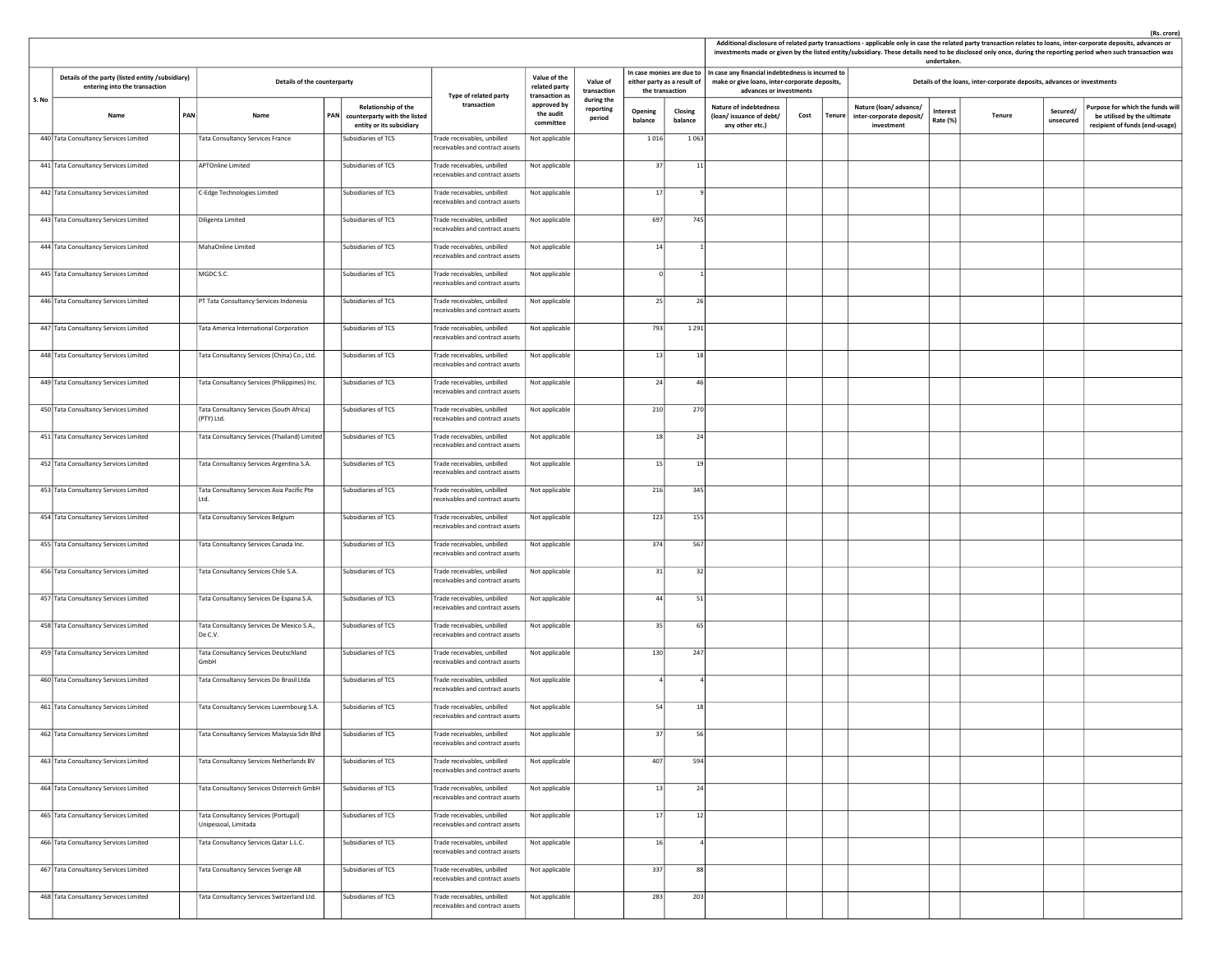(Rs. crore)

| S. No | Details of the party (listed entity /subsidiary) entering into the transaction | | Details of the counterparty | | | Type of related party transaction | Value of the related party transaction as approved by the audit committee | Value of transaction during the reporting period | In case monies are due to either party as a result of the transaction | | Additional disclosure of related party transactions - applicable only in case the related party transaction relates to loans, inter-corporate deposits, advances or investments made or given by the listed entity/subsidiary. These details need to be disclosed only once, during the reporting period when such transaction was undertaken. | | | | | | | |
|---|---|---|---|---|---|---|---|---|---|---|---|---|---|---|---|---|---|---|
| | | | | | | | | | | | In case any financial indebtedness is incurred to make or give loans, inter-corporate deposits, advances or investments | | | Details of the loans, inter-corporate deposits, advances or investments | | | | |
| | Name | PAN | Name | PAN | Relationship of the counterparty with the listed entity or its subsidiary | | | | Opening balance | Closing balance | Nature of indebtedness (loan/ issuance of debt/ any other etc.) | Cost | Tenure | Nature (loan/ advance/ inter-corporate deposit/ investment | Interest Rate (%) | Tenure | Secured/ unsecured | Purpose for which the funds will be utilised by the ultimate recipient of funds (end-usage) |
| 440 | Tata Consultancy Services Limited | | Tata Consultancy Services France | | Subsidiaries of TCS | Trade receivables, unbilled receivables and contract assets | Not applicable | | 1 016 | 1 063 | | | | | | | | |
| 441 | Tata Consultancy Services Limited | | APTOnline Limited | | Subsidiaries of TCS | Trade receivables, unbilled receivables and contract assets | Not applicable | | 37 | 11 | | | | | | | | |
| 442 | Tata Consultancy Services Limited | | C-Edge Technologies Limited | | Subsidiaries of TCS | Trade receivables, unbilled receivables and contract assets | Not applicable | | 17 | 9 | | | | | | | | |
| 443 | Tata Consultancy Services Limited | | Diligenta Limited | | Subsidiaries of TCS | Trade receivables, unbilled receivables and contract assets | Not applicable | | 697 | 745 | | | | | | | | |
| 444 | Tata Consultancy Services Limited | | MahaOnline Limited | | Subsidiaries of TCS | Trade receivables, unbilled receivables and contract assets | Not applicable | | 14 | 1 | | | | | | | | |
| 445 | Tata Consultancy Services Limited | | MGDC S.C. | | Subsidiaries of TCS | Trade receivables, unbilled receivables and contract assets | Not applicable | | 0 | 1 | | | | | | | | |
| 446 | Tata Consultancy Services Limited | | PT Tata Consultancy Services Indonesia | | Subsidiaries of TCS | Trade receivables, unbilled receivables and contract assets | Not applicable | | 25 | 26 | | | | | | | | |
| 447 | Tata Consultancy Services Limited | | Tata America International Corporation | | Subsidiaries of TCS | Trade receivables, unbilled receivables and contract assets | Not applicable | | 793 | 1 291 | | | | | | | | |
| 448 | Tata Consultancy Services Limited | | Tata Consultancy Services (China) Co., Ltd. | | Subsidiaries of TCS | Trade receivables, unbilled receivables and contract assets | Not applicable | | 13 | 18 | | | | | | | | |
| 449 | Tata Consultancy Services Limited | | Tata Consultancy Services (Philippines) Inc. | | Subsidiaries of TCS | Trade receivables, unbilled receivables and contract assets | Not applicable | | 24 | 46 | | | | | | | | |
| 450 | Tata Consultancy Services Limited | | Tata Consultancy Services (South Africa) (PTY) Ltd. | | Subsidiaries of TCS | Trade receivables, unbilled receivables and contract assets | Not applicable | | 210 | 270 | | | | | | | | |
| 451 | Tata Consultancy Services Limited | | Tata Consultancy Services (Thailand) Limited | | Subsidiaries of TCS | Trade receivables, unbilled receivables and contract assets | Not applicable | | 18 | 24 | | | | | | | | |
| 452 | Tata Consultancy Services Limited | | Tata Consultancy Services Argentina S.A. | | Subsidiaries of TCS | Trade receivables, unbilled receivables and contract assets | Not applicable | | 15 | 19 | | | | | | | | |
| 453 | Tata Consultancy Services Limited | | Tata Consultancy Services Asia Pacific Pte Ltd. | | Subsidiaries of TCS | Trade receivables, unbilled receivables and contract assets | Not applicable | | 216 | 345 | | | | | | | | |
| 454 | Tata Consultancy Services Limited | | Tata Consultancy Services Belgium | | Subsidiaries of TCS | Trade receivables, unbilled receivables and contract assets | Not applicable | | 123 | 155 | | | | | | | | |
| 455 | Tata Consultancy Services Limited | | Tata Consultancy Services Canada Inc. | | Subsidiaries of TCS | Trade receivables, unbilled receivables and contract assets | Not applicable | | 374 | 567 | | | | | | | | |
| 456 | Tata Consultancy Services Limited | | Tata Consultancy Services Chile S.A. | | Subsidiaries of TCS | Trade receivables, unbilled receivables and contract assets | Not applicable | | 31 | 32 | | | | | | | | |
| 457 | Tata Consultancy Services Limited | | Tata Consultancy Services De Espana S.A. | | Subsidiaries of TCS | Trade receivables, unbilled receivables and contract assets | Not applicable | | 44 | 51 | | | | | | | | |
| 458 | Tata Consultancy Services Limited | | Tata Consultancy Services De Mexico S.A., De C.V. | | Subsidiaries of TCS | Trade receivables, unbilled receivables and contract assets | Not applicable | | 35 | 65 | | | | | | | | |
| 459 | Tata Consultancy Services Limited | | Tata Consultancy Services Deutschland GmbH | | Subsidiaries of TCS | Trade receivables, unbilled receivables and contract assets | Not applicable | | 130 | 247 | | | | | | | | |
| 460 | Tata Consultancy Services Limited | | Tata Consultancy Services Do Brasil Ltda | | Subsidiaries of TCS | Trade receivables, unbilled receivables and contract assets | Not applicable | | 4 | 4 | | | | | | | | |
| 461 | Tata Consultancy Services Limited | | Tata Consultancy Services Luxembourg S.A. | | Subsidiaries of TCS | Trade receivables, unbilled receivables and contract assets | Not applicable | | 54 | 18 | | | | | | | | |
| 462 | Tata Consultancy Services Limited | | Tata Consultancy Services Malaysia Sdn Bhd | | Subsidiaries of TCS | Trade receivables, unbilled receivables and contract assets | Not applicable | | 37 | 56 | | | | | | | | |
| 463 | Tata Consultancy Services Limited | | Tata Consultancy Services Netherlands BV | | Subsidiaries of TCS | Trade receivables, unbilled receivables and contract assets | Not applicable | | 407 | 594 | | | | | | | | |
| 464 | Tata Consultancy Services Limited | | Tata Consultancy Services Osterreich GmbH | | Subsidiaries of TCS | Trade receivables, unbilled receivables and contract assets | Not applicable | | 13 | 24 | | | | | | | | |
| 465 | Tata Consultancy Services Limited | | Tata Consultancy Services (Portugal) Unipessoal, Limitada | | Subsidiaries of TCS | Trade receivables, unbilled receivables and contract assets | Not applicable | | 17 | 12 | | | | | | | | |
| 466 | Tata Consultancy Services Limited | | Tata Consultancy Services Qatar L.L.C. | | Subsidiaries of TCS | Trade receivables, unbilled receivables and contract assets | Not applicable | | 16 | 4 | | | | | | | | |
| 467 | Tata Consultancy Services Limited | | Tata Consultancy Services Sverige AB | | Subsidiaries of TCS | Trade receivables, unbilled receivables and contract assets | Not applicable | | 337 | 88 | | | | | | | | |
| 468 | Tata Consultancy Services Limited | | Tata Consultancy Services Switzerland Ltd. | | Subsidiaries of TCS | Trade receivables, unbilled receivables and contract assets | Not applicable | | 283 | 203 | | | | | | | | |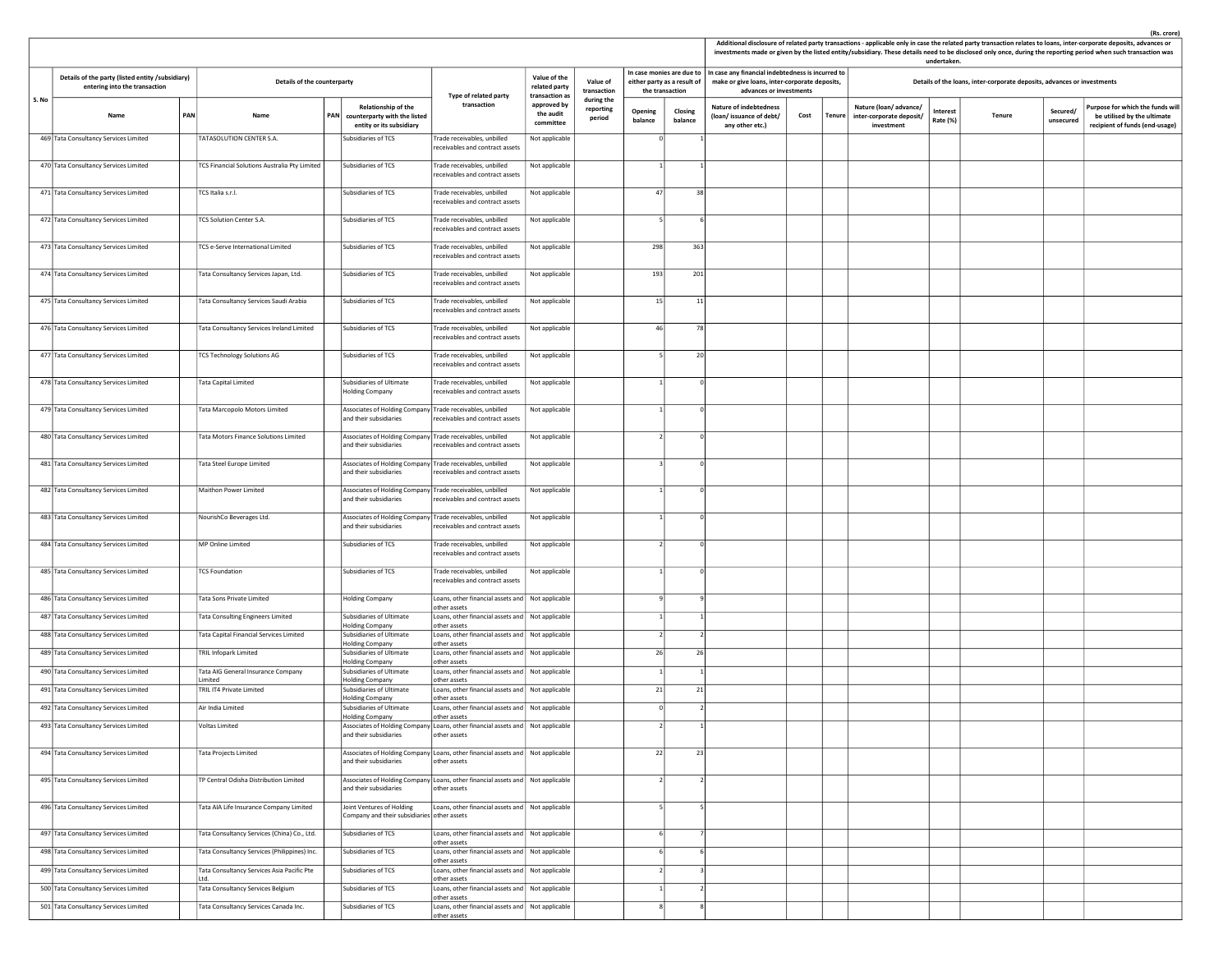(Rs. crore)

| S. No | Details of the party (listed entity /subsidiary) entering into the transaction | | Details of the counterparty | | | Type of related party transaction | Value of the related party transaction as approved by the audit committee | Value of transaction during the reporting period | In case monies are due to either party as a result of the transaction | | Additional disclosure of related party transactions - applicable only in case the related party transaction relates to loans, inter-corporate deposits, advances or investments made or given by the listed entity/subsidiary. These details need to be disclosed only once, during the reporting period when such transaction was undertaken. | | | | | | | |
|---|---|---|---|---|---|---|---|---|---|---|---|---|---|---|---|---|---|---|
| | | | | | | | | | | | In case any financial indebtedness is incurred to make or give loans, inter-corporate deposits, advances or investments | | | Details of the loans, inter-corporate deposits, advances or investments | | | | |
| | Name | PAN | Name | PAN | Relationship of the counterparty with the listed entity or its subsidiary | | | | Opening balance | Closing balance | Nature of indebtedness (loan/ issuance of debt/ any other etc.) | Cost | Tenure | Nature (loan/ advance/ inter-corporate deposit/ investment | Interest Rate (%) | Tenure | Secured/ unsecured | Purpose for which the funds will be utilised by the ultimate recipient of funds (end-usage) |
| 469 | Tata Consultancy Services Limited | | TATASOLUTION CENTER S.A. | | Subsidiaries of TCS | Trade receivables, unbilled receivables and contract assets | Not applicable | | 0 | 1 | | | | | | | | |
| 470 | Tata Consultancy Services Limited | | TCS Financial Solutions Australia Pty Limited | | Subsidiaries of TCS | Trade receivables, unbilled receivables and contract assets | Not applicable | | 1 | 1 | | | | | | | | |
| 471 | Tata Consultancy Services Limited | | TCS Italia s.r.l. | | Subsidiaries of TCS | Trade receivables, unbilled receivables and contract assets | Not applicable | | 47 | 38 | | | | | | | | |
| 472 | Tata Consultancy Services Limited | | TCS Solution Center S.A. | | Subsidiaries of TCS | Trade receivables, unbilled receivables and contract assets | Not applicable | | 5 | 6 | | | | | | | | |
| 473 | Tata Consultancy Services Limited | | TCS e-Serve International Limited | | Subsidiaries of TCS | Trade receivables, unbilled receivables and contract assets | Not applicable | | 298 | 363 | | | | | | | | |
| 474 | Tata Consultancy Services Limited | | Tata Consultancy Services Japan, Ltd. | | Subsidiaries of TCS | Trade receivables, unbilled receivables and contract assets | Not applicable | | 193 | 201 | | | | | | | | |
| 475 | Tata Consultancy Services Limited | | Tata Consultancy Services Saudi Arabia | | Subsidiaries of TCS | Trade receivables, unbilled receivables and contract assets | Not applicable | | 15 | 11 | | | | | | | | |
| 476 | Tata Consultancy Services Limited | | Tata Consultancy Services Ireland Limited | | Subsidiaries of TCS | Trade receivables, unbilled receivables and contract assets | Not applicable | | 46 | 78 | | | | | | | | |
| 477 | Tata Consultancy Services Limited | | TCS Technology Solutions AG | | Subsidiaries of TCS | Trade receivables, unbilled receivables and contract assets | Not applicable | | 5 | 20 | | | | | | | | |
| 478 | Tata Consultancy Services Limited | | Tata Capital Limited | | Subsidiaries of Ultimate Holding Company | Trade receivables, unbilled receivables and contract assets | Not applicable | | 1 | 0 | | | | | | | | |
| 479 | Tata Consultancy Services Limited | | Tata Marcopolo Motors Limited | | Associates of Holding Company and their subsidiaries | Trade receivables, unbilled receivables and contract assets | Not applicable | | 1 | 0 | | | | | | | | |
| 480 | Tata Consultancy Services Limited | | Tata Motors Finance Solutions Limited | | Associates of Holding Company and their subsidiaries | Trade receivables, unbilled receivables and contract assets | Not applicable | | 2 | 0 | | | | | | | | |
| 481 | Tata Consultancy Services Limited | | Tata Steel Europe Limited | | Associates of Holding Company and their subsidiaries | Trade receivables, unbilled receivables and contract assets | Not applicable | | 3 | 0 | | | | | | | | |
| 482 | Tata Consultancy Services Limited | | Maithon Power Limited | | Associates of Holding Company and their subsidiaries | Trade receivables, unbilled receivables and contract assets | Not applicable | | 1 | 0 | | | | | | | | |
| 483 | Tata Consultancy Services Limited | | NourishCo Beverages Ltd. | | Associates of Holding Company and their subsidiaries | Trade receivables, unbilled receivables and contract assets | Not applicable | | 1 | 0 | | | | | | | | |
| 484 | Tata Consultancy Services Limited | | MP Online Limited | | Subsidiaries of TCS | Trade receivables, unbilled receivables and contract assets | Not applicable | | 2 | 0 | | | | | | | | |
| 485 | Tata Consultancy Services Limited | | TCS Foundation | | Subsidiaries of TCS | Trade receivables, unbilled receivables and contract assets | Not applicable | | 1 | 0 | | | | | | | | |
| 486 | Tata Consultancy Services Limited | | Tata Sons Private Limited | | Holding Company | Loans, other financial assets and other assets | Not applicable | | 9 | 9 | | | | | | | | |
| 487 | Tata Consultancy Services Limited | | Tata Consulting Engineers Limited | | Subsidiaries of Ultimate Holding Company | Loans, other financial assets and other assets | Not applicable | | 1 | 1 | | | | | | | | |
| 488 | Tata Consultancy Services Limited | | Tata Capital Financial Services Limited | | Subsidiaries of Ultimate Holding Company | Loans, other financial assets and other assets | Not applicable | | 2 | 2 | | | | | | | | |
| 489 | Tata Consultancy Services Limited | | TRIL Infopark Limited | | Subsidiaries of Ultimate Holding Company | Loans, other financial assets and other assets | Not applicable | | 26 | 26 | | | | | | | | |
| 490 | Tata Consultancy Services Limited | | Tata AIG General Insurance Company Limited | | Subsidiaries of Ultimate Holding Company | Loans, other financial assets and other assets | Not applicable | | 1 | 1 | | | | | | | | |
| 491 | Tata Consultancy Services Limited | | TRIL IT4 Private Limited | | Subsidiaries of Ultimate Holding Company | Loans, other financial assets and other assets | Not applicable | | 21 | 21 | | | | | | | | |
| 492 | Tata Consultancy Services Limited | | Air India Limited | | Subsidiaries of Ultimate Holding Company | Loans, other financial assets and other assets | Not applicable | | 0 | 2 | | | | | | | | |
| 493 | Tata Consultancy Services Limited | | Voltas Limited | | Associates of Holding Company and their subsidiaries | Loans, other financial assets and other assets | Not applicable | | 2 | 1 | | | | | | | | |
| 494 | Tata Consultancy Services Limited | | Tata Projects Limited | | Associates of Holding Company and their subsidiaries | Loans, other financial assets and other assets | Not applicable | | 22 | 23 | | | | | | | | |
| 495 | Tata Consultancy Services Limited | | TP Central Odisha Distribution Limited | | Associates of Holding Company and their subsidiaries | Loans, other financial assets and other assets | Not applicable | | 2 | 2 | | | | | | | | |
| 496 | Tata Consultancy Services Limited | | Tata AIA Life Insurance Company Limited | | Joint Ventures of Holding Company and their subsidiaries | Loans, other financial assets and other assets | Not applicable | | 5 | 5 | | | | | | | | |
| 497 | Tata Consultancy Services Limited | | Tata Consultancy Services (China) Co., Ltd. | | Subsidiaries of TCS | Loans, other financial assets and other assets | Not applicable | | 6 | 7 | | | | | | | | |
| 498 | Tata Consultancy Services Limited | | Tata Consultancy Services (Philippines) Inc. | | Subsidiaries of TCS | Loans, other financial assets and other assets | Not applicable | | 6 | 6 | | | | | | | | |
| 499 | Tata Consultancy Services Limited | | Tata Consultancy Services Asia Pacific Pte Ltd. | | Subsidiaries of TCS | Loans, other financial assets and other assets | Not applicable | | 2 | 3 | | | | | | | | |
| 500 | Tata Consultancy Services Limited | | Tata Consultancy Services Belgium | | Subsidiaries of TCS | Loans, other financial assets and other assets | Not applicable | | 1 | 2 | | | | | | | | |
| 501 | Tata Consultancy Services Limited | | Tata Consultancy Services Canada Inc. | | Subsidiaries of TCS | Loans, other financial assets and other assets | Not applicable | | 8 | 8 | | | | | | | | |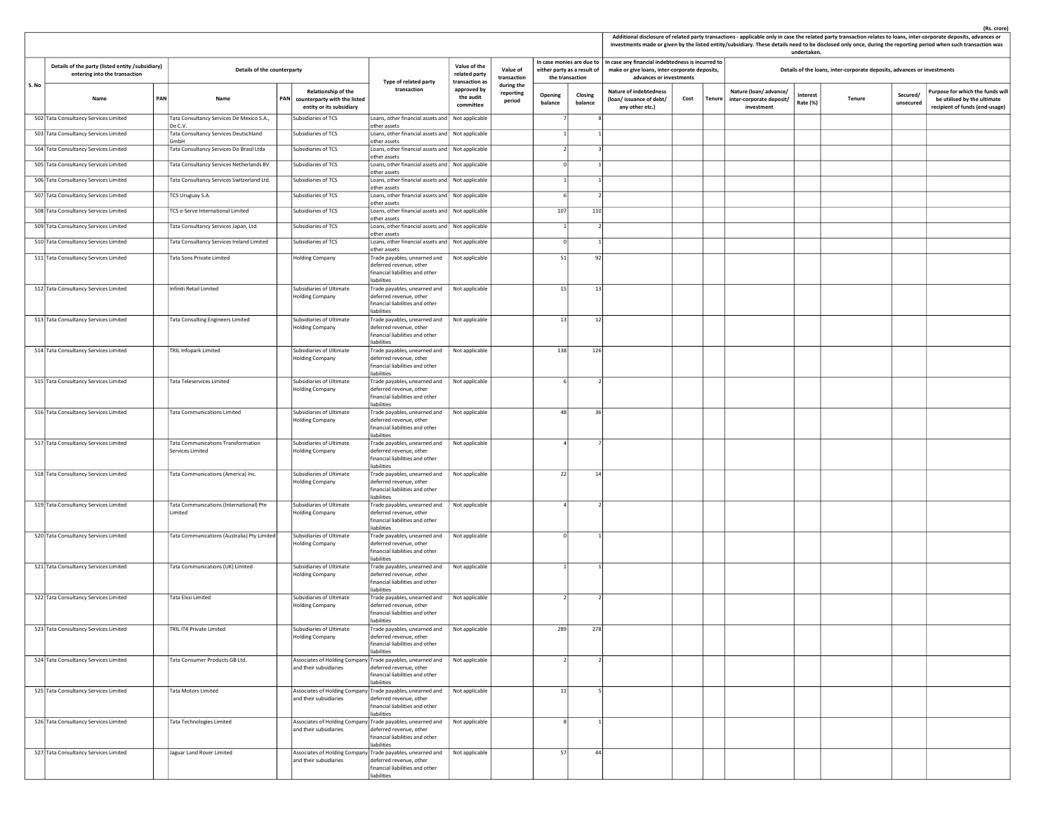(Rs. crore)

| S. No | Details of the party (listed entity /subsidiary) entering into the transaction | | Details of the counterparty | | | Type of related party transaction | Value of the related party transaction as approved by the audit committee | Value of transaction during the reporting period | In case monies are due to either party as a result of the transaction | | Additional disclosure of related party transactions - applicable only in case the related party transaction relates to loans, inter-corporate deposits, advances or investments made or given by the listed entity/subsidiary. These details need to be disclosed only once, during the reporting period when such transaction was undertaken. In case any financial indebtedness is incurred to make or give loans, inter-corporate deposits, advances or investments | | | Details of the loans, inter-corporate deposits, advances or investments | | | | |
|---|---|---|---|---|---|---|---|---|---|---|---|---|---|---|---|---|---|---|
| | Name | PAN | Name | PAN | Relationship of the counterparty with the listed entity or its subsidiary | | | | Opening balance | Closing balance | Nature of indebtedness (loan/ issuance of debt/ any other etc.) | Cost | Tenure | Nature (loan/ advance/ inter-corporate deposit/ investment | Interest Rate (%) | Tenure | Secured/ unsecured | Purpose for which the funds will be utilised by the ultimate recipient of funds (end-usage) |
| 502 | Tata Consultancy Services Limited | | Tata Consultancy Services De Mexico S.A., De C.V. | | Subsidiaries of TCS | Loans, other financial assets and other assets | Not applicable | | 7 | 8 | | | | | | | | |
| 503 | Tata Consultancy Services Limited | | Tata Consultancy Services Deutschland GmbH | | Subsidiaries of TCS | Loans, other financial assets and other assets | Not applicable | | 1 | 1 | | | | | | | | |
| 504 | Tata Consultancy Services Limited | | Tata Consultancy Services Do Brasil Ltda | | Subsidiaries of TCS | Loans, other financial assets and other assets | Not applicable | | 2 | 3 | | | | | | | | |
| 505 | Tata Consultancy Services Limited | | Tata Consultancy Services Netherlands BV | | Subsidiaries of TCS | Loans, other financial assets and other assets | Not applicable | | 0 | 1 | | | | | | | | |
| 506 | Tata Consultancy Services Limited | | Tata Consultancy Services Switzerland Ltd. | | Subsidiaries of TCS | Loans, other financial assets and other assets | Not applicable | | 1 | 1 | | | | | | | | |
| 507 | Tata Consultancy Services Limited | | TCS Uruguay S.A. | | Subsidiaries of TCS | Loans, other financial assets and other assets | Not applicable | | 6 | 2 | | | | | | | | |
| 508 | Tata Consultancy Services Limited | | TCS e-Serve International Limited | | Subsidiaries of TCS | Loans, other financial assets and other assets | Not applicable | | 107 | 110 | | | | | | | | |
| 509 | Tata Consultancy Services Limited | | Tata Consultancy Services Japan, Ltd. | | Subsidiaries of TCS | Loans, other financial assets and other assets | Not applicable | | 1 | 2 | | | | | | | | |
| 510 | Tata Consultancy Services Limited | | Tata Consultancy Services Ireland Limited | | Subsidiaries of TCS | Loans, other financial assets and other assets | Not applicable | | 0 | 1 | | | | | | | | |
| 511 | Tata Consultancy Services Limited | | Tata Sons Private Limited | | Holding Company | Trade payables, unearned and deferred revenue, other financial liabilities and other liabilities | Not applicable | | 51 | 92 | | | | | | | | |
| 512 | Tata Consultancy Services Limited | | Infiniti Retail Limited | | Subsidiaries of Ultimate Holding Company | Trade payables, unearned and deferred revenue, other financial liabilities and other liabilities | Not applicable | | 15 | 13 | | | | | | | | |
| 513 | Tata Consultancy Services Limited | | Tata Consulting Engineers Limited | | Subsidiaries of Ultimate Holding Company | Trade payables, unearned and deferred revenue, other financial liabilities and other liabilities | Not applicable | | 13 | 12 | | | | | | | | |
| 514 | Tata Consultancy Services Limited | | TRIL Infopark Limited | | Subsidiaries of Ultimate Holding Company | Trade payables, unearned and deferred revenue, other financial liabilities and other liabilities | Not applicable | | 138 | 126 | | | | | | | | |
| 515 | Tata Consultancy Services Limited | | Tata Teleservices Limited | | Subsidiaries of Ultimate Holding Company | Trade payables, unearned and deferred revenue, other financial liabilities and other liabilities | Not applicable | | 6 | 2 | | | | | | | | |
| 516 | Tata Consultancy Services Limited | | Tata Communications Limited | | Subsidiaries of Ultimate Holding Company | Trade payables, unearned and deferred revenue, other financial liabilities and other liabilities | Not applicable | | 48 | 36 | | | | | | | | |
| 517 | Tata Consultancy Services Limited | | Tata Communications Transformation Services Limited | | Subsidiaries of Ultimate Holding Company | Trade payables, unearned and deferred revenue, other financial liabilities and other liabilities | Not applicable | | 4 | 7 | | | | | | | | |
| 518 | Tata Consultancy Services Limited | | Tata Communications (America) Inc. | | Subsidiaries of Ultimate Holding Company | Trade payables, unearned and deferred revenue, other financial liabilities and other liabilities | Not applicable | | 22 | 14 | | | | | | | | |
| 519 | Tata Consultancy Services Limited | | Tata Communications (International) Pte Limited | | Subsidiaries of Ultimate Holding Company | Trade payables, unearned and deferred revenue, other financial liabilities and other liabilities | Not applicable | | 4 | 2 | | | | | | | | |
| 520 | Tata Consultancy Services Limited | | Tata Communications (Australia) Pty Limited | | Subsidiaries of Ultimate Holding Company | Trade payables, unearned and deferred revenue, other financial liabilities and other liabilities | Not applicable | | 0 | 1 | | | | | | | | |
| 521 | Tata Consultancy Services Limited | | Tata Communications (UK) Limited | | Subsidiaries of Ultimate Holding Company | Trade payables, unearned and deferred revenue, other financial liabilities and other liabilities | Not applicable | | 1 | 1 | | | | | | | | |
| 522 | Tata Consultancy Services Limited | | Tata Elxsi Limited | | Subsidiaries of Ultimate Holding Company | Trade payables, unearned and deferred revenue, other financial liabilities and other liabilities | Not applicable | | 2 | 2 | | | | | | | | |
| 523 | Tata Consultancy Services Limited | | TRIL IT4 Private Limited | | Subsidiaries of Ultimate Holding Company | Trade payables, unearned and deferred revenue, other financial liabilities and other liabilities | Not applicable | | 289 | 278 | | | | | | | | |
| 524 | Tata Consultancy Services Limited | | Tata Consumer Products GB Ltd. | | Associates of Holding Company and their subsidiaries | Trade payables, unearned and deferred revenue, other financial liabilities and other liabilities | Not applicable | | 2 | 2 | | | | | | | | |
| 525 | Tata Consultancy Services Limited | | Tata Motors Limited | | Associates of Holding Company and their subsidiaries | Trade payables, unearned and deferred revenue, other financial liabilities and other liabilities | Not applicable | | 11 | 5 | | | | | | | | |
| 526 | Tata Consultancy Services Limited | | Tata Technologies Limited | | Associates of Holding Company and their subsidiaries | Trade payables, unearned and deferred revenue, other financial liabilities and other liabilities | Not applicable | | 8 | 1 | | | | | | | | |
| 527 | Tata Consultancy Services Limited | | Jaguar Land Rover Limited | | Associates of Holding Company and their subsidiaries | Trade payables, unearned and deferred revenue, other financial liabilities and other liabilities | Not applicable | | 57 | 44 | | | | | | | | |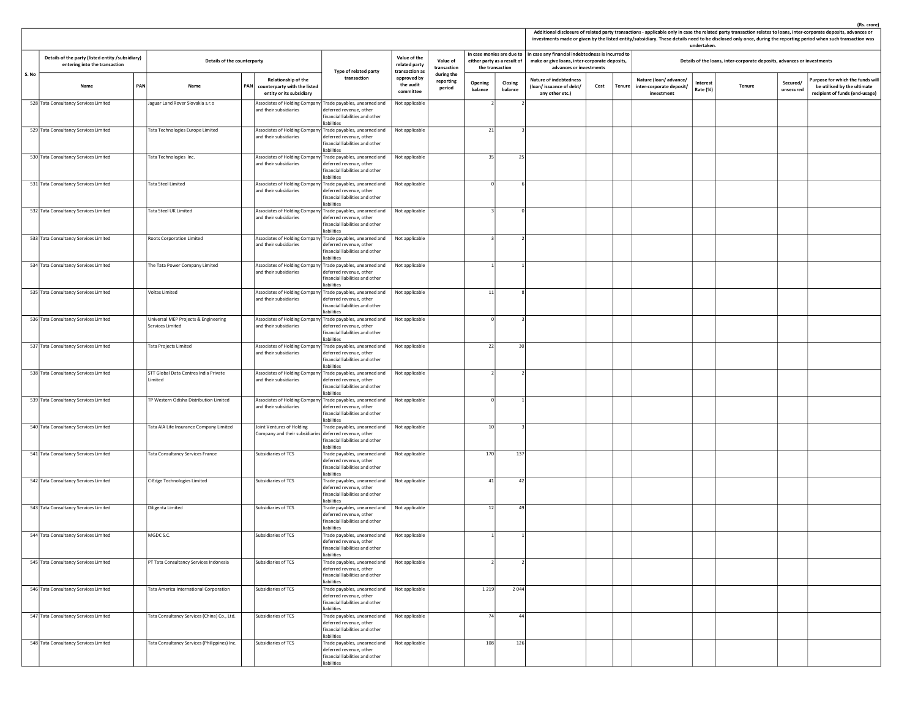(Rs. crore)

| S. No | Details of the party (listed entity /subsidiary) entering into the transaction | | Details of the counterparty | | | Type of related party transaction | Value of the related party transaction as approved by the audit committee | Value of transaction during the reporting period | In case monies are due to either party as a result of the transaction | | Additional disclosure of related party transactions - applicable only in case the related party transaction relates to loans, inter-corporate deposits, advances or investments made or given by the listed entity/subsidiary. These details need to be disclosed only once, during the reporting period when such transaction was undertaken. | | | | | | | |
|---|---|---|---|---|---|---|---|---|---|---|---|---|---|---|---|---|---|---|
| | | | | | | | | | | | In case any financial indebtedness is incurred to make or give loans, inter-corporate deposits, advances or investments | | | Details of the loans, inter-corporate deposits, advances or investments | | | | |
| | Name | PAN | Name | PAN | Relationship of the counterparty with the listed entity or its subsidiary | | | | Opening balance | Closing balance | Nature of indebtedness (loan/ issuance of debt/ any other etc.) | Cost | Tenure | Nature (loan/ advance/ inter-corporate deposit/ investment | Interest Rate (%) | Tenure | Secured/ unsecured | Purpose for which the funds will be utilised by the ultimate recipient of funds (end-usage) |
| 528 | Tata Consultancy Services Limited | | Jaguar Land Rover Slovakia s.r.o | | Associates of Holding Company and their subsidiaries | Trade payables, unearned and deferred revenue, other financial liabilities and other liabilities | Not applicable | | 2 | 2 | | | | | | | | |
| 529 | Tata Consultancy Services Limited | | Tata Technologies Europe Limited | | Associates of Holding Company and their subsidiaries | Trade payables, unearned and deferred revenue, other financial liabilities and other liabilities | Not applicable | | 21 | 3 | | | | | | | | |
| 530 | Tata Consultancy Services Limited | | Tata Technologies Inc. | | Associates of Holding Company and their subsidiaries | Trade payables, unearned and deferred revenue, other financial liabilities and other liabilities | Not applicable | | 35 | 25 | | | | | | | | |
| 531 | Tata Consultancy Services Limited | | Tata Steel Limited | | Associates of Holding Company and their subsidiaries | Trade payables, unearned and deferred revenue, other financial liabilities and other liabilities | Not applicable | | 0 | 6 | | | | | | | | |
| 532 | Tata Consultancy Services Limited | | Tata Steel UK Limited | | Associates of Holding Company and their subsidiaries | Trade payables, unearned and deferred revenue, other financial liabilities and other liabilities | Not applicable | | 3 | 0 | | | | | | | | |
| 533 | Tata Consultancy Services Limited | | Roots Corporation Limited | | Associates of Holding Company and their subsidiaries | Trade payables, unearned and deferred revenue, other financial liabilities and other liabilities | Not applicable | | 3 | 2 | | | | | | | | |
| 534 | Tata Consultancy Services Limited | | The Tata Power Company Limited | | Associates of Holding Company and their subsidiaries | Trade payables, unearned and deferred revenue, other financial liabilities and other liabilities | Not applicable | | 1 | 1 | | | | | | | | |
| 535 | Tata Consultancy Services Limited | | Voltas Limited | | Associates of Holding Company and their subsidiaries | Trade payables, unearned and deferred revenue, other financial liabilities and other liabilities | Not applicable | | 11 | 8 | | | | | | | | |
| 536 | Tata Consultancy Services Limited | | Universal MEP Projects & Engineering Services Limited | | Associates of Holding Company and their subsidiaries | Trade payables, unearned and deferred revenue, other financial liabilities and other liabilities | Not applicable | | 0 | 3 | | | | | | | | |
| 537 | Tata Consultancy Services Limited | | Tata Projects Limited | | Associates of Holding Company and their subsidiaries | Trade payables, unearned and deferred revenue, other financial liabilities and other liabilities | Not applicable | | 22 | 30 | | | | | | | | |
| 538 | Tata Consultancy Services Limited | | STT Global Data Centres India Private Limited | | Associates of Holding Company and their subsidiaries | Trade payables, unearned and deferred revenue, other financial liabilities and other liabilities | Not applicable | | 2 | 2 | | | | | | | | |
| 539 | Tata Consultancy Services Limited | | TP Western Odisha Distribution Limited | | Associates of Holding Company and their subsidiaries | Trade payables, unearned and deferred revenue, other financial liabilities and other liabilities | Not applicable | | 0 | 1 | | | | | | | | |
| 540 | Tata Consultancy Services Limited | | Tata AIA Life Insurance Company Limited | | Joint Ventures of Holding Company and their subsidiaries | Trade payables, unearned and deferred revenue, other financial liabilities and other liabilities | Not applicable | | 10 | 3 | | | | | | | | |
| 541 | Tata Consultancy Services Limited | | Tata Consultancy Services France | | Subsidiaries of TCS | Trade payables, unearned and deferred revenue, other financial liabilities and other liabilities | Not applicable | | 170 | 137 | | | | | | | | |
| 542 | Tata Consultancy Services Limited | | C-Edge Technologies Limited | | Subsidiaries of TCS | Trade payables, unearned and deferred revenue, other financial liabilities and other liabilities | Not applicable | | 41 | 42 | | | | | | | | |
| 543 | Tata Consultancy Services Limited | | Diligenta Limited | | Subsidiaries of TCS | Trade payables, unearned and deferred revenue, other financial liabilities and other liabilities | Not applicable | | 12 | 49 | | | | | | | | |
| 544 | Tata Consultancy Services Limited | | MGDC S.C. | | Subsidiaries of TCS | Trade payables, unearned and deferred revenue, other financial liabilities and other liabilities | Not applicable | | 1 | 1 | | | | | | | | |
| 545 | Tata Consultancy Services Limited | | PT Tata Consultancy Services Indonesia | | Subsidiaries of TCS | Trade payables, unearned and deferred revenue, other financial liabilities and other liabilities | Not applicable | | 2 | 2 | | | | | | | | |
| 546 | Tata Consultancy Services Limited | | Tata America International Corporation | | Subsidiaries of TCS | Trade payables, unearned and deferred revenue, other financial liabilities and other liabilities | Not applicable | | 1 219 | 2 044 | | | | | | | | |
| 547 | Tata Consultancy Services Limited | | Tata Consultancy Services (China) Co., Ltd. | | Subsidiaries of TCS | Trade payables, unearned and deferred revenue, other financial liabilities and other liabilities | Not applicable | | 74 | 44 | | | | | | | | |
| 548 | Tata Consultancy Services Limited | | Tata Consultancy Services (Philippines) Inc. | | Subsidiaries of TCS | Trade payables, unearned and deferred revenue, other financial liabilities and other liabilities | Not applicable | | 108 | 126 | | | | | | | | |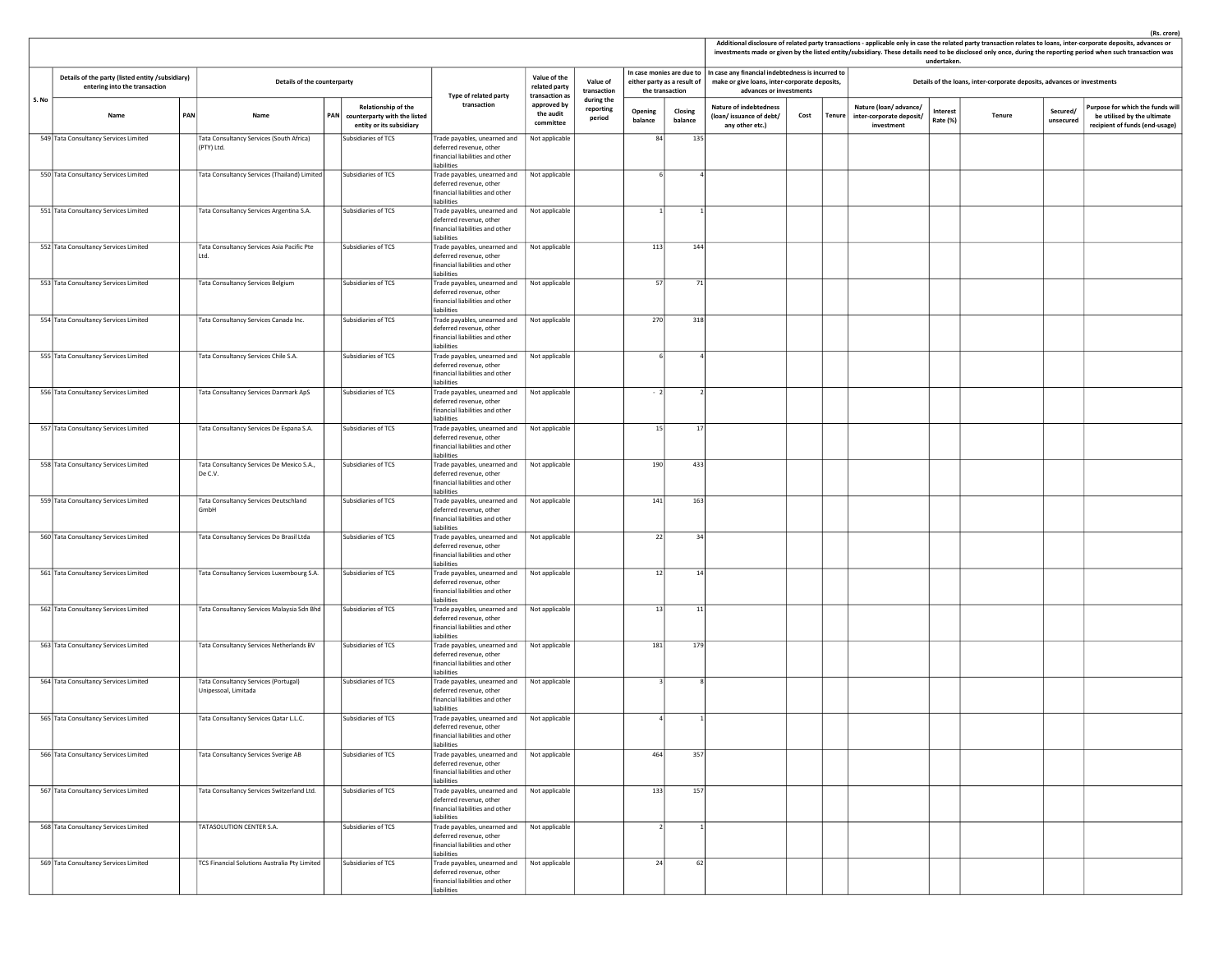(Rs. crore)

| S. No | Details of the party (listed entity /subsidiary) entering into the transaction | | Details of the counterparty | | | Type of related party transaction | Value of the related party transaction as approved by the audit committee | Value of transaction during the reporting period | In case monies are due to either party as a result of the transaction | | Additional disclosure of related party transactions - applicable only in case the related party transaction relates to loans, inter-corporate deposits, advances or investments made or given by the listed entity/subsidiary. These details need to be disclosed only once, during the reporting period when such transaction was undertaken. | | | | | | | |
|---|---|---|---|---|---|---|---|---|---|---|---|---|---|---|---|---|---|---|
| | | | | | | | | | | | In case any financial indebtedness is incurred to make or give loans, inter-corporate deposits, advances or investments | | | Details of the loans, inter-corporate deposits, advances or investments | | | | |
| | Name | PAN | Name | PAN | Relationship of the counterparty with the listed entity or its subsidiary | | | | Opening balance | Closing balance | Nature of indebtedness (loan/ issuance of debt/ any other etc.) | Cost | Tenure | Nature (loan/ advance/ inter-corporate deposit/ investment | Interest Rate (%) | Tenure | Secured/ unsecured | Purpose for which the funds will be utilised by the ultimate recipient of funds (end-usage) |
| 549 | Tata Consultancy Services Limited | | Tata Consultancy Services (South Africa) (PTY) Ltd. | | Subsidiaries of TCS | Trade payables, unearned and deferred revenue, other financial liabilities and other liabilities | Not applicable | | 84 | 135 | | | | | | | | |
| 550 | Tata Consultancy Services Limited | | Tata Consultancy Services (Thailand) Limited | | Subsidiaries of TCS | Trade payables, unearned and deferred revenue, other financial liabilities and other liabilities | Not applicable | | 6 | 4 | | | | | | | | |
| 551 | Tata Consultancy Services Limited | | Tata Consultancy Services Argentina S.A. | | Subsidiaries of TCS | Trade payables, unearned and deferred revenue, other financial liabilities and other liabilities | Not applicable | | 1 | 1 | | | | | | | | |
| 552 | Tata Consultancy Services Limited | | Tata Consultancy Services Asia Pacific Pte Ltd. | | Subsidiaries of TCS | Trade payables, unearned and deferred revenue, other financial liabilities and other liabilities | Not applicable | | 113 | 144 | | | | | | | | |
| 553 | Tata Consultancy Services Limited | | Tata Consultancy Services Belgium | | Subsidiaries of TCS | Trade payables, unearned and deferred revenue, other financial liabilities and other liabilities | Not applicable | | 57 | 71 | | | | | | | | |
| 554 | Tata Consultancy Services Limited | | Tata Consultancy Services Canada Inc. | | Subsidiaries of TCS | Trade payables, unearned and deferred revenue, other financial liabilities and other liabilities | Not applicable | | 270 | 318 | | | | | | | | |
| 555 | Tata Consultancy Services Limited | | Tata Consultancy Services Chile S.A. | | Subsidiaries of TCS | Trade payables, unearned and deferred revenue, other financial liabilities and other liabilities | Not applicable | | 6 | 4 | | | | | | | | |
| 556 | Tata Consultancy Services Limited | | Tata Consultancy Services Danmark ApS | | Subsidiaries of TCS | Trade payables, unearned and deferred revenue, other financial liabilities and other liabilities | Not applicable | | - 2 | 2 | | | | | | | | |
| 557 | Tata Consultancy Services Limited | | Tata Consultancy Services De Espana S.A. | | Subsidiaries of TCS | Trade payables, unearned and deferred revenue, other financial liabilities and other liabilities | Not applicable | | 15 | 17 | | | | | | | | |
| 558 | Tata Consultancy Services Limited | | Tata Consultancy Services De Mexico S.A., De C.V. | | Subsidiaries of TCS | Trade payables, unearned and deferred revenue, other financial liabilities and other liabilities | Not applicable | | 190 | 433 | | | | | | | | |
| 559 | Tata Consultancy Services Limited | | Tata Consultancy Services Deutschland GmbH | | Subsidiaries of TCS | Trade payables, unearned and deferred revenue, other financial liabilities and other liabilities | Not applicable | | 141 | 163 | | | | | | | | |
| 560 | Tata Consultancy Services Limited | | Tata Consultancy Services Do Brasil Ltda | | Subsidiaries of TCS | Trade payables, unearned and deferred revenue, other financial liabilities and other liabilities | Not applicable | | 22 | 34 | | | | | | | | |
| 561 | Tata Consultancy Services Limited | | Tata Consultancy Services Luxembourg S.A. | | Subsidiaries of TCS | Trade payables, unearned and deferred revenue, other financial liabilities and other liabilities | Not applicable | | 12 | 14 | | | | | | | | |
| 562 | Tata Consultancy Services Limited | | Tata Consultancy Services Malaysia Sdn Bhd | | Subsidiaries of TCS | Trade payables, unearned and deferred revenue, other financial liabilities and other liabilities | Not applicable | | 13 | 11 | | | | | | | | |
| 563 | Tata Consultancy Services Limited | | Tata Consultancy Services Netherlands BV | | Subsidiaries of TCS | Trade payables, unearned and deferred revenue, other financial liabilities and other liabilities | Not applicable | | 181 | 179 | | | | | | | | |
| 564 | Tata Consultancy Services Limited | | Tata Consultancy Services (Portugal) Unipessoal, Limitada | | Subsidiaries of TCS | Trade payables, unearned and deferred revenue, other financial liabilities and other liabilities | Not applicable | | 3 | 8 | | | | | | | | |
| 565 | Tata Consultancy Services Limited | | Tata Consultancy Services Qatar L.L.C. | | Subsidiaries of TCS | Trade payables, unearned and deferred revenue, other financial liabilities and other liabilities | Not applicable | | 4 | 1 | | | | | | | | |
| 566 | Tata Consultancy Services Limited | | Tata Consultancy Services Sverige AB | | Subsidiaries of TCS | Trade payables, unearned and deferred revenue, other financial liabilities and other liabilities | Not applicable | | 464 | 357 | | | | | | | | |
| 567 | Tata Consultancy Services Limited | | Tata Consultancy Services Switzerland Ltd. | | Subsidiaries of TCS | Trade payables, unearned and deferred revenue, other financial liabilities and other liabilities | Not applicable | | 133 | 157 | | | | | | | | |
| 568 | Tata Consultancy Services Limited | | TATASOLUTION CENTER S.A. | | Subsidiaries of TCS | Trade payables, unearned and deferred revenue, other financial liabilities and other liabilities | Not applicable | | 2 | 1 | | | | | | | | |
| 569 | Tata Consultancy Services Limited | | TCS Financial Solutions Australia Pty Limited | | Subsidiaries of TCS | Trade payables, unearned and deferred revenue, other financial liabilities and other liabilities | Not applicable | | 24 | 62 | | | | | | | | |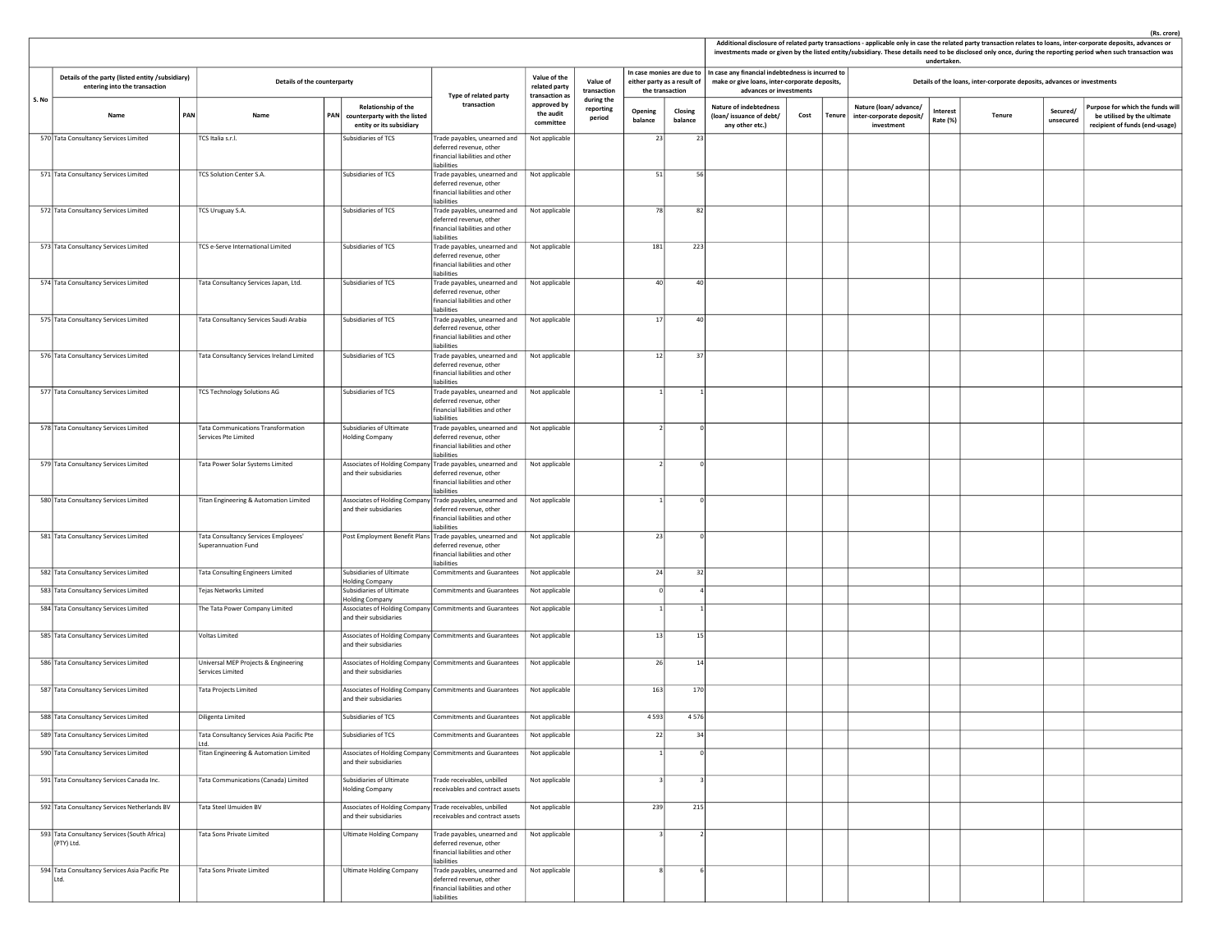(Rs. crore)

| S. No | Details of the party (listed entity /subsidiary) entering into the transaction | | Details of the counterparty | | | Type of related party transaction | Value of the related party transaction as approved by the audit committee | Value of transaction during the reporting period | In case monies are due to either party as a result of the transaction | | Additional disclosure of related party transactions - applicable only in case the related party transaction relates to loans, inter-corporate deposits, advances or investments made or given by the listed entity/subsidiary. These details need to be disclosed only once, during the reporting period when such transaction was undertaken. | | | | | | | |
|---|---|---|---|---|---|---|---|---|---|---|---|---|---|---|---|---|---|---|
| | | | | | | | | | | | In case any financial indebtedness is incurred to make or give loans, inter-corporate deposits, advances or investments | | | Details of the loans, inter-corporate deposits, advances or investments | | | | |
| | Name | PAN | Name | PAN | Relationship of the counterparty with the listed entity or its subsidiary | | | | Opening balance | Closing balance | Nature of indebtedness (loan/ issuance of debt/ any other etc.) | Cost | Tenure | Nature (loan/ advance/ inter-corporate deposit/ investment | Interest Rate (%) | Tenure | Secured/ unsecured | Purpose for which the funds will be utilised by the ultimate recipient of funds (end-usage) |
| 570 | Tata Consultancy Services Limited | | TCS Italia s.r.l. | | Subsidiaries of TCS | Trade payables, unearned and deferred revenue, other financial liabilities and other liabilities | Not applicable | | 23 | 23 | | | | | | | | |
| 571 | Tata Consultancy Services Limited | | TCS Solution Center S.A. | | Subsidiaries of TCS | Trade payables, unearned and deferred revenue, other financial liabilities and other liabilities | Not applicable | | 51 | 56 | | | | | | | | |
| 572 | Tata Consultancy Services Limited | | TCS Uruguay S.A. | | Subsidiaries of TCS | Trade payables, unearned and deferred revenue, other financial liabilities and other liabilities | Not applicable | | 78 | 82 | | | | | | | | |
| 573 | Tata Consultancy Services Limited | | TCS e-Serve International Limited | | Subsidiaries of TCS | Trade payables, unearned and deferred revenue, other financial liabilities and other liabilities | Not applicable | | 181 | 223 | | | | | | | | |
| 574 | Tata Consultancy Services Limited | | Tata Consultancy Services Japan, Ltd. | | Subsidiaries of TCS | Trade payables, unearned and deferred revenue, other financial liabilities and other liabilities | Not applicable | | 40 | 40 | | | | | | | | |
| 575 | Tata Consultancy Services Limited | | Tata Consultancy Services Saudi Arabia | | Subsidiaries of TCS | Trade payables, unearned and deferred revenue, other financial liabilities and other liabilities | Not applicable | | 17 | 40 | | | | | | | | |
| 576 | Tata Consultancy Services Limited | | Tata Consultancy Services Ireland Limited | | Subsidiaries of TCS | Trade payables, unearned and deferred revenue, other financial liabilities and other liabilities | Not applicable | | 12 | 37 | | | | | | | | |
| 577 | Tata Consultancy Services Limited | | TCS Technology Solutions AG | | Subsidiaries of TCS | Trade payables, unearned and deferred revenue, other financial liabilities and other liabilities | Not applicable | | 1 | 1 | | | | | | | | |
| 578 | Tata Consultancy Services Limited | | Tata Communications Transformation Services Pte Limited | | Subsidiaries of Ultimate Holding Company | Trade payables, unearned and deferred revenue, other financial liabilities and other liabilities | Not applicable | | 2 | 0 | | | | | | | | |
| 579 | Tata Consultancy Services Limited | | Tata Power Solar Systems Limited | | Associates of Holding Company and their subsidiaries | Trade payables, unearned and deferred revenue, other financial liabilities and other liabilities | Not applicable | | 2 | 0 | | | | | | | | |
| 580 | Tata Consultancy Services Limited | | Titan Engineering & Automation Limited | | Associates of Holding Company and their subsidiaries | Trade payables, unearned and deferred revenue, other financial liabilities and other liabilities | Not applicable | | 1 | 0 | | | | | | | | |
| 581 | Tata Consultancy Services Limited | | Tata Consultancy Services Employees' Superannuation Fund | | Post Employment Benefit Plans | Trade payables, unearned and deferred revenue, other financial liabilities and other liabilities | Not applicable | | 23 | 0 | | | | | | | | |
| 582 | Tata Consultancy Services Limited | | Tata Consulting Engineers Limited | | Subsidiaries of Ultimate Holding Company | Commitments and Guarantees | Not applicable | | 24 | 32 | | | | | | | | |
| 583 | Tata Consultancy Services Limited | | Tejas Networks Limited | | Subsidiaries of Ultimate Holding Company | Commitments and Guarantees | Not applicable | | 0 | 4 | | | | | | | | |
| 584 | Tata Consultancy Services Limited | | The Tata Power Company Limited | | Associates of Holding Company and their subsidiaries | Commitments and Guarantees | Not applicable | | 1 | 1 | | | | | | | | |
| 585 | Tata Consultancy Services Limited | | Voltas Limited | | Associates of Holding Company and their subsidiaries | Commitments and Guarantees | Not applicable | | 13 | 15 | | | | | | | | |
| 586 | Tata Consultancy Services Limited | | Universal MEP Projects & Engineering Services Limited | | Associates of Holding Company and their subsidiaries | Commitments and Guarantees | Not applicable | | 26 | 14 | | | | | | | | |
| 587 | Tata Consultancy Services Limited | | Tata Projects Limited | | Associates of Holding Company and their subsidiaries | Commitments and Guarantees | Not applicable | | 163 | 170 | | | | | | | | |
| 588 | Tata Consultancy Services Limited | | Diligenta Limited | | Subsidiaries of TCS | Commitments and Guarantees | Not applicable | | 4 593 | 4 576 | | | | | | | | |
| 589 | Tata Consultancy Services Limited | | Tata Consultancy Services Asia Pacific Pte Ltd. | | Subsidiaries of TCS | Commitments and Guarantees | Not applicable | | 22 | 34 | | | | | | | | |
| 590 | Tata Consultancy Services Limited | | Titan Engineering & Automation Limited | | Associates of Holding Company and their subsidiaries | Commitments and Guarantees | Not applicable | | 1 | 0 | | | | | | | | |
| 591 | Tata Consultancy Services Canada Inc. | | Tata Communications (Canada) Limited | | Subsidiaries of Ultimate Holding Company | Trade receivables, unbilled receivables and contract assets | Not applicable | | 3 | 3 | | | | | | | | |
| 592 | Tata Consultancy Services Netherlands BV | | Tata Steel IJmuiden BV | | Associates of Holding Company and their subsidiaries | Trade receivables, unbilled receivables and contract assets | Not applicable | | 239 | 215 | | | | | | | | |
| 593 | Tata Consultancy Services (South Africa) (PTY) Ltd. | | Tata Sons Private Limited | | Ultimate Holding Company | Trade payables, unearned and deferred revenue, other financial liabilities and other liabilities | Not applicable | | 3 | 2 | | | | | | | | |
| 594 | Tata Consultancy Services Asia Pacific Pte Ltd. | | Tata Sons Private Limited | | Ultimate Holding Company | Trade payables, unearned and deferred revenue, other financial liabilities and other liabilities | Not applicable | | 8 | 6 | | | | | | | | |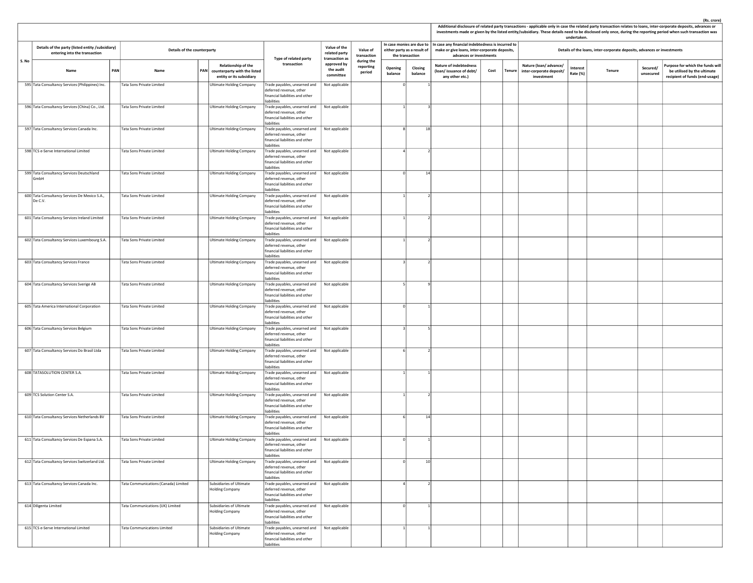(Rs. crore)

| S. No | Details of the party (listed entity /subsidiary) entering into the transaction | | Details of the counterparty | | | Type of related party transaction | Value of the related party transaction as approved by the audit committee | Value of transaction during the reporting period | In case monies are due to either party as a result of the transaction | | Additional disclosure of related party transactions - applicable only in case the related party transaction relates to loans, inter-corporate deposits, advances or investments made or given by the listed entity/subsidiary. These details need to be disclosed only once, during the reporting period when such transaction was undertaken. | | | | | | | |
|---|---|---|---|---|---|---|---|---|---|---|---|---|---|---|---|---|---|---|
| | | | | | | | | | | | In case any financial indebtedness is incurred to make or give loans, inter-corporate deposits, advances or investments | | | Details of the loans, inter-corporate deposits, advances or investments | | | | |
| | Name | PAN | Name | PAN | Relationship of the counterparty with the listed entity or its subsidiary | | | | Opening balance | Closing balance | Nature of indebtedness (loan/ issuance of debt/ any other etc.) | Cost | Tenure | Nature (loan/ advance/ inter-corporate deposit/ investment | Interest Rate (%) | Tenure | Secured/ unsecured | Purpose for which the funds will be utilised by the ultimate recipient of funds (end-usage) |
| 595 | Tata Consultancy Services (Philippines) Inc. | | Tata Sons Private Limited | | Ultimate Holding Company | Trade payables, unearned and deferred revenue, other financial liabilities and other liabilities | Not applicable | | 0 | 1 | | | | | | | | |
| 596 | Tata Consultancy Services (China) Co., Ltd. | | Tata Sons Private Limited | | Ultimate Holding Company | Trade payables, unearned and deferred revenue, other financial liabilities and other liabilities | Not applicable | | 1 | 3 | | | | | | | | |
| 597 | Tata Consultancy Services Canada Inc. | | Tata Sons Private Limited | | Ultimate Holding Company | Trade payables, unearned and deferred revenue, other financial liabilities and other liabilities | Not applicable | | 8 | 18 | | | | | | | | |
| 598 | TCS e-Serve International Limited | | Tata Sons Private Limited | | Ultimate Holding Company | Trade payables, unearned and deferred revenue, other financial liabilities and other liabilities | Not applicable | | 4 | 2 | | | | | | | | |
| 599 | Tata Consultancy Services Deutschland GmbH | | Tata Sons Private Limited | | Ultimate Holding Company | Trade payables, unearned and deferred revenue, other financial liabilities and other liabilities | Not applicable | | 0 | 14 | | | | | | | | |
| 600 | Tata Consultancy Services De Mexico S.A., De C.V. | | Tata Sons Private Limited | | Ultimate Holding Company | Trade payables, unearned and deferred revenue, other financial liabilities and other liabilities | Not applicable | | 1 | 2 | | | | | | | | |
| 601 | Tata Consultancy Services Ireland Limited | | Tata Sons Private Limited | | Ultimate Holding Company | Trade payables, unearned and deferred revenue, other financial liabilities and other liabilities | Not applicable | | 1 | 2 | | | | | | | | |
| 602 | Tata Consultancy Services Luxembourg S.A. | | Tata Sons Private Limited | | Ultimate Holding Company | Trade payables, unearned and deferred revenue, other financial liabilities and other liabilities | Not applicable | | 1 | 2 | | | | | | | | |
| 603 | Tata Consultancy Services France | | Tata Sons Private Limited | | Ultimate Holding Company | Trade payables, unearned and deferred revenue, other financial liabilities and other liabilities | Not applicable | | 3 | 2 | | | | | | | | |
| 604 | Tata Consultancy Services Sverige AB | | Tata Sons Private Limited | | Ultimate Holding Company | Trade payables, unearned and deferred revenue, other financial liabilities and other liabilities | Not applicable | | 5 | 9 | | | | | | | | |
| 605 | Tata America International Corporation | | Tata Sons Private Limited | | Ultimate Holding Company | Trade payables, unearned and deferred revenue, other financial liabilities and other liabilities | Not applicable | | 0 | 1 | | | | | | | | |
| 606 | Tata Consultancy Services Belgium | | Tata Sons Private Limited | | Ultimate Holding Company | Trade payables, unearned and deferred revenue, other financial liabilities and other liabilities | Not applicable | | 3 | 5 | | | | | | | | |
| 607 | Tata Consultancy Services Do Brasil Ltda | | Tata Sons Private Limited | | Ultimate Holding Company | Trade payables, unearned and deferred revenue, other financial liabilities and other liabilities | Not applicable | | 6 | 2 | | | | | | | | |
| 608 | TATASOLUTION CENTER S.A. | | Tata Sons Private Limited | | Ultimate Holding Company | Trade payables, unearned and deferred revenue, other financial liabilities and other liabilities | Not applicable | | 1 | 1 | | | | | | | | |
| 609 | TCS Solution Center S.A. | | Tata Sons Private Limited | | Ultimate Holding Company | Trade payables, unearned and deferred revenue, other financial liabilities and other liabilities | Not applicable | | 1 | 2 | | | | | | | | |
| 610 | Tata Consultancy Services Netherlands BV | | Tata Sons Private Limited | | Ultimate Holding Company | Trade payables, unearned and deferred revenue, other financial liabilities and other liabilities | Not applicable | | 6 | 14 | | | | | | | | |
| 611 | Tata Consultancy Services De Espana S.A. | | Tata Sons Private Limited | | Ultimate Holding Company | Trade payables, unearned and deferred revenue, other financial liabilities and other liabilities | Not applicable | | 0 | 1 | | | | | | | | |
| 612 | Tata Consultancy Services Switzerland Ltd. | | Tata Sons Private Limited | | Ultimate Holding Company | Trade payables, unearned and deferred revenue, other financial liabilities and other liabilities | Not applicable | | 0 | 10 | | | | | | | | |
| 613 | Tata Consultancy Services Canada Inc. | | Tata Communications (Canada) Limited | | Subsidiaries of Ultimate Holding Company | Trade payables, unearned and deferred revenue, other financial liabilities and other liabilities | Not applicable | | 4 | 2 | | | | | | | | |
| 614 | Diligenta Limited | | Tata Communications (UK) Limited | | Subsidiaries of Ultimate Holding Company | Trade payables, unearned and deferred revenue, other financial liabilities and other liabilities | Not applicable | | 0 | 1 | | | | | | | | |
| 615 | TCS e-Serve International Limited | | Tata Communications Limited | | Subsidiaries of Ultimate Holding Company | Trade payables, unearned and deferred revenue, other financial liabilities and other liabilities | Not applicable | | 1 | 1 | | | | | | | | |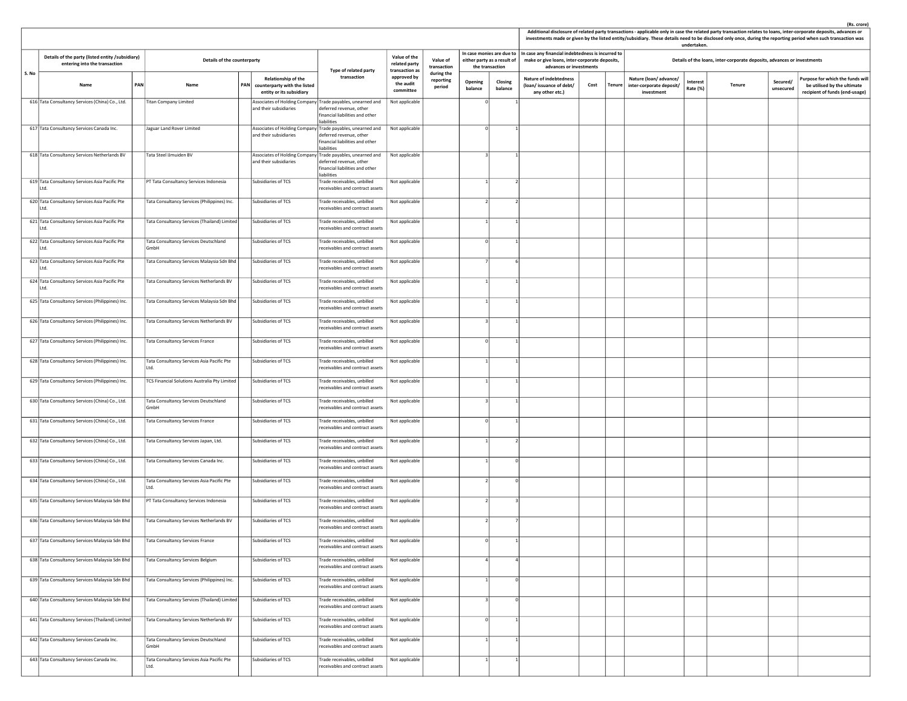(Rs. crore)

| S. No | Details of the party (listed entity /subsidiary) entering into the transaction | | Details of the counterparty | | | Type of related party transaction | Value of the related party transaction as approved by the audit committee | Value of transaction during the reporting period | In case monies are due to either party as a result of the transaction | | Additional disclosure of related party transactions - applicable only in case the related party transaction relates to loans, inter-corporate deposits, advances or investments made or given by the listed entity/subsidiary. These details need to be disclosed only once, during the reporting period when such transaction was undertaken. | | | | | | | |
|---|---|---|---|---|---|---|---|---|---|---|---|---|---|---|---|---|---|---|
| | | | | | | | | | | | In case any financial indebtedness is incurred to make or give loans, inter-corporate deposits, advances or investments | | | Details of the loans, inter-corporate deposits, advances or investments | | | | |
| | Name | PAN | Name | PAN | Relationship of the counterparty with the listed entity or its subsidiary | | | | Opening balance | Closing balance | Nature of indebtedness (loan/ issuance of debt/ any other etc.) | Cost | Tenure | Nature (loan/ advance/ inter-corporate deposit/ investment | Interest Rate (%) | Tenure | Secured/ unsecured | Purpose for which the funds will be utilised by the ultimate recipient of funds (end-usage) |
| 616 | Tata Consultancy Services (China) Co., Ltd. | | Titan Company Limited | | Associates of Holding Company and their subsidiaries | Trade payables, unearned and deferred revenue, other financial liabilities and other liabilities | Not applicable | | 0 | 1 | | | | | | | | |
| 617 | Tata Consultancy Services Canada Inc. | | Jaguar Land Rover Limited | | Associates of Holding Company and their subsidiaries | Trade payables, unearned and deferred revenue, other financial liabilities and other liabilities | Not applicable | | 0 | 1 | | | | | | | | |
| 618 | Tata Consultancy Services Netherlands BV | | Tata Steel IJmuiden BV | | Associates of Holding Company and their subsidiaries | Trade payables, unearned and deferred revenue, other financial liabilities and other liabilities | Not applicable | | 3 | 1 | | | | | | | | |
| 619 | Tata Consultancy Services Asia Pacific Pte Ltd. | | PT Tata Consultancy Services Indonesia | | Subsidiaries of TCS | Trade receivables, unbilled receivables and contract assets | Not applicable | | 1 | 2 | | | | | | | | |
| 620 | Tata Consultancy Services Asia Pacific Pte Ltd. | | Tata Consultancy Services (Philippines) Inc. | | Subsidiaries of TCS | Trade receivables, unbilled receivables and contract assets | Not applicable | | 2 | 2 | | | | | | | | |
| 621 | Tata Consultancy Services Asia Pacific Pte Ltd. | | Tata Consultancy Services (Thailand) Limited | | Subsidiaries of TCS | Trade receivables, unbilled receivables and contract assets | Not applicable | | 1 | 1 | | | | | | | | |
| 622 | Tata Consultancy Services Asia Pacific Pte Ltd. | | Tata Consultancy Services Deutschland GmbH | | Subsidiaries of TCS | Trade receivables, unbilled receivables and contract assets | Not applicable | | 0 | 1 | | | | | | | | |
| 623 | Tata Consultancy Services Asia Pacific Pte Ltd. | | Tata Consultancy Services Malaysia Sdn Bhd | | Subsidiaries of TCS | Trade receivables, unbilled receivables and contract assets | Not applicable | | 7 | 6 | | | | | | | | |
| 624 | Tata Consultancy Services Asia Pacific Pte Ltd. | | Tata Consultancy Services Netherlands BV | | Subsidiaries of TCS | Trade receivables, unbilled receivables and contract assets | Not applicable | | 1 | 1 | | | | | | | | |
| 625 | Tata Consultancy Services (Philippines) Inc. | | Tata Consultancy Services Malaysia Sdn Bhd | | Subsidiaries of TCS | Trade receivables, unbilled receivables and contract assets | Not applicable | | 1 | 1 | | | | | | | | |
| 626 | Tata Consultancy Services (Philippines) Inc. | | Tata Consultancy Services Netherlands BV | | Subsidiaries of TCS | Trade receivables, unbilled receivables and contract assets | Not applicable | | 3 | 1 | | | | | | | | |
| 627 | Tata Consultancy Services (Philippines) Inc. | | Tata Consultancy Services France | | Subsidiaries of TCS | Trade receivables, unbilled receivables and contract assets | Not applicable | | 0 | 1 | | | | | | | | |
| 628 | Tata Consultancy Services (Philippines) Inc. | | Tata Consultancy Services Asia Pacific Pte Ltd. | | Subsidiaries of TCS | Trade receivables, unbilled receivables and contract assets | Not applicable | | 1 | 1 | | | | | | | | |
| 629 | Tata Consultancy Services (Philippines) Inc. | | TCS Financial Solutions Australia Pty Limited | | Subsidiaries of TCS | Trade receivables, unbilled receivables and contract assets | Not applicable | | 1 | 1 | | | | | | | | |
| 630 | Tata Consultancy Services (China) Co., Ltd. | | Tata Consultancy Services Deutschland GmbH | | Subsidiaries of TCS | Trade receivables, unbilled receivables and contract assets | Not applicable | | 3 | 1 | | | | | | | | |
| 631 | Tata Consultancy Services (China) Co., Ltd. | | Tata Consultancy Services France | | Subsidiaries of TCS | Trade receivables, unbilled receivables and contract assets | Not applicable | | 0 | 1 | | | | | | | | |
| 632 | Tata Consultancy Services (China) Co., Ltd. | | Tata Consultancy Services Japan, Ltd. | | Subsidiaries of TCS | Trade receivables, unbilled receivables and contract assets | Not applicable | | 1 | 2 | | | | | | | | |
| 633 | Tata Consultancy Services (China) Co., Ltd. | | Tata Consultancy Services Canada Inc. | | Subsidiaries of TCS | Trade receivables, unbilled receivables and contract assets | Not applicable | | 1 | 0 | | | | | | | | |
| 634 | Tata Consultancy Services (China) Co., Ltd. | | Tata Consultancy Services Asia Pacific Pte Ltd. | | Subsidiaries of TCS | Trade receivables, unbilled receivables and contract assets | Not applicable | | 2 | 0 | | | | | | | | |
| 635 | Tata Consultancy Services Malaysia Sdn Bhd | | PT Tata Consultancy Services Indonesia | | Subsidiaries of TCS | Trade receivables, unbilled receivables and contract assets | Not applicable | | 2 | 3 | | | | | | | | |
| 636 | Tata Consultancy Services Malaysia Sdn Bhd | | Tata Consultancy Services Netherlands BV | | Subsidiaries of TCS | Trade receivables, unbilled receivables and contract assets | Not applicable | | 2 | 7 | | | | | | | | |
| 637 | Tata Consultancy Services Malaysia Sdn Bhd | | Tata Consultancy Services France | | Subsidiaries of TCS | Trade receivables, unbilled receivables and contract assets | Not applicable | | 0 | 1 | | | | | | | | |
| 638 | Tata Consultancy Services Malaysia Sdn Bhd | | Tata Consultancy Services Belgium | | Subsidiaries of TCS | Trade receivables, unbilled receivables and contract assets | Not applicable | | 4 | 4 | | | | | | | | |
| 639 | Tata Consultancy Services Malaysia Sdn Bhd | | Tata Consultancy Services (Philippines) Inc. | | Subsidiaries of TCS | Trade receivables, unbilled receivables and contract assets | Not applicable | | 1 | 0 | | | | | | | | |
| 640 | Tata Consultancy Services Malaysia Sdn Bhd | | Tata Consultancy Services (Thailand) Limited | | Subsidiaries of TCS | Trade receivables, unbilled receivables and contract assets | Not applicable | | 3 | 0 | | | | | | | | |
| 641 | Tata Consultancy Services (Thailand) Limited | | Tata Consultancy Services Netherlands BV | | Subsidiaries of TCS | Trade receivables, unbilled receivables and contract assets | Not applicable | | 0 | 1 | | | | | | | | |
| 642 | Tata Consultancy Services Canada Inc. | | Tata Consultancy Services Deutschland GmbH | | Subsidiaries of TCS | Trade receivables, unbilled receivables and contract assets | Not applicable | | 1 | 1 | | | | | | | | |
| 643 | Tata Consultancy Services Canada Inc. | | Tata Consultancy Services Asia Pacific Pte Ltd. | | Subsidiaries of TCS | Trade receivables, unbilled receivables and contract assets | Not applicable | | 1 | 1 | | | | | | | | |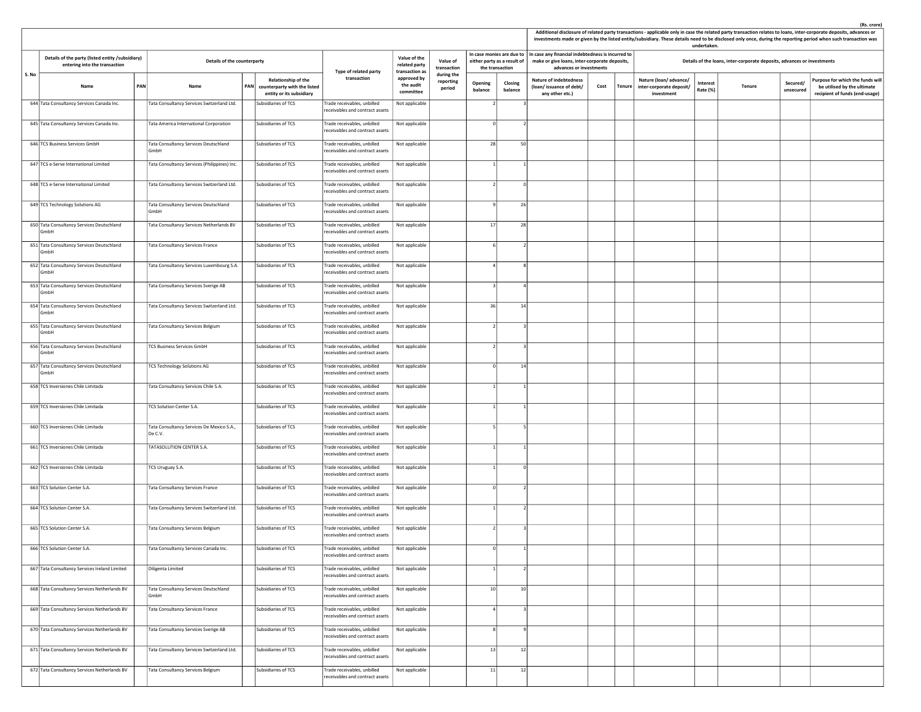(Rs. crore)

| S. No | Details of the party (listed entity /subsidiary) entering into the transaction | | Details of the counterparty | | | Type of related party transaction | Value of the related party transaction as approved by the audit committee | Value of transaction during the reporting period | In case monies are due to either party as a result of the transaction | | Additional disclosure of related party transactions - applicable only in case the related party transaction relates to loans, inter-corporate deposits, advances or investments made or given by the listed entity/subsidiary. These details need to be disclosed only once, during the reporting period when such transaction was undertaken. | | | | | | | |
|---|---|---|---|---|---|---|---|---|---|---|---|---|---|---|---|---|---|---|
| | | | | | | | | | | | In case any financial indebtedness is incurred to make or give loans, inter-corporate deposits, advances or investments | | | Details of the loans, inter-corporate deposits, advances or investments | | | | |
| | Name | PAN | Name | PAN | Relationship of the counterparty with the listed entity or its subsidiary | | | | Opening balance | Closing balance | Nature of indebtedness (loan/ issuance of debt/ any other etc.) | Cost | Tenure | Nature (loan/ advance/ inter-corporate deposit/ investment | Interest Rate (%) | Tenure | Secured/ unsecured | Purpose for which the funds will be utilised by the ultimate recipient of funds (end-usage) |
| 644 | Tata Consultancy Services Canada Inc. | | Tata Consultancy Services Switzerland Ltd. | | Subsidiaries of TCS | Trade receivables, unbilled receivables and contract assets | Not applicable | | 2 | 3 | | | | | | | | |
| 645 | Tata Consultancy Services Canada Inc. | | Tata America International Corporation | | Subsidiaries of TCS | Trade receivables, unbilled receivables and contract assets | Not applicable | | 0 | 2 | | | | | | | | |
| 646 | TCS Business Services GmbH | | Tata Consultancy Services Deutschland GmbH | | Subsidiaries of TCS | Trade receivables, unbilled receivables and contract assets | Not applicable | | 28 | 50 | | | | | | | | |
| 647 | TCS e-Serve International Limited | | Tata Consultancy Services (Philippines) Inc. | | Subsidiaries of TCS | Trade receivables, unbilled receivables and contract assets | Not applicable | | 1 | 1 | | | | | | | | |
| 648 | TCS e-Serve International Limited | | Tata Consultancy Services Switzerland Ltd. | | Subsidiaries of TCS | Trade receivables, unbilled receivables and contract assets | Not applicable | | 2 | 0 | | | | | | | | |
| 649 | TCS Technology Solutions AG | | Tata Consultancy Services Deutschland GmbH | | Subsidiaries of TCS | Trade receivables, unbilled receivables and contract assets | Not applicable | | 9 | 26 | | | | | | | | |
| 650 | Tata Consultancy Services Deutschland GmbH | | Tata Consultancy Services Netherlands BV | | Subsidiaries of TCS | Trade receivables, unbilled receivables and contract assets | Not applicable | | 17 | 28 | | | | | | | | |
| 651 | Tata Consultancy Services Deutschland GmbH | | Tata Consultancy Services France | | Subsidiaries of TCS | Trade receivables, unbilled receivables and contract assets | Not applicable | | 6 | 2 | | | | | | | | |
| 652 | Tata Consultancy Services Deutschland GmbH | | Tata Consultancy Services Luxembourg S.A. | | Subsidiaries of TCS | Trade receivables, unbilled receivables and contract assets | Not applicable | | 4 | 8 | | | | | | | | |
| 653 | Tata Consultancy Services Deutschland GmbH | | Tata Consultancy Services Sverige AB | | Subsidiaries of TCS | Trade receivables, unbilled receivables and contract assets | Not applicable | | 3 | 4 | | | | | | | | |
| 654 | Tata Consultancy Services Deutschland GmbH | | Tata Consultancy Services Switzerland Ltd. | | Subsidiaries of TCS | Trade receivables, unbilled receivables and contract assets | Not applicable | | 36 | 14 | | | | | | | | |
| 655 | Tata Consultancy Services Deutschland GmbH | | Tata Consultancy Services Belgium | | Subsidiaries of TCS | Trade receivables, unbilled receivables and contract assets | Not applicable | | 2 | 3 | | | | | | | | |
| 656 | Tata Consultancy Services Deutschland GmbH | | TCS Business Services GmbH | | Subsidiaries of TCS | Trade receivables, unbilled receivables and contract assets | Not applicable | | 2 | 3 | | | | | | | | |
| 657 | Tata Consultancy Services Deutschland GmbH | | TCS Technology Solutions AG | | Subsidiaries of TCS | Trade receivables, unbilled receivables and contract assets | Not applicable | | 0 | 14 | | | | | | | | |
| 658 | TCS Inversiones Chile Limitada | | Tata Consultancy Services Chile S.A. | | Subsidiaries of TCS | Trade receivables, unbilled receivables and contract assets | Not applicable | | 1 | 1 | | | | | | | | |
| 659 | TCS Inversiones Chile Limitada | | TCS Solution Center S.A. | | Subsidiaries of TCS | Trade receivables, unbilled receivables and contract assets | Not applicable | | 1 | 1 | | | | | | | | |
| 660 | TCS Inversiones Chile Limitada | | Tata Consultancy Services De Mexico S.A., De C.V. | | Subsidiaries of TCS | Trade receivables, unbilled receivables and contract assets | Not applicable | | 5 | 5 | | | | | | | | |
| 661 | TCS Inversiones Chile Limitada | | TATASOLUTION CENTER S.A. | | Subsidiaries of TCS | Trade receivables, unbilled receivables and contract assets | Not applicable | | 1 | 1 | | | | | | | | |
| 662 | TCS Inversiones Chile Limitada | | TCS Uruguay S.A. | | Subsidiaries of TCS | Trade receivables, unbilled receivables and contract assets | Not applicable | | 1 | 0 | | | | | | | | |
| 663 | TCS Solution Center S.A. | | Tata Consultancy Services France | | Subsidiaries of TCS | Trade receivables, unbilled receivables and contract assets | Not applicable | | 0 | 2 | | | | | | | | |
| 664 | TCS Solution Center S.A. | | Tata Consultancy Services Switzerland Ltd. | | Subsidiaries of TCS | Trade receivables, unbilled receivables and contract assets | Not applicable | | 1 | 2 | | | | | | | | |
| 665 | TCS Solution Center S.A. | | Tata Consultancy Services Belgium | | Subsidiaries of TCS | Trade receivables, unbilled receivables and contract assets | Not applicable | | 2 | 3 | | | | | | | | |
| 666 | TCS Solution Center S.A. | | Tata Consultancy Services Canada Inc. | | Subsidiaries of TCS | Trade receivables, unbilled receivables and contract assets | Not applicable | | 0 | 1 | | | | | | | | |
| 667 | Tata Consultancy Services Ireland Limited | | Diligenta Limited | | Subsidiaries of TCS | Trade receivables, unbilled receivables and contract assets | Not applicable | | 1 | 2 | | | | | | | | |
| 668 | Tata Consultancy Services Netherlands BV | | Tata Consultancy Services Deutschland GmbH | | Subsidiaries of TCS | Trade receivables, unbilled receivables and contract assets | Not applicable | | 10 | 10 | | | | | | | | |
| 669 | Tata Consultancy Services Netherlands BV | | Tata Consultancy Services France | | Subsidiaries of TCS | Trade receivables, unbilled receivables and contract assets | Not applicable | | 4 | 3 | | | | | | | | |
| 670 | Tata Consultancy Services Netherlands BV | | Tata Consultancy Services Sverige AB | | Subsidiaries of TCS | Trade receivables, unbilled receivables and contract assets | Not applicable | | 8 | 9 | | | | | | | | |
| 671 | Tata Consultancy Services Netherlands BV | | Tata Consultancy Services Switzerland Ltd. | | Subsidiaries of TCS | Trade receivables, unbilled receivables and contract assets | Not applicable | | 13 | 12 | | | | | | | | |
| 672 | Tata Consultancy Services Netherlands BV | | Tata Consultancy Services Belgium | | Subsidiaries of TCS | Trade receivables, unbilled receivables and contract assets | Not applicable | | 11 | 12 | | | | | | | | |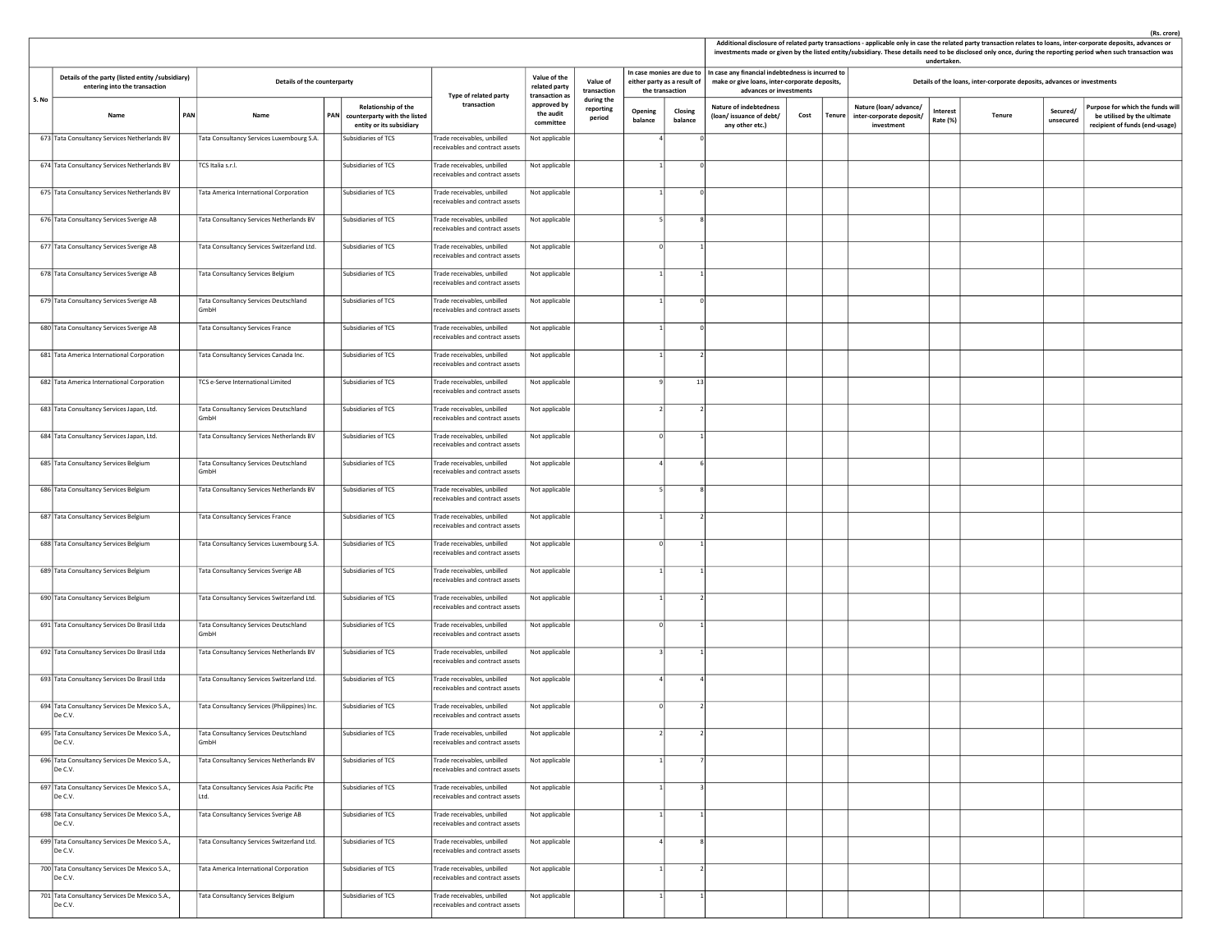(Rs. crore)

| S. No | Details of the party (listed entity /subsidiary) entering into the transaction | | Details of the counterparty | | | Type of related party transaction | Value of the related party transaction as approved by the audit committee | Value of transaction during the reporting period | In case monies are due to either party as a result of the transaction | | Additional disclosure of related party transactions - applicable only in case the related party transaction relates to loans, inter-corporate deposits, advances or investments made or given by the listed entity/subsidiary. These details need to be disclosed only once, during the reporting period when such transaction was undertaken. | | | | | | | |
|---|---|---|---|---|---|---|---|---|---|---|---|---|---|---|---|---|---|---|
| | | | | | | | | | | | In case any financial indebtedness is incurred to make or give loans, inter-corporate deposits, advances or investments | | | Details of the loans, inter-corporate deposits, advances or investments | | | | |
| | Name | PAN | Name | PAN | Relationship of the counterparty with the listed entity or its subsidiary | | | | Opening balance | Closing balance | Nature of indebtedness (loan/ issuance of debt/ any other etc.) | Cost | Tenure | Nature (loan/ advance/ inter-corporate deposit/ investment | Interest Rate (%) | Tenure | Secured/ unsecured | Purpose for which the funds will be utilised by the ultimate recipient of funds (end-usage) |
| 673 | Tata Consultancy Services Netherlands BV | | Tata Consultancy Services Luxembourg S.A. | | Subsidiaries of TCS | Trade receivables, unbilled receivables and contract assets | Not applicable | | 4 | 0 | | | | | | | | |
| 674 | Tata Consultancy Services Netherlands BV | | TCS Italia s.r.l. | | Subsidiaries of TCS | Trade receivables, unbilled receivables and contract assets | Not applicable | | 1 | 0 | | | | | | | | |
| 675 | Tata Consultancy Services Netherlands BV | | Tata America International Corporation | | Subsidiaries of TCS | Trade receivables, unbilled receivables and contract assets | Not applicable | | 1 | 0 | | | | | | | | |
| 676 | Tata Consultancy Services Sverige AB | | Tata Consultancy Services Netherlands BV | | Subsidiaries of TCS | Trade receivables, unbilled receivables and contract assets | Not applicable | | 5 | 8 | | | | | | | | |
| 677 | Tata Consultancy Services Sverige AB | | Tata Consultancy Services Switzerland Ltd. | | Subsidiaries of TCS | Trade receivables, unbilled receivables and contract assets | Not applicable | | 0 | 1 | | | | | | | | |
| 678 | Tata Consultancy Services Sverige AB | | Tata Consultancy Services Belgium | | Subsidiaries of TCS | Trade receivables, unbilled receivables and contract assets | Not applicable | | 1 | 1 | | | | | | | | |
| 679 | Tata Consultancy Services Sverige AB | | Tata Consultancy Services Deutschland GmbH | | Subsidiaries of TCS | Trade receivables, unbilled receivables and contract assets | Not applicable | | 1 | 0 | | | | | | | | |
| 680 | Tata Consultancy Services Sverige AB | | Tata Consultancy Services France | | Subsidiaries of TCS | Trade receivables, unbilled receivables and contract assets | Not applicable | | 1 | 0 | | | | | | | | |
| 681 | Tata America International Corporation | | Tata Consultancy Services Canada Inc. | | Subsidiaries of TCS | Trade receivables, unbilled receivables and contract assets | Not applicable | | 1 | 2 | | | | | | | | |
| 682 | Tata America International Corporation | | TCS e-Serve International Limited | | Subsidiaries of TCS | Trade receivables, unbilled receivables and contract assets | Not applicable | | 9 | 13 | | | | | | | | |
| 683 | Tata Consultancy Services Japan, Ltd. | | Tata Consultancy Services Deutschland GmbH | | Subsidiaries of TCS | Trade receivables, unbilled receivables and contract assets | Not applicable | | 2 | 2 | | | | | | | | |
| 684 | Tata Consultancy Services Japan, Ltd. | | Tata Consultancy Services Netherlands BV | | Subsidiaries of TCS | Trade receivables, unbilled receivables and contract assets | Not applicable | | 0 | 1 | | | | | | | | |
| 685 | Tata Consultancy Services Belgium | | Tata Consultancy Services Deutschland GmbH | | Subsidiaries of TCS | Trade receivables, unbilled receivables and contract assets | Not applicable | | 4 | 6 | | | | | | | | |
| 686 | Tata Consultancy Services Belgium | | Tata Consultancy Services Netherlands BV | | Subsidiaries of TCS | Trade receivables, unbilled receivables and contract assets | Not applicable | | 5 | 8 | | | | | | | | |
| 687 | Tata Consultancy Services Belgium | | Tata Consultancy Services France | | Subsidiaries of TCS | Trade receivables, unbilled receivables and contract assets | Not applicable | | 1 | 2 | | | | | | | | |
| 688 | Tata Consultancy Services Belgium | | Tata Consultancy Services Luxembourg S.A. | | Subsidiaries of TCS | Trade receivables, unbilled receivables and contract assets | Not applicable | | 0 | 1 | | | | | | | | |
| 689 | Tata Consultancy Services Belgium | | Tata Consultancy Services Sverige AB | | Subsidiaries of TCS | Trade receivables, unbilled receivables and contract assets | Not applicable | | 1 | 1 | | | | | | | | |
| 690 | Tata Consultancy Services Belgium | | Tata Consultancy Services Switzerland Ltd. | | Subsidiaries of TCS | Trade receivables, unbilled receivables and contract assets | Not applicable | | 1 | 2 | | | | | | | | |
| 691 | Tata Consultancy Services Do Brasil Ltda | | Tata Consultancy Services Deutschland GmbH | | Subsidiaries of TCS | Trade receivables, unbilled receivables and contract assets | Not applicable | | 0 | 1 | | | | | | | | |
| 692 | Tata Consultancy Services Do Brasil Ltda | | Tata Consultancy Services Netherlands BV | | Subsidiaries of TCS | Trade receivables, unbilled receivables and contract assets | Not applicable | | 3 | 1 | | | | | | | | |
| 693 | Tata Consultancy Services Do Brasil Ltda | | Tata Consultancy Services Switzerland Ltd. | | Subsidiaries of TCS | Trade receivables, unbilled receivables and contract assets | Not applicable | | 4 | 4 | | | | | | | | |
| 694 | Tata Consultancy Services De Mexico S.A., De C.V. | | Tata Consultancy Services (Philippines) Inc. | | Subsidiaries of TCS | Trade receivables, unbilled receivables and contract assets | Not applicable | | 0 | 2 | | | | | | | | |
| 695 | Tata Consultancy Services De Mexico S.A., De C.V. | | Tata Consultancy Services Deutschland GmbH | | Subsidiaries of TCS | Trade receivables, unbilled receivables and contract assets | Not applicable | | 2 | 2 | | | | | | | | |
| 696 | Tata Consultancy Services De Mexico S.A., De C.V. | | Tata Consultancy Services Netherlands BV | | Subsidiaries of TCS | Trade receivables, unbilled receivables and contract assets | Not applicable | | 1 | 7 | | | | | | | | |
| 697 | Tata Consultancy Services De Mexico S.A., De C.V. | | Tata Consultancy Services Asia Pacific Pte Ltd. | | Subsidiaries of TCS | Trade receivables, unbilled receivables and contract assets | Not applicable | | 1 | 3 | | | | | | | | |
| 698 | Tata Consultancy Services De Mexico S.A., De C.V. | | Tata Consultancy Services Sverige AB | | Subsidiaries of TCS | Trade receivables, unbilled receivables and contract assets | Not applicable | | 1 | 1 | | | | | | | | |
| 699 | Tata Consultancy Services De Mexico S.A., De C.V. | | Tata Consultancy Services Switzerland Ltd. | | Subsidiaries of TCS | Trade receivables, unbilled receivables and contract assets | Not applicable | | 4 | 8 | | | | | | | | |
| 700 | Tata Consultancy Services De Mexico S.A., De C.V. | | Tata America International Corporation | | Subsidiaries of TCS | Trade receivables, unbilled receivables and contract assets | Not applicable | | 1 | 2 | | | | | | | | |
| 701 | Tata Consultancy Services De Mexico S.A., De C.V. | | Tata Consultancy Services Belgium | | Subsidiaries of TCS | Trade receivables, unbilled receivables and contract assets | Not applicable | | 1 | 1 | | | | | | | | |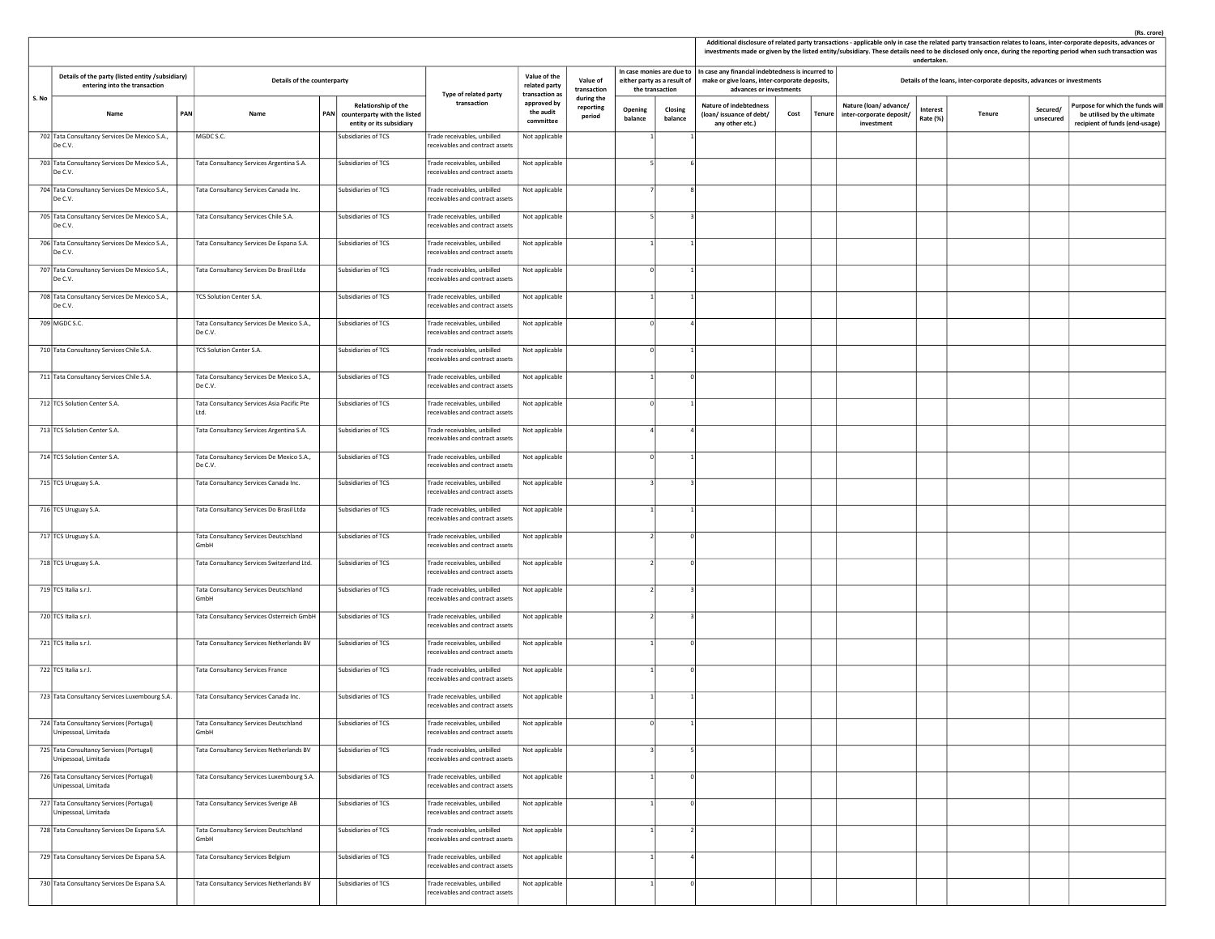(Rs. crore)

| S. No | Details of the party (listed entity /subsidiary) entering into the transaction | | Details of the counterparty | | | Type of related party transaction | Value of the related party transaction as approved by the audit committee | Value of transaction during the reporting period | In case monies are due to either party as a result of the transaction | | Additional disclosure of related party transactions - applicable only in case the related party transaction relates to loans, inter-corporate deposits, advances or investments made or given by the listed entity/subsidiary. These details need to be disclosed only once, during the reporting period when such transaction was undertaken. | | | | | | | |
|---|---|---|---|---|---|---|---|---|---|---|---|---|---|---|---|---|---|---|
| | | | | | | | | | | | In case any financial indebtedness is incurred to make or give loans, inter-corporate deposits, advances or investments | | | Details of the loans, inter-corporate deposits, advances or investments | | | | |
| | Name | PAN | Name | PAN | Relationship of the counterparty with the listed entity or its subsidiary | | | | Opening balance | Closing balance | Nature of indebtedness (loan/ issuance of debt/ any other etc.) | Cost | Tenure | Nature (loan/ advance/ inter-corporate deposit/ investment | Interest Rate (%) | Tenure | Secured/ unsecured | Purpose for which the funds will be utilised by the ultimate recipient of funds (end-usage) |
| 702 | Tata Consultancy Services De Mexico S.A., De C.V. | | MGDC S.C. | | Subsidiaries of TCS | Trade receivables, unbilled receivables and contract assets | Not applicable | | 1 | 1 | | | | | | | | |
| 703 | Tata Consultancy Services De Mexico S.A., De C.V. | | Tata Consultancy Services Argentina S.A. | | Subsidiaries of TCS | Trade receivables, unbilled receivables and contract assets | Not applicable | | 5 | 6 | | | | | | | | |
| 704 | Tata Consultancy Services De Mexico S.A., De C.V. | | Tata Consultancy Services Canada Inc. | | Subsidiaries of TCS | Trade receivables, unbilled receivables and contract assets | Not applicable | | 7 | 8 | | | | | | | | |
| 705 | Tata Consultancy Services De Mexico S.A., De C.V. | | Tata Consultancy Services Chile S.A. | | Subsidiaries of TCS | Trade receivables, unbilled receivables and contract assets | Not applicable | | 5 | 3 | | | | | | | | |
| 706 | Tata Consultancy Services De Mexico S.A., De C.V. | | Tata Consultancy Services De Espana S.A. | | Subsidiaries of TCS | Trade receivables, unbilled receivables and contract assets | Not applicable | | 1 | 1 | | | | | | | | |
| 707 | Tata Consultancy Services De Mexico S.A., De C.V. | | Tata Consultancy Services Do Brasil Ltda | | Subsidiaries of TCS | Trade receivables, unbilled receivables and contract assets | Not applicable | | 0 | 1 | | | | | | | | |
| 708 | Tata Consultancy Services De Mexico S.A., De C.V. | | TCS Solution Center S.A. | | Subsidiaries of TCS | Trade receivables, unbilled receivables and contract assets | Not applicable | | 1 | 1 | | | | | | | | |
| 709 | MGDC S.C. | | Tata Consultancy Services De Mexico S.A., De C.V. | | Subsidiaries of TCS | Trade receivables, unbilled receivables and contract assets | Not applicable | | 0 | 4 | | | | | | | | |
| 710 | Tata Consultancy Services Chile S.A. | | TCS Solution Center S.A. | | Subsidiaries of TCS | Trade receivables, unbilled receivables and contract assets | Not applicable | | 0 | 1 | | | | | | | | |
| 711 | Tata Consultancy Services Chile S.A. | | Tata Consultancy Services De Mexico S.A., De C.V. | | Subsidiaries of TCS | Trade receivables, unbilled receivables and contract assets | Not applicable | | 1 | 0 | | | | | | | | |
| 712 | TCS Solution Center S.A. | | Tata Consultancy Services Asia Pacific Pte Ltd. | | Subsidiaries of TCS | Trade receivables, unbilled receivables and contract assets | Not applicable | | 0 | 1 | | | | | | | | |
| 713 | TCS Solution Center S.A. | | Tata Consultancy Services Argentina S.A. | | Subsidiaries of TCS | Trade receivables, unbilled receivables and contract assets | Not applicable | | 4 | 4 | | | | | | | | |
| 714 | TCS Solution Center S.A. | | Tata Consultancy Services De Mexico S.A., De C.V. | | Subsidiaries of TCS | Trade receivables, unbilled receivables and contract assets | Not applicable | | 0 | 1 | | | | | | | | |
| 715 | TCS Uruguay S.A. | | Tata Consultancy Services Canada Inc. | | Subsidiaries of TCS | Trade receivables, unbilled receivables and contract assets | Not applicable | | 3 | 3 | | | | | | | | |
| 716 | TCS Uruguay S.A. | | Tata Consultancy Services Do Brasil Ltda | | Subsidiaries of TCS | Trade receivables, unbilled receivables and contract assets | Not applicable | | 1 | 1 | | | | | | | | |
| 717 | TCS Uruguay S.A. | | Tata Consultancy Services Deutschland GmbH | | Subsidiaries of TCS | Trade receivables, unbilled receivables and contract assets | Not applicable | | 2 | 0 | | | | | | | | |
| 718 | TCS Uruguay S.A. | | Tata Consultancy Services Switzerland Ltd. | | Subsidiaries of TCS | Trade receivables, unbilled receivables and contract assets | Not applicable | | 2 | 0 | | | | | | | | |
| 719 | TCS Italia s.r.l. | | Tata Consultancy Services Deutschland GmbH | | Subsidiaries of TCS | Trade receivables, unbilled receivables and contract assets | Not applicable | | 2 | 3 | | | | | | | | |
| 720 | TCS Italia s.r.l. | | Tata Consultancy Services Osterreich GmbH | | Subsidiaries of TCS | Trade receivables, unbilled receivables and contract assets | Not applicable | | 2 | 3 | | | | | | | | |
| 721 | TCS Italia s.r.l. | | Tata Consultancy Services Netherlands BV | | Subsidiaries of TCS | Trade receivables, unbilled receivables and contract assets | Not applicable | | 1 | 0 | | | | | | | | |
| 722 | TCS Italia s.r.l. | | Tata Consultancy Services France | | Subsidiaries of TCS | Trade receivables, unbilled receivables and contract assets | Not applicable | | 1 | 0 | | | | | | | | |
| 723 | Tata Consultancy Services Luxembourg S.A. | | Tata Consultancy Services Canada Inc. | | Subsidiaries of TCS | Trade receivables, unbilled receivables and contract assets | Not applicable | | 1 | 1 | | | | | | | | |
| 724 | Tata Consultancy Services (Portugal) Unipessoal, Limitada | | Tata Consultancy Services Deutschland GmbH | | Subsidiaries of TCS | Trade receivables, unbilled receivables and contract assets | Not applicable | | 0 | 1 | | | | | | | | |
| 725 | Tata Consultancy Services (Portugal) Unipessoal, Limitada | | Tata Consultancy Services Netherlands BV | | Subsidiaries of TCS | Trade receivables, unbilled receivables and contract assets | Not applicable | | 3 | 5 | | | | | | | | |
| 726 | Tata Consultancy Services (Portugal) Unipessoal, Limitada | | Tata Consultancy Services Luxembourg S.A. | | Subsidiaries of TCS | Trade receivables, unbilled receivables and contract assets | Not applicable | | 1 | 0 | | | | | | | | |
| 727 | Tata Consultancy Services (Portugal) Unipessoal, Limitada | | Tata Consultancy Services Sverige AB | | Subsidiaries of TCS | Trade receivables, unbilled receivables and contract assets | Not applicable | | 1 | 0 | | | | | | | | |
| 728 | Tata Consultancy Services De Espana S.A. | | Tata Consultancy Services Deutschland GmbH | | Subsidiaries of TCS | Trade receivables, unbilled receivables and contract assets | Not applicable | | 1 | 2 | | | | | | | | |
| 729 | Tata Consultancy Services De Espana S.A. | | Tata Consultancy Services Belgium | | Subsidiaries of TCS | Trade receivables, unbilled receivables and contract assets | Not applicable | | 1 | 4 | | | | | | | | |
| 730 | Tata Consultancy Services De Espana S.A. | | Tata Consultancy Services Netherlands BV | | Subsidiaries of TCS | Trade receivables, unbilled receivables and contract assets | Not applicable | | 1 | 0 | | | | | | | | |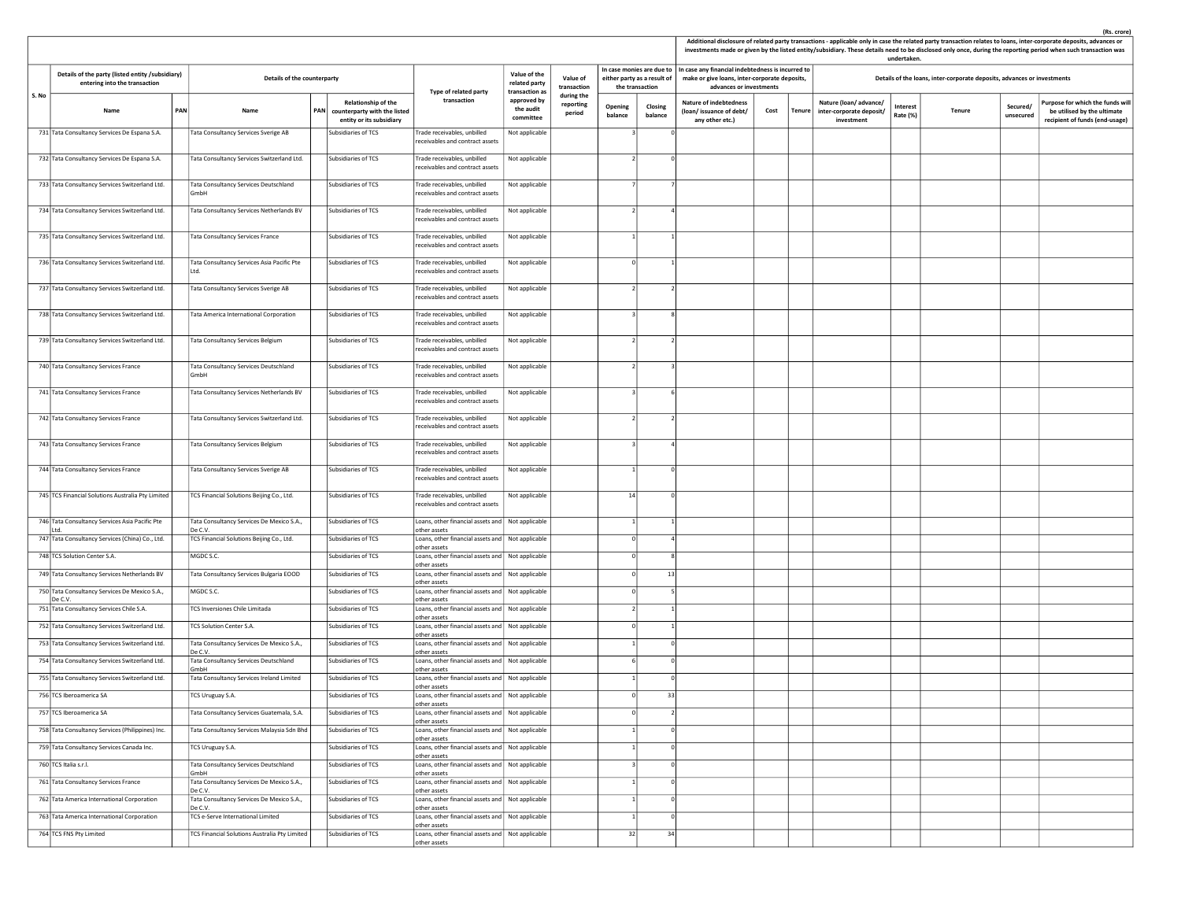(Rs. crore)

| S. No | Details of the party (listed entity /subsidiary) entering into the transaction | | Details of the counterparty | | | Type of related party transaction | Value of the related party transaction as approved by the audit committee | Value of transaction during the reporting period | In case monies are due to either party as a result of the transaction | | Additional disclosure of related party transactions - applicable only in case the related party transaction relates to loans, inter-corporate deposits, advances or investments made or given by the listed entity/subsidiary. These details need to be disclosed only once, during the reporting period when such transaction was undertaken. | | | | | | | |
|---|---|---|---|---|---|---|---|---|---|---|---|---|---|---|---|---|---|---|
| | | | | | | | | | | | In case any financial indebtedness is incurred to make or give loans, inter-corporate deposits, advances or investments | | | Details of the loans, inter-corporate deposits, advances or investments | | | | |
| | Name | PAN | Name | PAN | Relationship of the counterparty with the listed entity or its subsidiary | | | | Opening balance | Closing balance | Nature of indebtedness (loan/ issuance of debt/ any other etc.) | Cost | Tenure | Nature (loan/ advance/ inter-corporate deposit/ investment | Interest Rate (%) | Tenure | Secured/ unsecured | Purpose for which the funds will be utilised by the ultimate recipient of funds (end-usage) |
| 731 | Tata Consultancy Services De Espana S.A. | | Tata Consultancy Services Sverige AB | | Subsidiaries of TCS | Trade receivables, unbilled receivables and contract assets | Not applicable | | 3 | 0 | | | | | | | | |
| 732 | Tata Consultancy Services De Espana S.A. | | Tata Consultancy Services Switzerland Ltd. | | Subsidiaries of TCS | Trade receivables, unbilled receivables and contract assets | Not applicable | | 2 | 0 | | | | | | | | |
| 733 | Tata Consultancy Services Switzerland Ltd. | | Tata Consultancy Services Deutschland GmbH | | Subsidiaries of TCS | Trade receivables, unbilled receivables and contract assets | Not applicable | | 7 | 7 | | | | | | | | |
| 734 | Tata Consultancy Services Switzerland Ltd. | | Tata Consultancy Services Netherlands BV | | Subsidiaries of TCS | Trade receivables, unbilled receivables and contract assets | Not applicable | | 2 | 4 | | | | | | | | |
| 735 | Tata Consultancy Services Switzerland Ltd. | | Tata Consultancy Services France | | Subsidiaries of TCS | Trade receivables, unbilled receivables and contract assets | Not applicable | | 1 | 1 | | | | | | | | |
| 736 | Tata Consultancy Services Switzerland Ltd. | | Tata Consultancy Services Asia Pacific Pte Ltd. | | Subsidiaries of TCS | Trade receivables, unbilled receivables and contract assets | Not applicable | | 0 | 1 | | | | | | | | |
| 737 | Tata Consultancy Services Switzerland Ltd. | | Tata Consultancy Services Sverige AB | | Subsidiaries of TCS | Trade receivables, unbilled receivables and contract assets | Not applicable | | 2 | 2 | | | | | | | | |
| 738 | Tata Consultancy Services Switzerland Ltd. | | Tata America International Corporation | | Subsidiaries of TCS | Trade receivables, unbilled receivables and contract assets | Not applicable | | 3 | 8 | | | | | | | | |
| 739 | Tata Consultancy Services Switzerland Ltd. | | Tata Consultancy Services Belgium | | Subsidiaries of TCS | Trade receivables, unbilled receivables and contract assets | Not applicable | | 2 | 2 | | | | | | | | |
| 740 | Tata Consultancy Services France | | Tata Consultancy Services Deutschland GmbH | | Subsidiaries of TCS | Trade receivables, unbilled receivables and contract assets | Not applicable | | 2 | 3 | | | | | | | | |
| 741 | Tata Consultancy Services France | | Tata Consultancy Services Netherlands BV | | Subsidiaries of TCS | Trade receivables, unbilled receivables and contract assets | Not applicable | | 3 | 6 | | | | | | | | |
| 742 | Tata Consultancy Services France | | Tata Consultancy Services Switzerland Ltd. | | Subsidiaries of TCS | Trade receivables, unbilled receivables and contract assets | Not applicable | | 2 | 2 | | | | | | | | |
| 743 | Tata Consultancy Services France | | Tata Consultancy Services Belgium | | Subsidiaries of TCS | Trade receivables, unbilled receivables and contract assets | Not applicable | | 3 | 4 | | | | | | | | |
| 744 | Tata Consultancy Services France | | Tata Consultancy Services Sverige AB | | Subsidiaries of TCS | Trade receivables, unbilled receivables and contract assets | Not applicable | | 1 | 0 | | | | | | | | |
| 745 | TCS Financial Solutions Australia Pty Limited | | TCS Financial Solutions Beijing Co., Ltd. | | Subsidiaries of TCS | Trade receivables, unbilled receivables and contract assets | Not applicable | | 14 | 0 | | | | | | | | |
| 746 | Tata Consultancy Services Asia Pacific Pte Ltd. | | Tata Consultancy Services De Mexico S.A., De C.V. | | Subsidiaries of TCS | Loans, other financial assets and other assets | Not applicable | | 1 | 1 | | | | | | | | |
| 747 | Tata Consultancy Services (China) Co., Ltd. | | TCS Financial Solutions Beijing Co., Ltd. | | Subsidiaries of TCS | Loans, other financial assets and other assets | Not applicable | | 0 | 4 | | | | | | | | |
| 748 | TCS Solution Center S.A. | | MGDC S.C. | | Subsidiaries of TCS | Loans, other financial assets and other assets | Not applicable | | 0 | 8 | | | | | | | | |
| 749 | Tata Consultancy Services Netherlands BV | | Tata Consultancy Services Bulgaria EOOD | | Subsidiaries of TCS | Loans, other financial assets and other assets | Not applicable | | 0 | 13 | | | | | | | | |
| 750 | Tata Consultancy Services De Mexico S.A., De C.V. | | MGDC S.C. | | Subsidiaries of TCS | Loans, other financial assets and other assets | Not applicable | | 0 | 5 | | | | | | | | |
| 751 | Tata Consultancy Services Chile S.A. | | TCS Inversiones Chile Limitada | | Subsidiaries of TCS | Loans, other financial assets and other assets | Not applicable | | 2 | 1 | | | | | | | | |
| 752 | Tata Consultancy Services Switzerland Ltd. | | TCS Solution Center S.A. | | Subsidiaries of TCS | Loans, other financial assets and other assets | Not applicable | | 0 | 1 | | | | | | | | |
| 753 | Tata Consultancy Services Switzerland Ltd. | | Tata Consultancy Services De Mexico S.A., De C.V. | | Subsidiaries of TCS | Loans, other financial assets and other assets | Not applicable | | 1 | 0 | | | | | | | | |
| 754 | Tata Consultancy Services Switzerland Ltd. | | Tata Consultancy Services Deutschland GmbH | | Subsidiaries of TCS | Loans, other financial assets and other assets | Not applicable | | 6 | 0 | | | | | | | | |
| 755 | Tata Consultancy Services Switzerland Ltd. | | Tata Consultancy Services Ireland Limited | | Subsidiaries of TCS | Loans, other financial assets and other assets | Not applicable | | 1 | 0 | | | | | | | | |
| 756 | TCS Iberoamerica SA | | TCS Uruguay S.A. | | Subsidiaries of TCS | Loans, other financial assets and other assets | Not applicable | | 0 | 33 | | | | | | | | |
| 757 | TCS Iberoamerica SA | | Tata Consultancy Services Guatemala, S.A. | | Subsidiaries of TCS | Loans, other financial assets and other assets | Not applicable | | 0 | 2 | | | | | | | | |
| 758 | Tata Consultancy Services (Philippines) Inc. | | Tata Consultancy Services Malaysia Sdn Bhd | | Subsidiaries of TCS | Loans, other financial assets and other assets | Not applicable | | 1 | 0 | | | | | | | | |
| 759 | Tata Consultancy Services Canada Inc. | | TCS Uruguay S.A. | | Subsidiaries of TCS | Loans, other financial assets and other assets | Not applicable | | 1 | 0 | | | | | | | | |
| 760 | TCS Italia s.r.l. | | Tata Consultancy Services Deutschland GmbH | | Subsidiaries of TCS | Loans, other financial assets and other assets | Not applicable | | 3 | 0 | | | | | | | | |
| 761 | Tata Consultancy Services France | | Tata Consultancy Services De Mexico S.A., De C.V. | | Subsidiaries of TCS | Loans, other financial assets and other assets | Not applicable | | 1 | 0 | | | | | | | | |
| 762 | Tata America International Corporation | | Tata Consultancy Services De Mexico S.A., De C.V. | | Subsidiaries of TCS | Loans, other financial assets and other assets | Not applicable | | 1 | 0 | | | | | | | | |
| 763 | Tata America International Corporation | | TCS e-Serve International Limited | | Subsidiaries of TCS | Loans, other financial assets and other assets | Not applicable | | 1 | 0 | | | | | | | | |
| 764 | TCS FNS Pty Limited | | TCS Financial Solutions Australia Pty Limited | | Subsidiaries of TCS | Loans, other financial assets and other assets | Not applicable | | 32 | 34 | | | | | | | | |